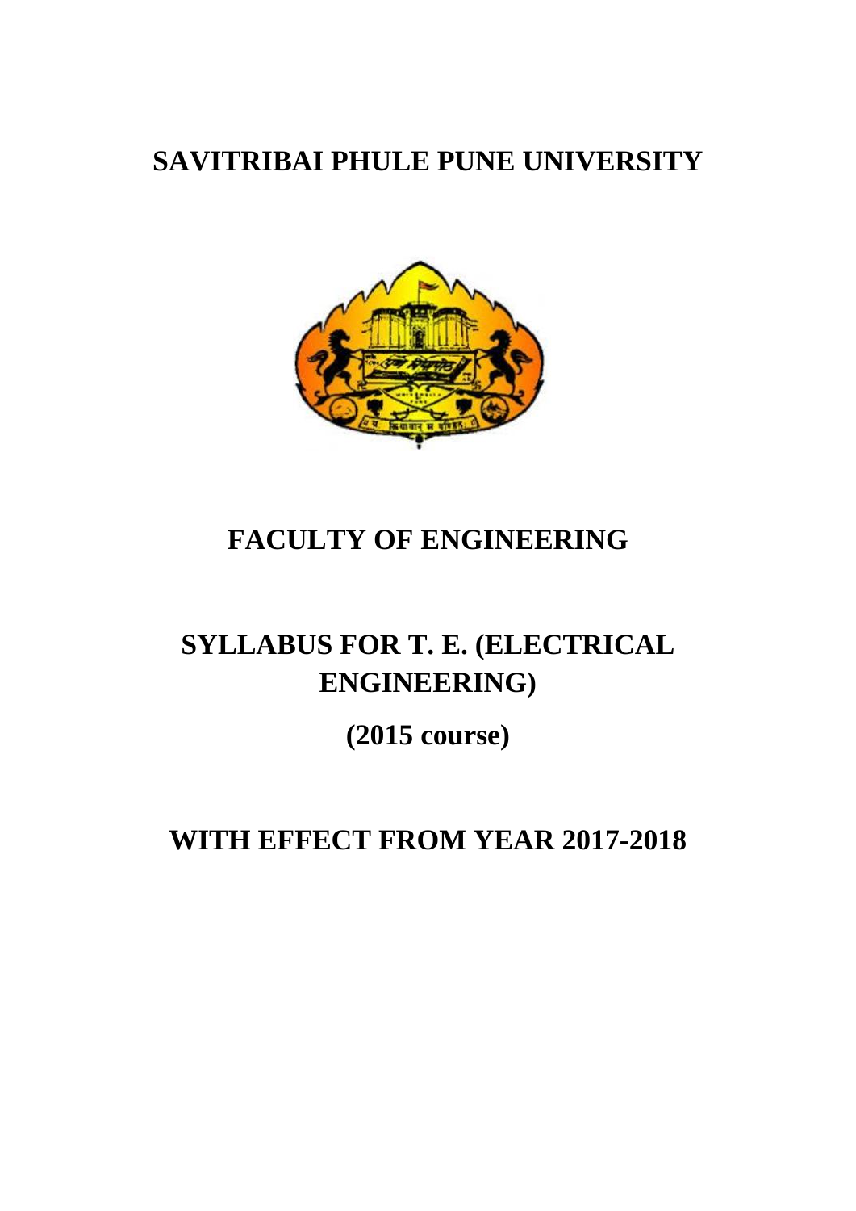# SAVITRIBAI PHULE PUNE UNIVERSITY

## FACULTY OF ENGINEERING

## SYLLABUS FOR T. E. (ELECTRICAL ENGINEERING)

## (2015 course)

## WITH EFFECT FROM YEAR 2017-2018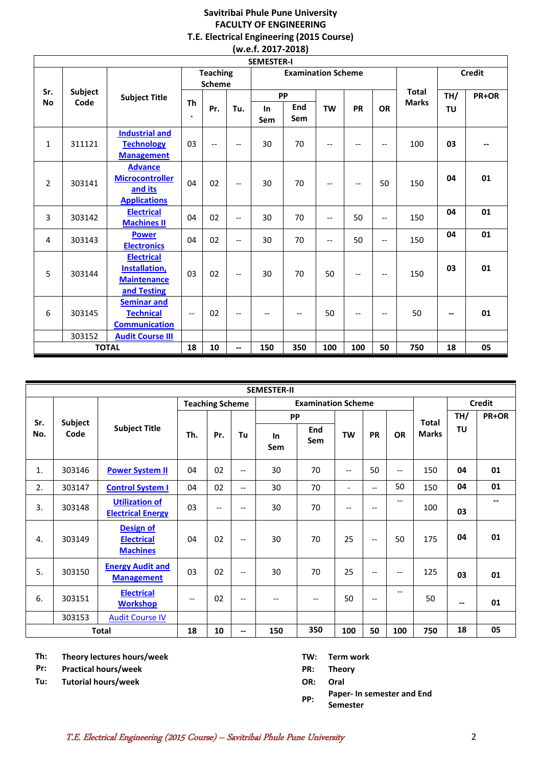**Savitribai Phule Pune University**
**FACULTY OF ENGINEERING**
**T.E. Electrical Engineering (2015 Course)**
**(w.e.f. 2017-2018)**

**SEMESTER-I**

| Sr. No | Subject Code | Subject Title | Teaching Scheme | | | Examination Scheme | | | | | Total Marks | Credit | |
|---|---|---|---|---|---|---|---|---|---|---|---|---|---|
| | | | Th. | Pr. | Tu. | PP In Sem | PP End Sem | TW | PR | OR | | TH/ TU | PR+OR |
| 1 | 311121 | Industrial and Technology Management | 03 | -- | -- | 30 | 70 | -- | -- | -- | 100 | 03 | -- |
| 2 | 303141 | Advance Microcontroller and its Applications | 04 | 02 | -- | 30 | 70 | -- | -- | 50 | 150 | 04 | 01 |
| 3 | 303142 | Electrical Machines II | 04 | 02 | -- | 30 | 70 | -- | 50 | -- | 150 | 04 | 01 |
| 4 | 303143 | Power Electronics | 04 | 02 | -- | 30 | 70 | -- | 50 | -- | 150 | 04 | 01 |
| 5 | 303144 | Electrical Installation, Maintenance and Testing | 03 | 02 | -- | 30 | 70 | 50 | -- | -- | 150 | 03 | 01 |
| 6 | 303145 | Seminar and Technical Communication | -- | 02 | -- | -- | -- | 50 | -- | -- | 50 | -- | 01 |
| | 303152 | Audit Course III | | | | | | | | | | | |
| **TOTAL** | | | **18** | **10** | **--** | **150** | **350** | **100** | **100** | **50** | **750** | **18** | **05** |

**SEMESTER-II**

| Sr. No. | Subject Code | Subject Title | Teaching Scheme | | | Examination Scheme | | | | | Total Marks | Credit | |
|---|---|---|---|---|---|---|---|---|---|---|---|---|---|
| | | | Th. | Pr. | Tu | PP In Sem | PP End Sem | TW | PR | OR | | TH/ TU | PR+OR |
| 1. | 303146 | Power System II | 04 | 02 | -- | 30 | 70 | -- | 50 | -- | 150 | 04 | 01 |
| 2. | 303147 | Control System I | 04 | 02 | -- | 30 | 70 | - | -- | 50 | 150 | 04 | 01 |
| 3. | 303148 | Utilization of Electrical Energy | 03 | -- | -- | 30 | 70 | -- | -- | -- | 100 | 03 | -- |
| 4. | 303149 | Design of Electrical Machines | 04 | 02 | -- | 30 | 70 | 25 | -- | 50 | 175 | 04 | 01 |
| 5. | 303150 | Energy Audit and Management | 03 | 02 | -- | 30 | 70 | 25 | -- | -- | 125 | 03 | 01 |
| 6. | 303151 | Electrical Workshop | -- | 02 | -- | -- | -- | 50 | -- | -- | 50 | -- | 01 |
| | 303153 | Audit Course IV | | | | | | | | | | | |
| **Total** | | | **18** | **10** | **--** | **150** | **350** | **100** | **50** | **100** | **750** | **18** | **05** |

**Th:** Theory lectures hours/week
**Pr:** Practical hours/week
**Tu:** Tutorial hours/week

**TW:** Term work
**PR:** Theory
**OR:** Oral
**PP:** Paper- In semester and End Semester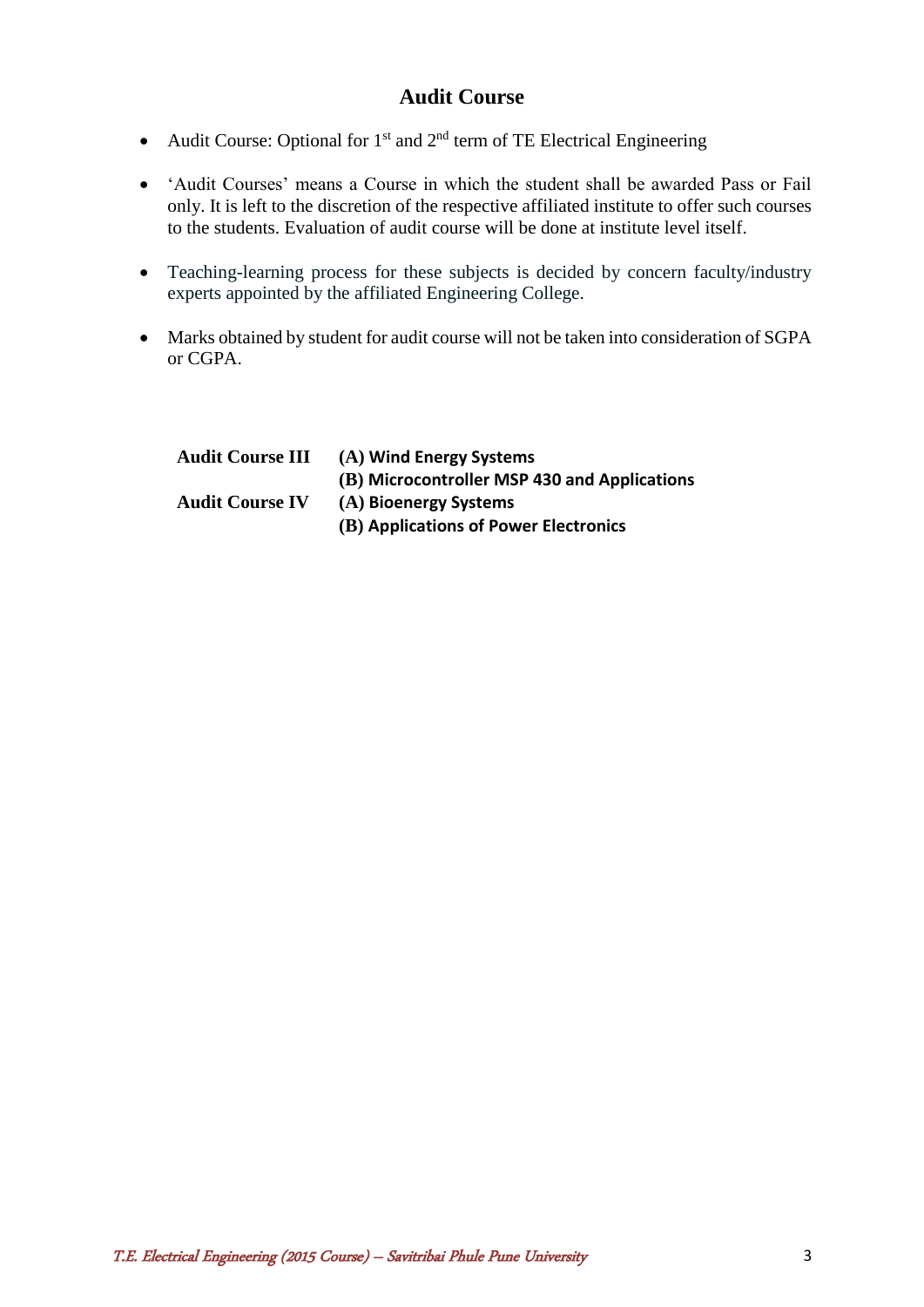# Audit Course

- Audit Course: Optional for 1st and 2nd term of TE Electrical Engineering
- 'Audit Courses' means a Course in which the student shall be awarded Pass or Fail only. It is left to the discretion of the respective affiliated institute to offer such courses to the students. Evaluation of audit course will be done at institute level itself.
- Teaching-learning process for these subjects is decided by concern faculty/industry experts appointed by the affiliated Engineering College.
- Marks obtained by student for audit course will not be taken into consideration of SGPA or CGPA.

| | |
|---|---|
| **Audit Course III** | **(A) Wind Energy Systems** |
| | **(B) Microcontroller MSP 430 and Applications** |
| **Audit Course IV** | **(A) Bioenergy Systems** |
| | **(B) Applications of Power Electronics** |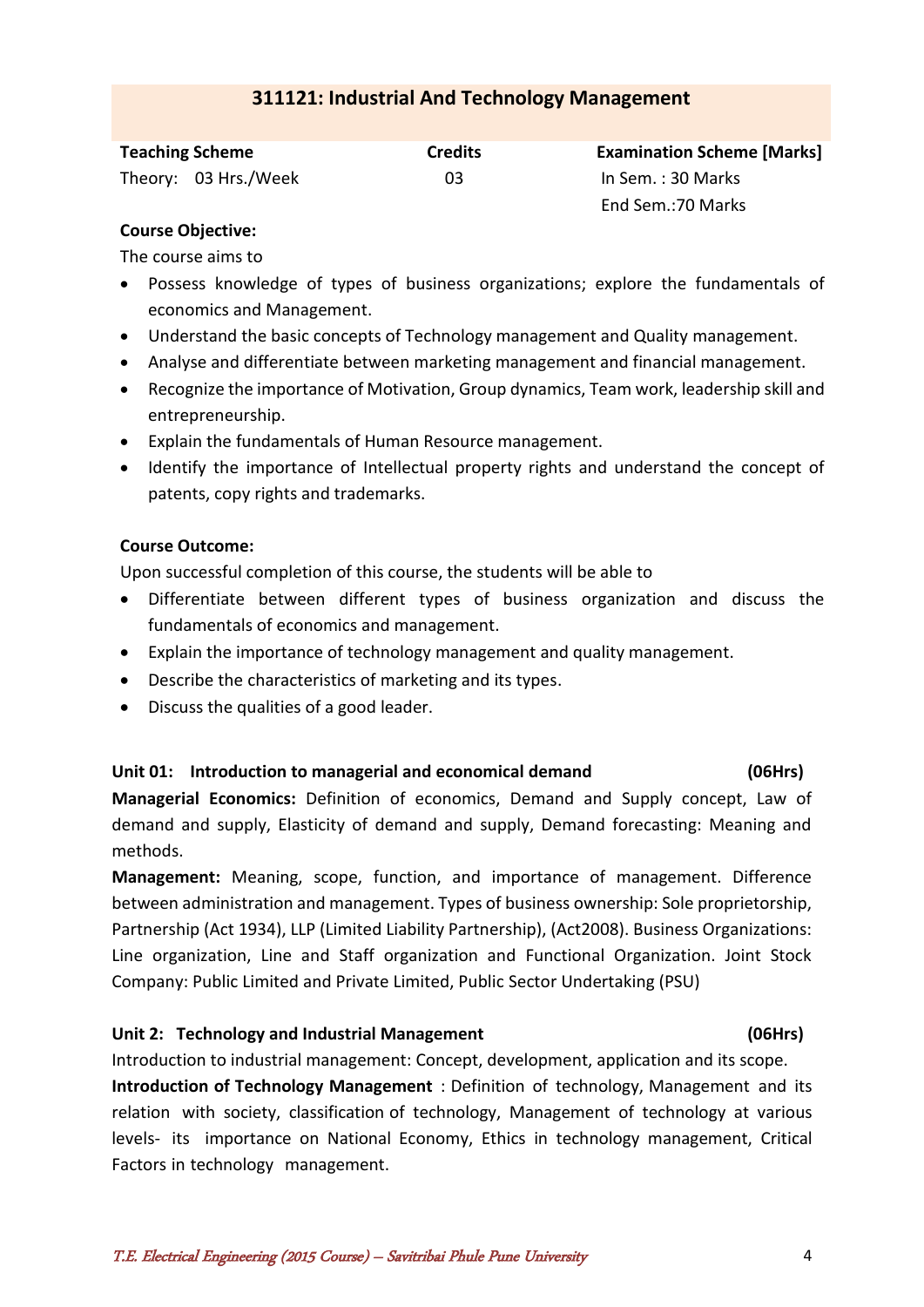## 311121: Industrial And Technology Management

| Teaching Scheme | Credits | Examination Scheme [Marks] |
|---|---|---|
| Theory: 03 Hrs./Week | 03 | In Sem. : 30 Marks |
| | | End Sem.:70 Marks |

**Course Objective:**

The course aims to

- Possess knowledge of types of business organizations; explore the fundamentals of economics and Management.
- Understand the basic concepts of Technology management and Quality management.
- Analyse and differentiate between marketing management and financial management.
- Recognize the importance of Motivation, Group dynamics, Team work, leadership skill and entrepreneurship.
- Explain the fundamentals of Human Resource management.
- Identify the importance of Intellectual property rights and understand the concept of patents, copy rights and trademarks.

**Course Outcome:**

Upon successful completion of this course, the students will be able to

- Differentiate between different types of business organization and discuss the fundamentals of economics and management.
- Explain the importance of technology management and quality management.
- Describe the characteristics of marketing and its types.
- Discuss the qualities of a good leader.

**Unit 01: Introduction to managerial and economical demand (06Hrs)**

**Managerial Economics:** Definition of economics, Demand and Supply concept, Law of demand and supply, Elasticity of demand and supply, Demand forecasting: Meaning and methods.

**Management:** Meaning, scope, function, and importance of management. Difference between administration and management. Types of business ownership: Sole proprietorship, Partnership (Act 1934), LLP (Limited Liability Partnership), (Act2008). Business Organizations: Line organization, Line and Staff organization and Functional Organization. Joint Stock Company: Public Limited and Private Limited, Public Sector Undertaking (PSU)

**Unit 2: Technology and Industrial Management (06Hrs)**

Introduction to industrial management: Concept, development, application and its scope.

**Introduction of Technology Management** : Definition of technology, Management and its relation with society, classification of technology, Management of technology at various levels- its importance on National Economy, Ethics in technology management, Critical Factors in technology management.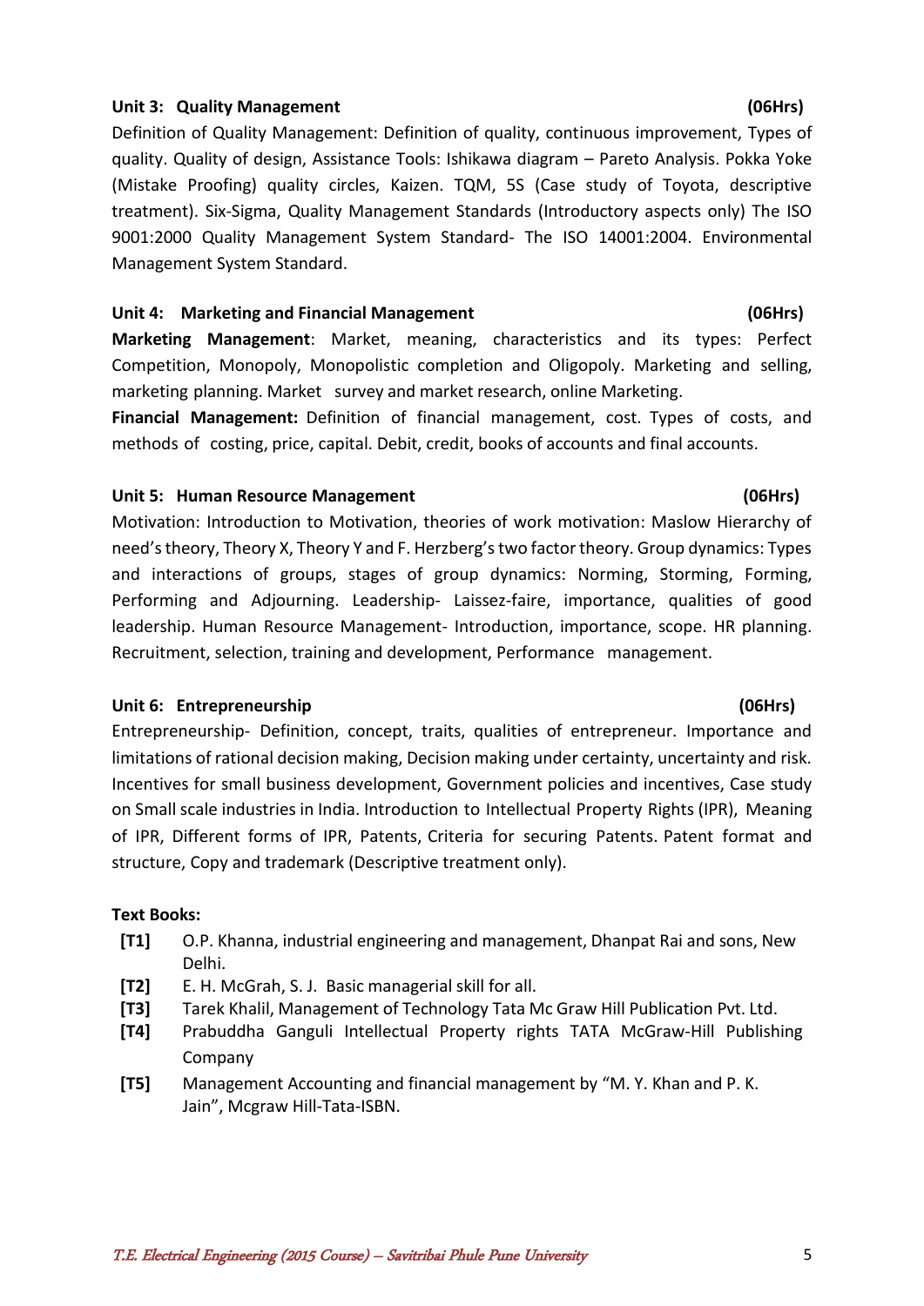**Unit 3: Quality Management** **(06Hrs)**

Definition of Quality Management: Definition of quality, continuous improvement, Types of quality. Quality of design, Assistance Tools: Ishikawa diagram – Pareto Analysis. Pokka Yoke (Mistake Proofing) quality circles, Kaizen. TQM, 5S (Case study of Toyota, descriptive treatment). Six-Sigma, Quality Management Standards (Introductory aspects only) The ISO 9001:2000 Quality Management System Standard- The ISO 14001:2004. Environmental Management System Standard.

**Unit 4: Marketing and Financial Management** **(06Hrs)**

**Marketing Management**: Market, meaning, characteristics and its types: Perfect Competition, Monopoly, Monopolistic completion and Oligopoly. Marketing and selling, marketing planning. Market survey and market research, online Marketing.

**Financial Management:** Definition of financial management, cost. Types of costs, and methods of costing, price, capital. Debit, credit, books of accounts and final accounts.

**Unit 5: Human Resource Management** **(06Hrs)**

Motivation: Introduction to Motivation, theories of work motivation: Maslow Hierarchy of need's theory, Theory X, Theory Y and F. Herzberg's two factor theory. Group dynamics: Types and interactions of groups, stages of group dynamics: Norming, Storming, Forming, Performing and Adjourning. Leadership- Laissez-faire, importance, qualities of good leadership. Human Resource Management- Introduction, importance, scope. HR planning. Recruitment, selection, training and development, Performance management.

**Unit 6: Entrepreneurship** **(06Hrs)**

Entrepreneurship- Definition, concept, traits, qualities of entrepreneur. Importance and limitations of rational decision making, Decision making under certainty, uncertainty and risk. Incentives for small business development, Government policies and incentives, Case study on Small scale industries in India. Introduction to Intellectual Property Rights (IPR), Meaning of IPR, Different forms of IPR, Patents, Criteria for securing Patents. Patent format and structure, Copy and trademark (Descriptive treatment only).

**Text Books:**

- **[T1]** O.P. Khanna, industrial engineering and management, Dhanpat Rai and sons, New Delhi.
- **[T2]** E. H. McGrah, S. J. Basic managerial skill for all.
- **[T3]** Tarek Khalil, Management of Technology Tata Mc Graw Hill Publication Pvt. Ltd.
- **[T4]** Prabuddha Ganguli Intellectual Property rights TATA McGraw-Hill Publishing Company
- **[T5]** Management Accounting and financial management by "M. Y. Khan and P. K. Jain", Mcgraw Hill-Tata-ISBN.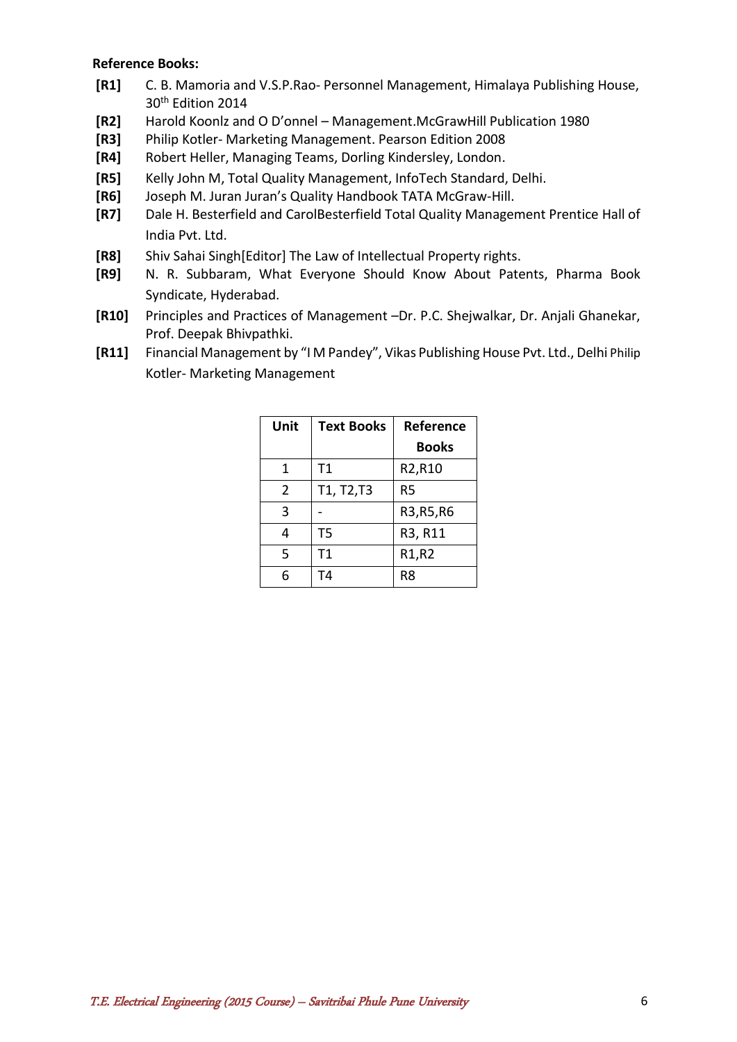**Reference Books:**

- **[R1]** C. B. Mamoria and V.S.P.Rao- Personnel Management, Himalaya Publishing House, 30th Edition 2014
- **[R2]** Harold Koonlz and O D'onnel – Management.McGrawHill Publication 1980
- **[R3]** Philip Kotler- Marketing Management. Pearson Edition 2008
- **[R4]** Robert Heller, Managing Teams, Dorling Kindersley, London.
- **[R5]** Kelly John M, Total Quality Management, InfoTech Standard, Delhi.
- **[R6]** Joseph M. Juran Juran's Quality Handbook TATA McGraw-Hill.
- **[R7]** Dale H. Besterfield and CarolBesterfield Total Quality Management Prentice Hall of India Pvt. Ltd.
- **[R8]** Shiv Sahai Singh[Editor] The Law of Intellectual Property rights.
- **[R9]** N. R. Subbaram, What Everyone Should Know About Patents, Pharma Book Syndicate, Hyderabad.
- **[R10]** Principles and Practices of Management –Dr. P.C. Shejwalkar, Dr. Anjali Ghanekar, Prof. Deepak Bhivpathki.
- **[R11]** Financial Management by "I M Pandey", Vikas Publishing House Pvt. Ltd., Delhi Philip Kotler- Marketing Management

| Unit | Text Books | Reference Books |
|---|---|---|
| 1 | T1 | R2,R10 |
| 2 | T1, T2,T3 | R5 |
| 3 | - | R3,R5,R6 |
| 4 | T5 | R3, R11 |
| 5 | T1 | R1,R2 |
| 6 | T4 | R8 |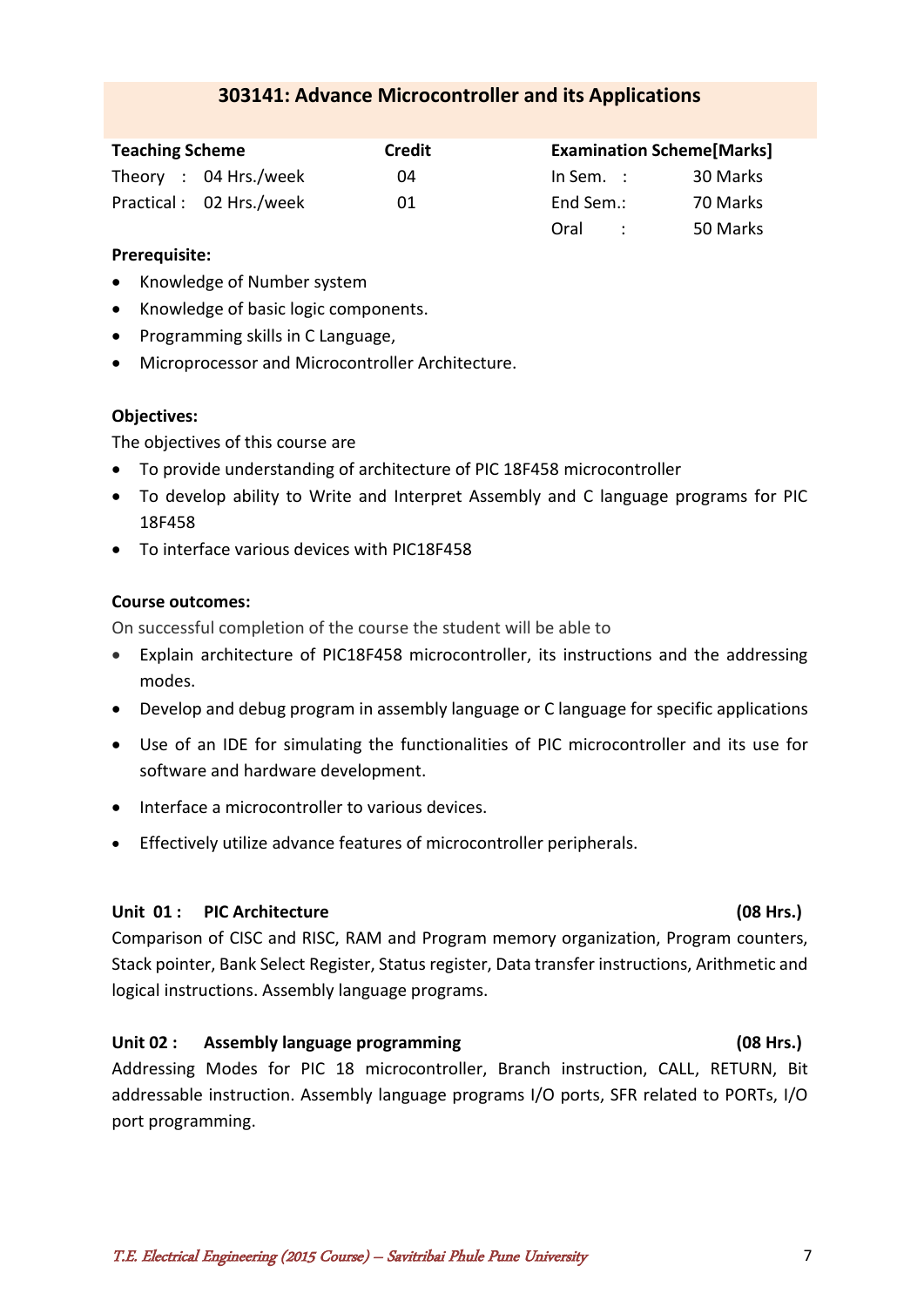## 303141: Advance Microcontroller and its Applications

| Teaching Scheme | | Credit | Examination Scheme[Marks] | |
|---|---|---|---|---|
| Theory : | 04 Hrs./week | 04 | In Sem. : | 30 Marks |
| Practical : | 02 Hrs./week | 01 | End Sem.: | 70 Marks |
| | | | Oral : | 50 Marks |

**Prerequisite:**

- Knowledge of Number system
- Knowledge of basic logic components.
- Programming skills in C Language,
- Microprocessor and Microcontroller Architecture.

**Objectives:**

The objectives of this course are

- To provide understanding of architecture of PIC 18F458 microcontroller
- To develop ability to Write and Interpret Assembly and C language programs for PIC 18F458
- To interface various devices with PIC18F458

**Course outcomes:**

On successful completion of the course the student will be able to

- Explain architecture of PIC18F458 microcontroller, its instructions and the addressing modes.
- Develop and debug program in assembly language or C language for specific applications
- Use of an IDE for simulating the functionalities of PIC microcontroller and its use for software and hardware development.
- Interface a microcontroller to various devices.
- Effectively utilize advance features of microcontroller peripherals.

**Unit 01 : PIC Architecture (08 Hrs.)**

Comparison of CISC and RISC, RAM and Program memory organization, Program counters, Stack pointer, Bank Select Register, Status register, Data transfer instructions, Arithmetic and logical instructions. Assembly language programs.

**Unit 02 : Assembly language programming (08 Hrs.)**

Addressing Modes for PIC 18 microcontroller, Branch instruction, CALL, RETURN, Bit addressable instruction. Assembly language programs I/O ports, SFR related to PORTs, I/O port programming.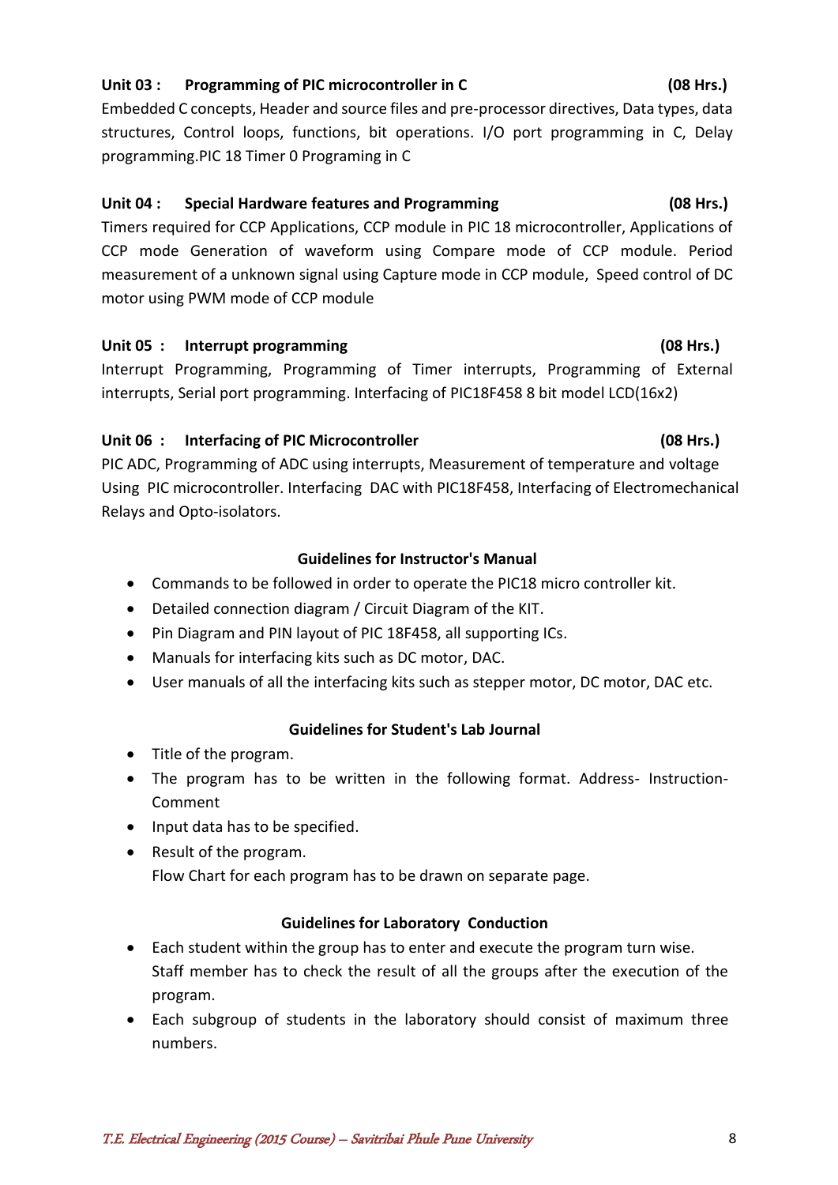**Unit 03 : Programming of PIC microcontroller in C (08 Hrs.)**

Embedded C concepts, Header and source files and pre-processor directives, Data types, data structures, Control loops, functions, bit operations. I/O port programming in C, Delay programming.PIC 18 Timer 0 Programing in C

**Unit 04 : Special Hardware features and Programming (08 Hrs.)**

Timers required for CCP Applications, CCP module in PIC 18 microcontroller, Applications of CCP mode Generation of waveform using Compare mode of CCP module. Period measurement of a unknown signal using Capture mode in CCP module, Speed control of DC motor using PWM mode of CCP module

**Unit 05 : Interrupt programming (08 Hrs.)**

Interrupt Programming, Programming of Timer interrupts, Programming of External interrupts, Serial port programming. Interfacing of PIC18F458 8 bit model LCD(16x2)

**Unit 06 : Interfacing of PIC Microcontroller (08 Hrs.)**

PIC ADC, Programming of ADC using interrupts, Measurement of temperature and voltage Using PIC microcontroller. Interfacing DAC with PIC18F458, Interfacing of Electromechanical Relays and Opto-isolators.

**Guidelines for Instructor's Manual**

- Commands to be followed in order to operate the PIC18 micro controller kit.
- Detailed connection diagram / Circuit Diagram of the KIT.
- Pin Diagram and PIN layout of PIC 18F458, all supporting ICs.
- Manuals for interfacing kits such as DC motor, DAC.
- User manuals of all the interfacing kits such as stepper motor, DC motor, DAC etc.

**Guidelines for Student's Lab Journal**

- Title of the program.
- The program has to be written in the following format. Address- Instruction-Comment
- Input data has to be specified.
- Result of the program.
  Flow Chart for each program has to be drawn on separate page.

**Guidelines for Laboratory Conduction**

- Each student within the group has to enter and execute the program turn wise. Staff member has to check the result of all the groups after the execution of the program.
- Each subgroup of students in the laboratory should consist of maximum three numbers.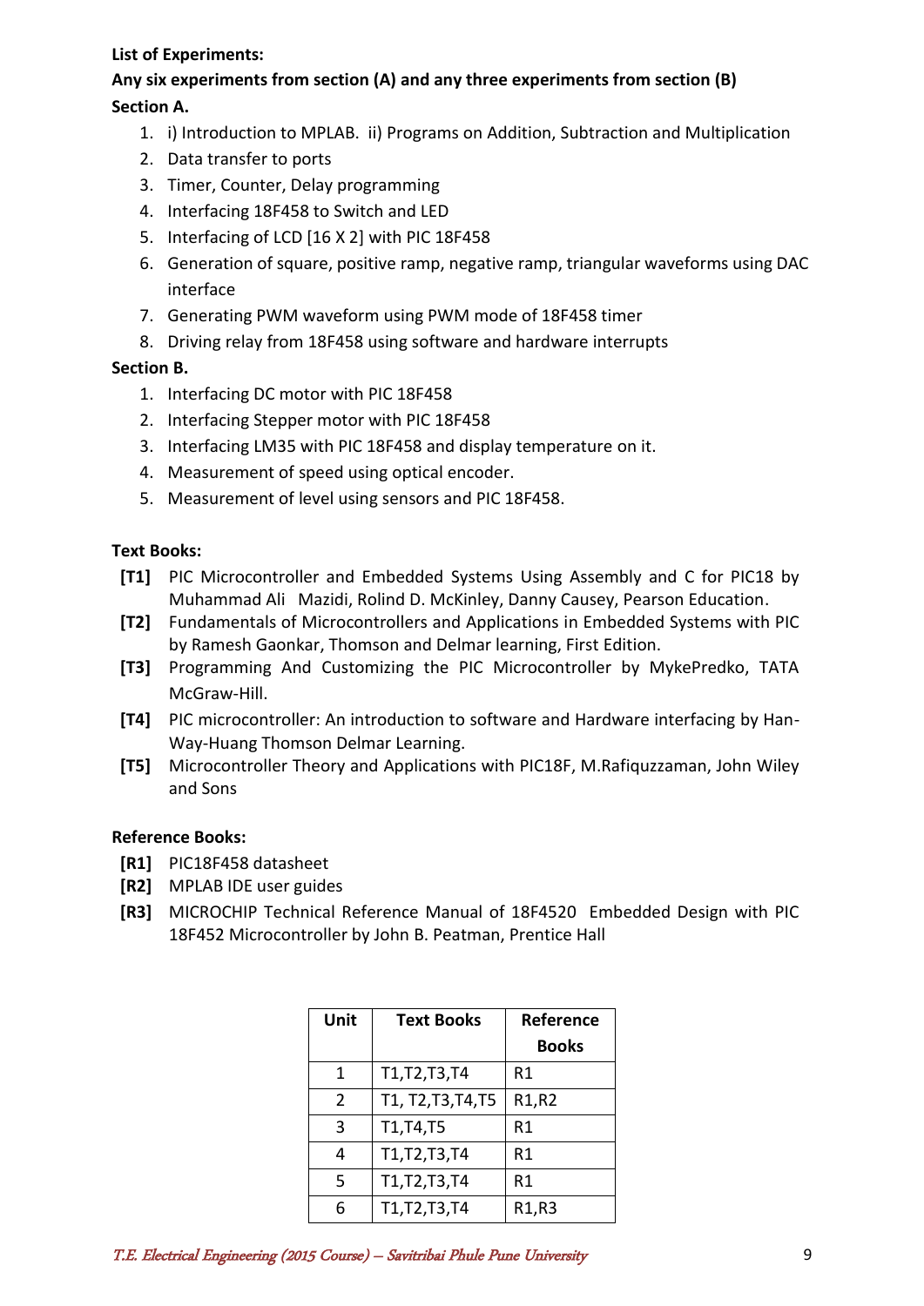**List of Experiments:**

**Any six experiments from section (A) and any three experiments from section (B)**

**Section A.**

1. i) Introduction to MPLAB. ii) Programs on Addition, Subtraction and Multiplication
2. Data transfer to ports
3. Timer, Counter, Delay programming
4. Interfacing 18F458 to Switch and LED
5. Interfacing of LCD [16 X 2] with PIC 18F458
6. Generation of square, positive ramp, negative ramp, triangular waveforms using DAC interface
7. Generating PWM waveform using PWM mode of 18F458 timer
8. Driving relay from 18F458 using software and hardware interrupts

**Section B.**

1. Interfacing DC motor with PIC 18F458
2. Interfacing Stepper motor with PIC 18F458
3. Interfacing LM35 with PIC 18F458 and display temperature on it.
4. Measurement of speed using optical encoder.
5. Measurement of level using sensors and PIC 18F458.

**Text Books:**

- **[T1]** PIC Microcontroller and Embedded Systems Using Assembly and C for PIC18 by Muhammad Ali Mazidi, Rolind D. McKinley, Danny Causey, Pearson Education.
- **[T2]** Fundamentals of Microcontrollers and Applications in Embedded Systems with PIC by Ramesh Gaonkar, Thomson and Delmar learning, First Edition.
- **[T3]** Programming And Customizing the PIC Microcontroller by MykePredko, TATA McGraw-Hill.
- **[T4]** PIC microcontroller: An introduction to software and Hardware interfacing by Han-Way-Huang Thomson Delmar Learning.
- **[T5]** Microcontroller Theory and Applications with PIC18F, M.Rafiquzzaman, John Wiley and Sons

**Reference Books:**

- **[R1]** PIC18F458 datasheet
- **[R2]** MPLAB IDE user guides
- **[R3]** MICROCHIP Technical Reference Manual of 18F4520 Embedded Design with PIC 18F452 Microcontroller by John B. Peatman, Prentice Hall

| Unit | Text Books | Reference Books |
|---|---|---|
| 1 | T1,T2,T3,T4 | R1 |
| 2 | T1, T2,T3,T4,T5 | R1,R2 |
| 3 | T1,T4,T5 | R1 |
| 4 | T1,T2,T3,T4 | R1 |
| 5 | T1,T2,T3,T4 | R1 |
| 6 | T1,T2,T3,T4 | R1,R3 |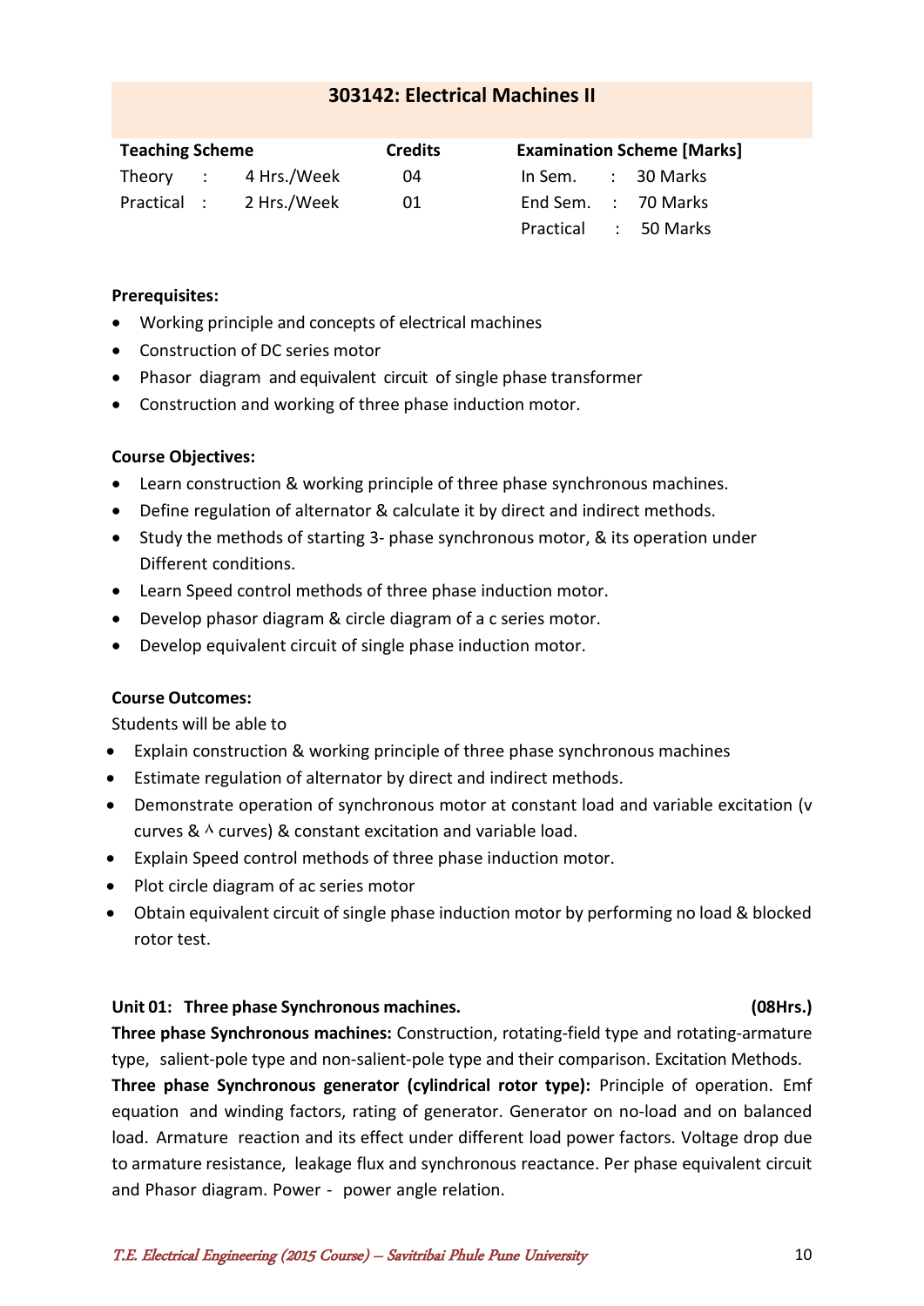## 303142: Electrical Machines II

| Teaching Scheme | | Credits | Examination Scheme [Marks] | |
|---|---|---|---|---|
| Theory | : 4 Hrs./Week | 04 | In Sem. | : 30 Marks |
| Practical | : 2 Hrs./Week | 01 | End Sem. | : 70 Marks |
| | | | Practical | : 50 Marks |

**Prerequisites:**

- Working principle and concepts of electrical machines
- Construction of DC series motor
- Phasor diagram and equivalent circuit of single phase transformer
- Construction and working of three phase induction motor.

**Course Objectives:**

- Learn construction & working principle of three phase synchronous machines.
- Define regulation of alternator & calculate it by direct and indirect methods.
- Study the methods of starting 3- phase synchronous motor, & its operation under Different conditions.
- Learn Speed control methods of three phase induction motor.
- Develop phasor diagram & circle diagram of a c series motor.
- Develop equivalent circuit of single phase induction motor.

**Course Outcomes:**

Students will be able to

- Explain construction & working principle of three phase synchronous machines
- Estimate regulation of alternator by direct and indirect methods.
- Demonstrate operation of synchronous motor at constant load and variable excitation (v curves & ^ curves) & constant excitation and variable load.
- Explain Speed control methods of three phase induction motor.
- Plot circle diagram of ac series motor
- Obtain equivalent circuit of single phase induction motor by performing no load & blocked rotor test.

**Unit 01: Three phase Synchronous machines. (08Hrs.)**

**Three phase Synchronous machines:** Construction, rotating-field type and rotating-armature type, salient-pole type and non-salient-pole type and their comparison. Excitation Methods.

**Three phase Synchronous generator (cylindrical rotor type):** Principle of operation. Emf equation and winding factors, rating of generator. Generator on no-load and on balanced load. Armature reaction and its effect under different load power factors. Voltage drop due to armature resistance, leakage flux and synchronous reactance. Per phase equivalent circuit and Phasor diagram. Power - power angle relation.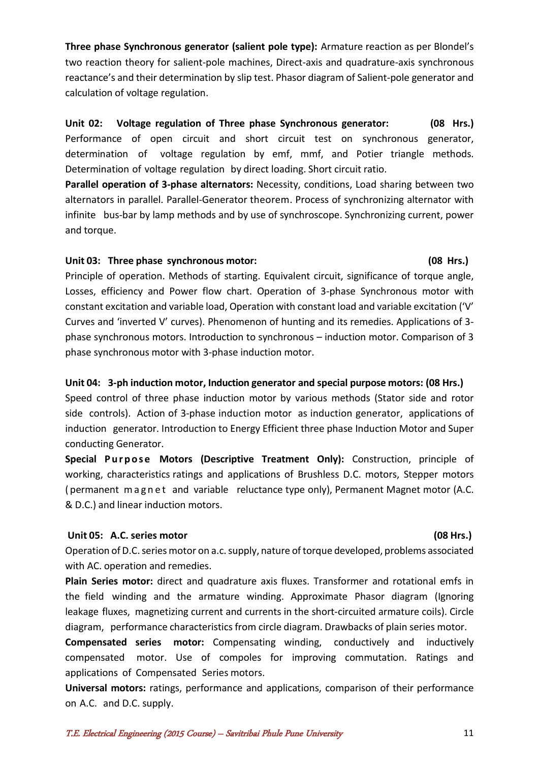**Three phase Synchronous generator (salient pole type):** Armature reaction as per Blondel's two reaction theory for salient-pole machines, Direct-axis and quadrature-axis synchronous reactance's and their determination by slip test. Phasor diagram of Salient-pole generator and calculation of voltage regulation.

**Unit 02: Voltage regulation of Three phase Synchronous generator: (08 Hrs.)**

Performance of open circuit and short circuit test on synchronous generator, determination of voltage regulation by emf, mmf, and Potier triangle methods. Determination of voltage regulation by direct loading. Short circuit ratio.

**Parallel operation of 3-phase alternators:** Necessity, conditions, Load sharing between two alternators in parallel. Parallel-Generator theorem. Process of synchronizing alternator with infinite bus-bar by lamp methods and by use of synchroscope. Synchronizing current, power and torque.

**Unit 03: Three phase synchronous motor: (08 Hrs.)**

Principle of operation. Methods of starting. Equivalent circuit, significance of torque angle, Losses, efficiency and Power flow chart. Operation of 3-phase Synchronous motor with constant excitation and variable load, Operation with constant load and variable excitation ('V' Curves and 'inverted V' curves). Phenomenon of hunting and its remedies. Applications of 3-phase synchronous motors. Introduction to synchronous – induction motor. Comparison of 3 phase synchronous motor with 3-phase induction motor.

**Unit 04: 3-ph induction motor, Induction generator and special purpose motors: (08 Hrs.)**

Speed control of three phase induction motor by various methods (Stator side and rotor side controls). Action of 3-phase induction motor as induction generator, applications of induction generator. Introduction to Energy Efficient three phase Induction Motor and Super conducting Generator.

**Special Purpose Motors (Descriptive Treatment Only):** Construction, principle of working, characteristics ratings and applications of Brushless D.C. motors, Stepper motors (permanent magnet and variable reluctance type only), Permanent Magnet motor (A.C. & D.C.) and linear induction motors.

**Unit 05: A.C. series motor (08 Hrs.)**

Operation of D.C. series motor on a.c. supply, nature of torque developed, problems associated with AC. operation and remedies.

**Plain Series motor:** direct and quadrature axis fluxes. Transformer and rotational emfs in the field winding and the armature winding. Approximate Phasor diagram (Ignoring leakage fluxes, magnetizing current and currents in the short-circuited armature coils). Circle diagram, performance characteristics from circle diagram. Drawbacks of plain series motor.

**Compensated series motor:** Compensating winding, conductively and inductively compensated motor. Use of compoles for improving commutation. Ratings and applications of Compensated Series motors.

**Universal motors:** ratings, performance and applications, comparison of their performance on A.C. and D.C. supply.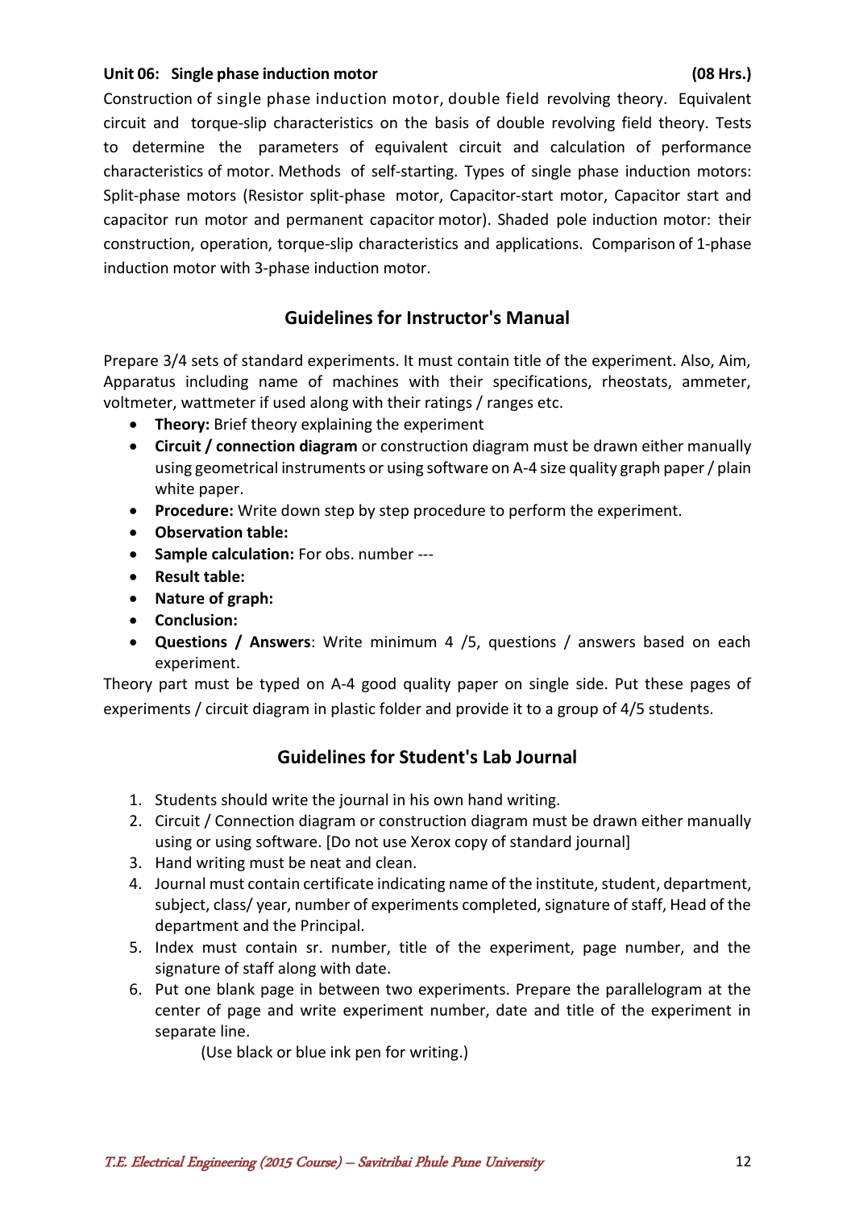**Unit 06: Single phase induction motor (08 Hrs.)**

Construction of single phase induction motor, double field revolving theory. Equivalent circuit and torque-slip characteristics on the basis of double revolving field theory. Tests to determine the parameters of equivalent circuit and calculation of performance characteristics of motor. Methods of self-starting. Types of single phase induction motors: Split-phase motors (Resistor split-phase motor, Capacitor-start motor, Capacitor start and capacitor run motor and permanent capacitor motor). Shaded pole induction motor: their construction, operation, torque-slip characteristics and applications. Comparison of 1-phase induction motor with 3-phase induction motor.

## Guidelines for Instructor's Manual

Prepare 3/4 sets of standard experiments. It must contain title of the experiment. Also, Aim, Apparatus including name of machines with their specifications, rheostats, ammeter, voltmeter, wattmeter if used along with their ratings / ranges etc.

- **Theory:** Brief theory explaining the experiment
- **Circuit / connection diagram** or construction diagram must be drawn either manually using geometrical instruments or using software on A-4 size quality graph paper / plain white paper.
- **Procedure:** Write down step by step procedure to perform the experiment.
- **Observation table:**
- **Sample calculation:** For obs. number ---
- **Result table:**
- **Nature of graph:**
- **Conclusion:**
- **Questions / Answers**: Write minimum 4 /5, questions / answers based on each experiment.

Theory part must be typed on A-4 good quality paper on single side. Put these pages of experiments / circuit diagram in plastic folder and provide it to a group of 4/5 students.

## Guidelines for Student's Lab Journal

1. Students should write the journal in his own hand writing.
2. Circuit / Connection diagram or construction diagram must be drawn either manually using or using software. [Do not use Xerox copy of standard journal]
3. Hand writing must be neat and clean.
4. Journal must contain certificate indicating name of the institute, student, department, subject, class/ year, number of experiments completed, signature of staff, Head of the department and the Principal.
5. Index must contain sr. number, title of the experiment, page number, and the signature of staff along with date.
6. Put one blank page in between two experiments. Prepare the parallelogram at the center of page and write experiment number, date and title of the experiment in separate line.

   (Use black or blue ink pen for writing.)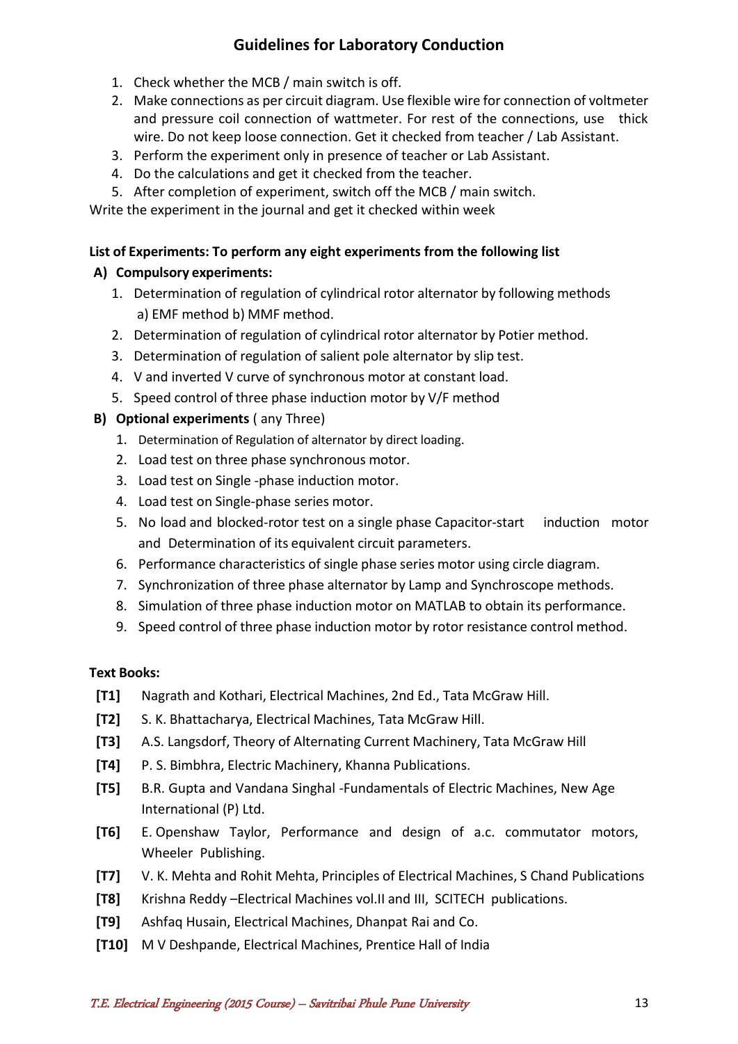## Guidelines for Laboratory Conduction

1. Check whether the MCB / main switch is off.
2. Make connections as per circuit diagram. Use flexible wire for connection of voltmeter and pressure coil connection of wattmeter. For rest of the connections, use thick wire. Do not keep loose connection. Get it checked from teacher / Lab Assistant.
3. Perform the experiment only in presence of teacher or Lab Assistant.
4. Do the calculations and get it checked from the teacher.
5. After completion of experiment, switch off the MCB / main switch.

Write the experiment in the journal and get it checked within week

**List of Experiments: To perform any eight experiments from the following list**

**A) Compulsory experiments:**

1. Determination of regulation of cylindrical rotor alternator by following methods a) EMF method b) MMF method.
2. Determination of regulation of cylindrical rotor alternator by Potier method.
3. Determination of regulation of salient pole alternator by slip test.
4. V and inverted V curve of synchronous motor at constant load.
5. Speed control of three phase induction motor by V/F method

**B) Optional experiments** ( any Three)

1. Determination of Regulation of alternator by direct loading.
2. Load test on three phase synchronous motor.
3. Load test on Single -phase induction motor.
4. Load test on Single-phase series motor.
5. No load and blocked-rotor test on a single phase Capacitor-start induction motor and Determination of its equivalent circuit parameters.
6. Performance characteristics of single phase series motor using circle diagram.
7. Synchronization of three phase alternator by Lamp and Synchroscope methods.
8. Simulation of three phase induction motor on MATLAB to obtain its performance.
9. Speed control of three phase induction motor by rotor resistance control method.

**Text Books:**

- **[T1]** Nagrath and Kothari, Electrical Machines, 2nd Ed., Tata McGraw Hill.
- **[T2]** S. K. Bhattacharya, Electrical Machines, Tata McGraw Hill.
- **[T3]** A.S. Langsdorf, Theory of Alternating Current Machinery, Tata McGraw Hill
- **[T4]** P. S. Bimbhra, Electric Machinery, Khanna Publications.
- **[T5]** B.R. Gupta and Vandana Singhal -Fundamentals of Electric Machines, New Age International (P) Ltd.
- **[T6]** E. Openshaw Taylor, Performance and design of a.c. commutator motors, Wheeler Publishing.
- **[T7]** V. K. Mehta and Rohit Mehta, Principles of Electrical Machines, S Chand Publications
- **[T8]** Krishna Reddy –Electrical Machines vol.II and III, SCITECH publications.
- **[T9]** Ashfaq Husain, Electrical Machines, Dhanpat Rai and Co.
- **[T10]** M V Deshpande, Electrical Machines, Prentice Hall of India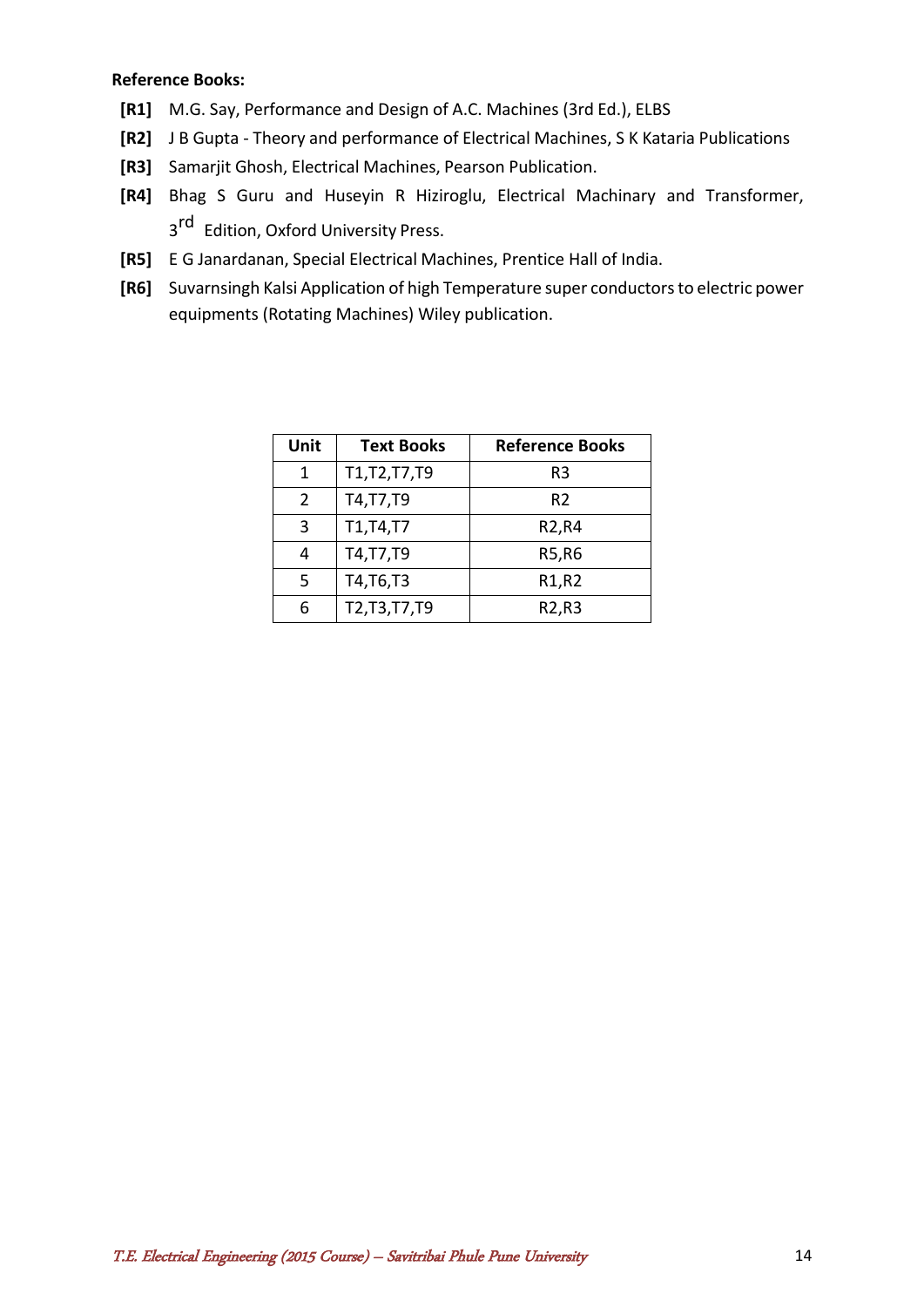**Reference Books:**

- **[R1]** M.G. Say, Performance and Design of A.C. Machines (3rd Ed.), ELBS
- **[R2]** J B Gupta - Theory and performance of Electrical Machines, S K Kataria Publications
- **[R3]** Samarjit Ghosh, Electrical Machines, Pearson Publication.
- **[R4]** Bhag S Guru and Huseyin R Hiziroglu, Electrical Machinary and Transformer, 3rd Edition, Oxford University Press.
- **[R5]** E G Janardanan, Special Electrical Machines, Prentice Hall of India.
- **[R6]** Suvarnsingh Kalsi Application of high Temperature super conductors to electric power equipments (Rotating Machines) Wiley publication.

| Unit | Text Books | Reference Books |
|---|---|---|
| 1 | T1,T2,T7,T9 | R3 |
| 2 | T4,T7,T9 | R2 |
| 3 | T1,T4,T7 | R2,R4 |
| 4 | T4,T7,T9 | R5,R6 |
| 5 | T4,T6,T3 | R1,R2 |
| 6 | T2,T3,T7,T9 | R2,R3 |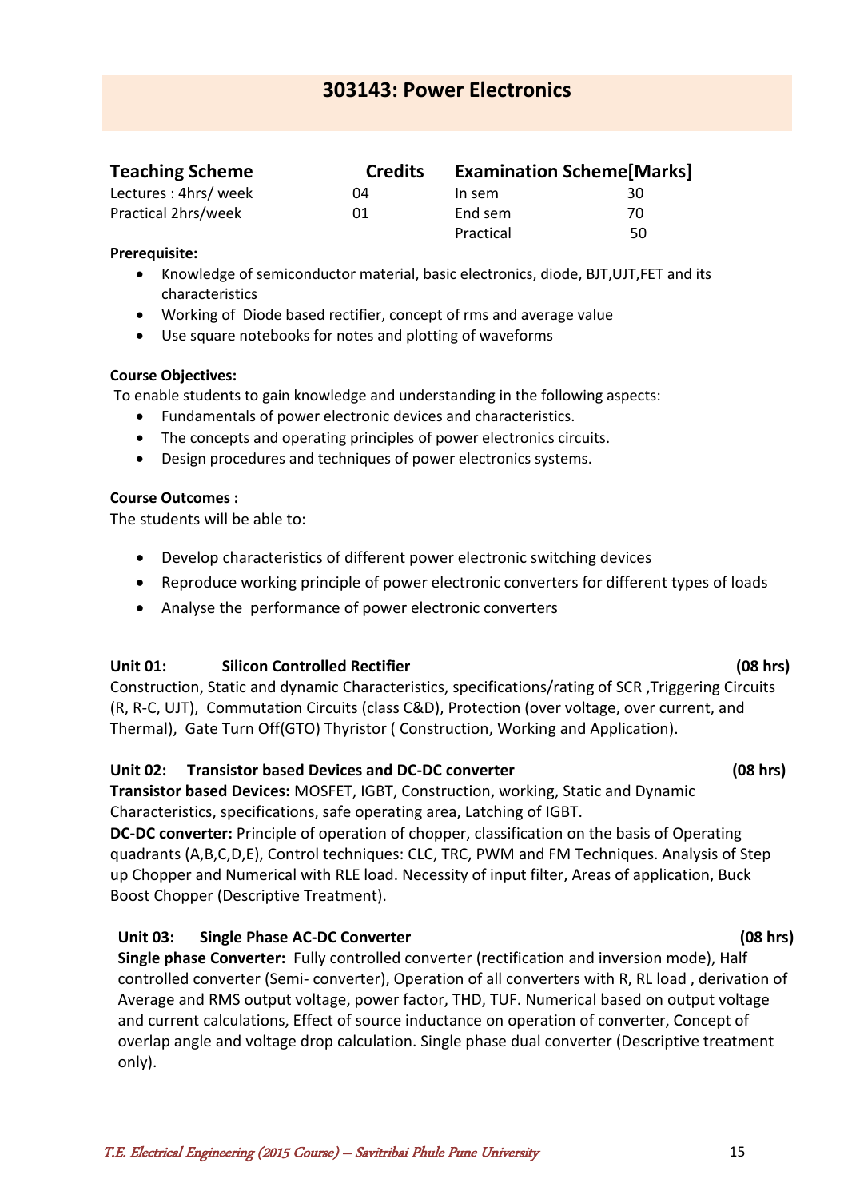# 303143: Power Electronics

| **Teaching Scheme** | **Credits** | **Examination Scheme[Marks]** | |
|---|---|---|---|
| Lectures : 4hrs/ week | 04 | In sem | 30 |
| Practical 2hrs/week | 01 | End sem | 70 |
| | | Practical | 50 |

**Prerequisite:**

- Knowledge of semiconductor material, basic electronics, diode, BJT,UJT,FET and its characteristics
- Working of Diode based rectifier, concept of rms and average value
- Use square notebooks for notes and plotting of waveforms

**Course Objectives:**

To enable students to gain knowledge and understanding in the following aspects:

- Fundamentals of power electronic devices and characteristics.
- The concepts and operating principles of power electronics circuits.
- Design procedures and techniques of power electronics systems.

**Course Outcomes :**

The students will be able to:

- Develop characteristics of different power electronic switching devices
- Reproduce working principle of power electronic converters for different types of loads
- Analyse the performance of power electronic converters

**Unit 01: Silicon Controlled Rectifier (08 hrs)**

Construction, Static and dynamic Characteristics, specifications/rating of SCR ,Triggering Circuits (R, R-C, UJT), Commutation Circuits (class C&D), Protection (over voltage, over current, and Thermal), Gate Turn Off(GTO) Thyristor ( Construction, Working and Application).

**Unit 02: Transistor based Devices and DC-DC converter (08 hrs)**

**Transistor based Devices:** MOSFET, IGBT, Construction, working, Static and Dynamic Characteristics, specifications, safe operating area, Latching of IGBT.

**DC-DC converter:** Principle of operation of chopper, classification on the basis of Operating quadrants (A,B,C,D,E), Control techniques: CLC, TRC, PWM and FM Techniques. Analysis of Step up Chopper and Numerical with RLE load. Necessity of input filter, Areas of application, Buck Boost Chopper (Descriptive Treatment).

**Unit 03: Single Phase AC-DC Converter (08 hrs)**

**Single phase Converter:** Fully controlled converter (rectification and inversion mode), Half controlled converter (Semi- converter), Operation of all converters with R, RL load , derivation of Average and RMS output voltage, power factor, THD, TUF. Numerical based on output voltage and current calculations, Effect of source inductance on operation of converter, Concept of overlap angle and voltage drop calculation. Single phase dual converter (Descriptive treatment only).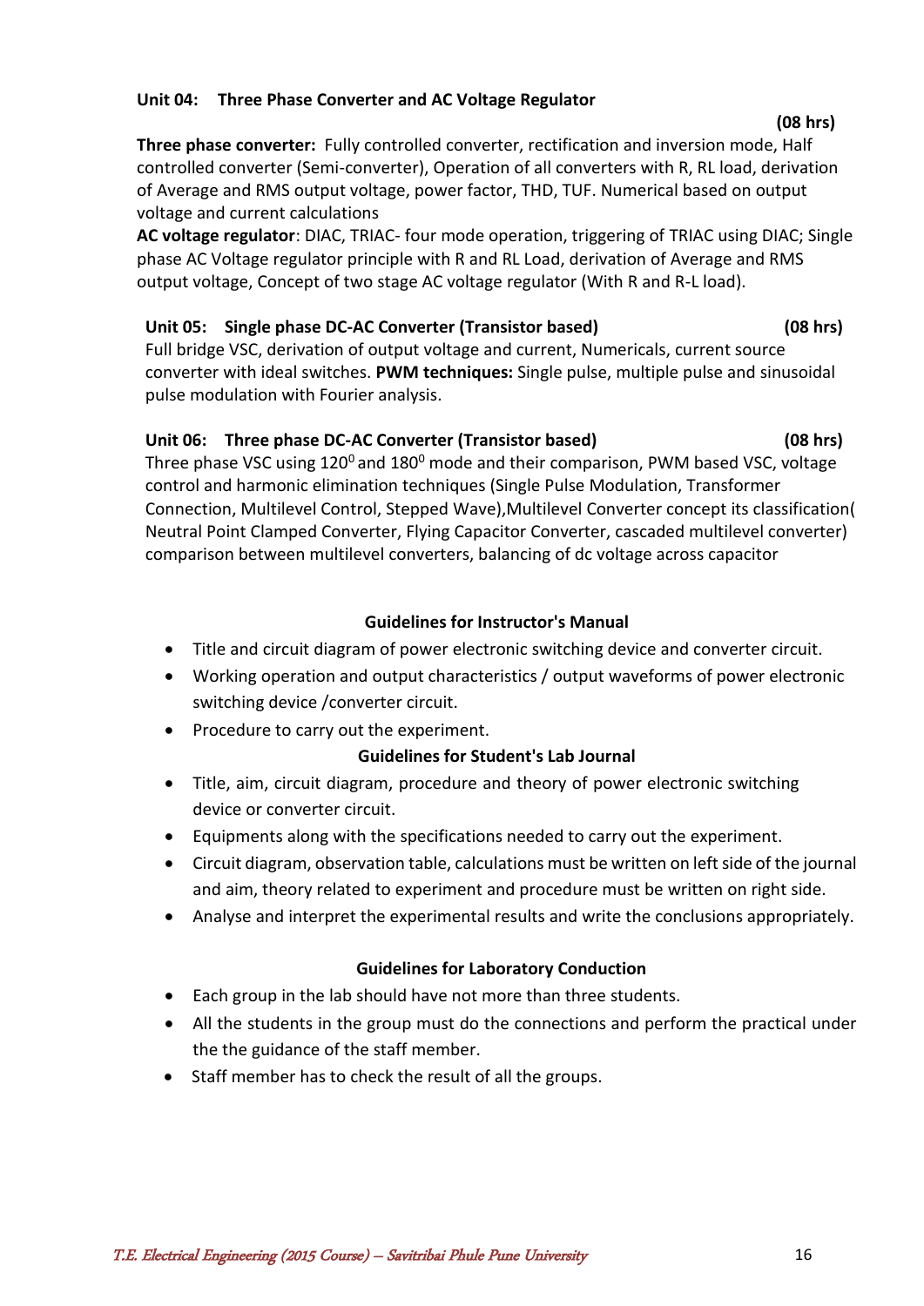**Unit 04: Three Phase Converter and AC Voltage Regulator** **(08 hrs)**

**Three phase converter:** Fully controlled converter, rectification and inversion mode, Half controlled converter (Semi-converter), Operation of all converters with R, RL load, derivation of Average and RMS output voltage, power factor, THD, TUF. Numerical based on output voltage and current calculations

**AC voltage regulator**: DIAC, TRIAC- four mode operation, triggering of TRIAC using DIAC; Single phase AC Voltage regulator principle with R and RL Load, derivation of Average and RMS output voltage, Concept of two stage AC voltage regulator (With R and R-L load).

**Unit 05: Single phase DC-AC Converter (Transistor based)** **(08 hrs)**

Full bridge VSC, derivation of output voltage and current, Numericals, current source converter with ideal switches. **PWM techniques:** Single pulse, multiple pulse and sinusoidal pulse modulation with Fourier analysis.

**Unit 06: Three phase DC-AC Converter (Transistor based)** **(08 hrs)**

Three phase VSC using $120^0$ and $180^0$ mode and their comparison, PWM based VSC, voltage control and harmonic elimination techniques (Single Pulse Modulation, Transformer Connection, Multilevel Control, Stepped Wave),Multilevel Converter concept its classification( Neutral Point Clamped Converter, Flying Capacitor Converter, cascaded multilevel converter) comparison between multilevel converters, balancing of dc voltage across capacitor

**Guidelines for Instructor's Manual**

- Title and circuit diagram of power electronic switching device and converter circuit.
- Working operation and output characteristics / output waveforms of power electronic switching device /converter circuit.
- Procedure to carry out the experiment.

**Guidelines for Student's Lab Journal**

- Title, aim, circuit diagram, procedure and theory of power electronic switching device or converter circuit.
- Equipments along with the specifications needed to carry out the experiment.
- Circuit diagram, observation table, calculations must be written on left side of the journal and aim, theory related to experiment and procedure must be written on right side.
- Analyse and interpret the experimental results and write the conclusions appropriately.

**Guidelines for Laboratory Conduction**

- Each group in the lab should have not more than three students.
- All the students in the group must do the connections and perform the practical under the the guidance of the staff member.
- Staff member has to check the result of all the groups.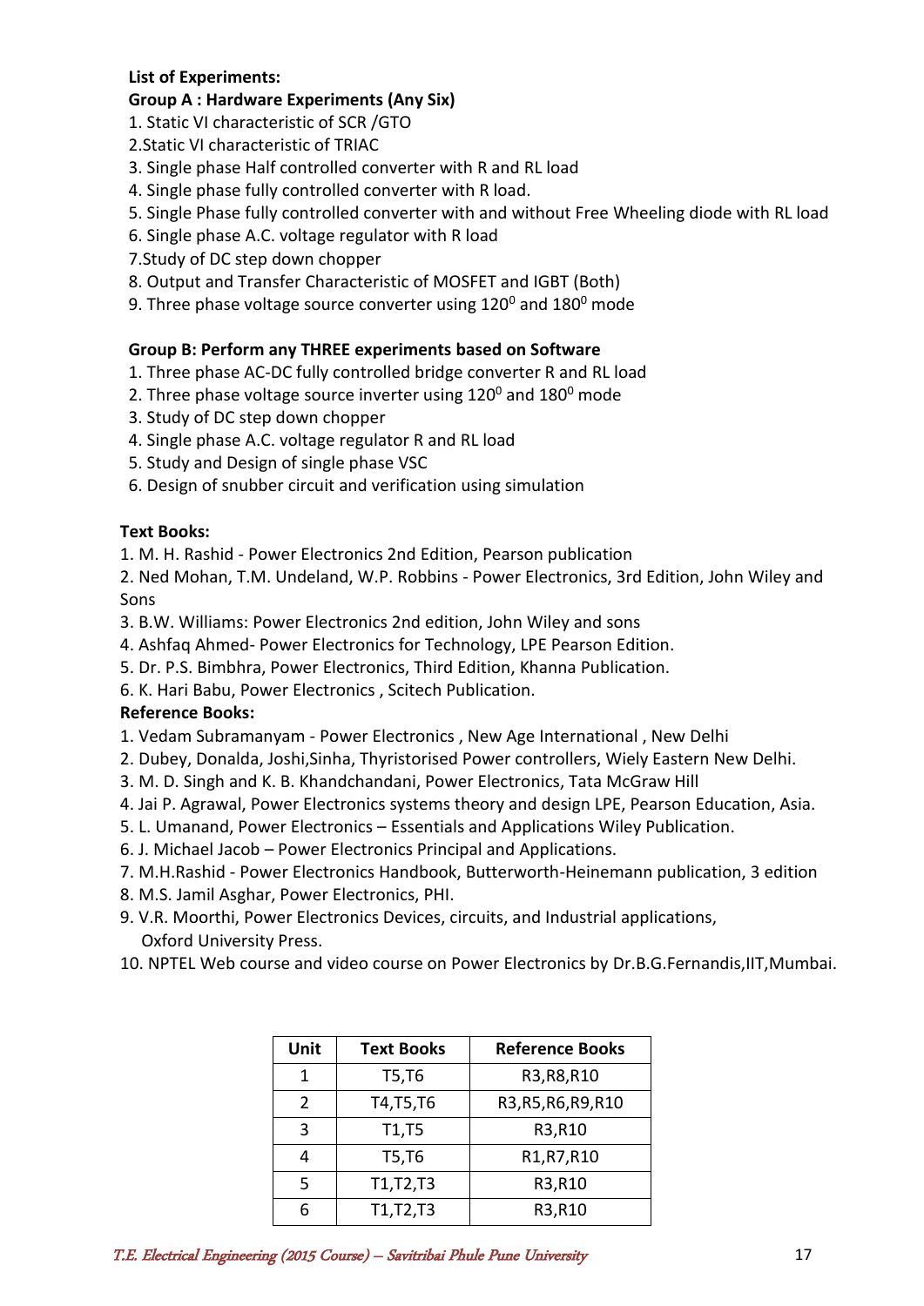**List of Experiments:**

**Group A : Hardware Experiments (Any Six)**

1. Static VI characteristic of SCR /GTO
2. Static VI characteristic of TRIAC
3. Single phase Half controlled converter with R and RL load
4. Single phase fully controlled converter with R load.
5. Single Phase fully controlled converter with and without Free Wheeling diode with RL load
6. Single phase A.C. voltage regulator with R load
7. Study of DC step down chopper
8. Output and Transfer Characteristic of MOSFET and IGBT (Both)
9. Three phase voltage source converter using $120^0$ and $180^0$ mode

**Group B: Perform any THREE experiments based on Software**

1. Three phase AC-DC fully controlled bridge converter R and RL load
2. Three phase voltage source inverter using $120^0$ and $180^0$ mode
3. Study of DC step down chopper
4. Single phase A.C. voltage regulator R and RL load
5. Study and Design of single phase VSC
6. Design of snubber circuit and verification using simulation

**Text Books:**

1. M. H. Rashid - Power Electronics 2nd Edition, Pearson publication
2. Ned Mohan, T.M. Undeland, W.P. Robbins - Power Electronics, 3rd Edition, John Wiley and Sons
3. B.W. Williams: Power Electronics 2nd edition, John Wiley and sons
4. Ashfaq Ahmed- Power Electronics for Technology, LPE Pearson Edition.
5. Dr. P.S. Bimbhra, Power Electronics, Third Edition, Khanna Publication.
6. K. Hari Babu, Power Electronics , Scitech Publication.

**Reference Books:**

1. Vedam Subramanyam - Power Electronics , New Age International , New Delhi
2. Dubey, Donalda, Joshi,Sinha, Thyristorised Power controllers, Wiely Eastern New Delhi.
3. M. D. Singh and K. B. Khandchandani, Power Electronics, Tata McGraw Hill
4. Jai P. Agrawal, Power Electronics systems theory and design LPE, Pearson Education, Asia.
5. L. Umanand, Power Electronics – Essentials and Applications Wiley Publication.
6. J. Michael Jacob – Power Electronics Principal and Applications.
7. M.H.Rashid - Power Electronics Handbook, Butterworth-Heinemann publication, 3 edition
8. M.S. Jamil Asghar, Power Electronics, PHI.
9. V.R. Moorthi, Power Electronics Devices, circuits, and Industrial applications, Oxford University Press.
10. NPTEL Web course and video course on Power Electronics by Dr.B.G.Fernandis,IIT,Mumbai.

| Unit | Text Books | Reference Books |
|---|---|---|
| 1 | T5,T6 | R3,R8,R10 |
| 2 | T4,T5,T6 | R3,R5,R6,R9,R10 |
| 3 | T1,T5 | R3,R10 |
| 4 | T5,T6 | R1,R7,R10 |
| 5 | T1,T2,T3 | R3,R10 |
| 6 | T1,T2,T3 | R3,R10 |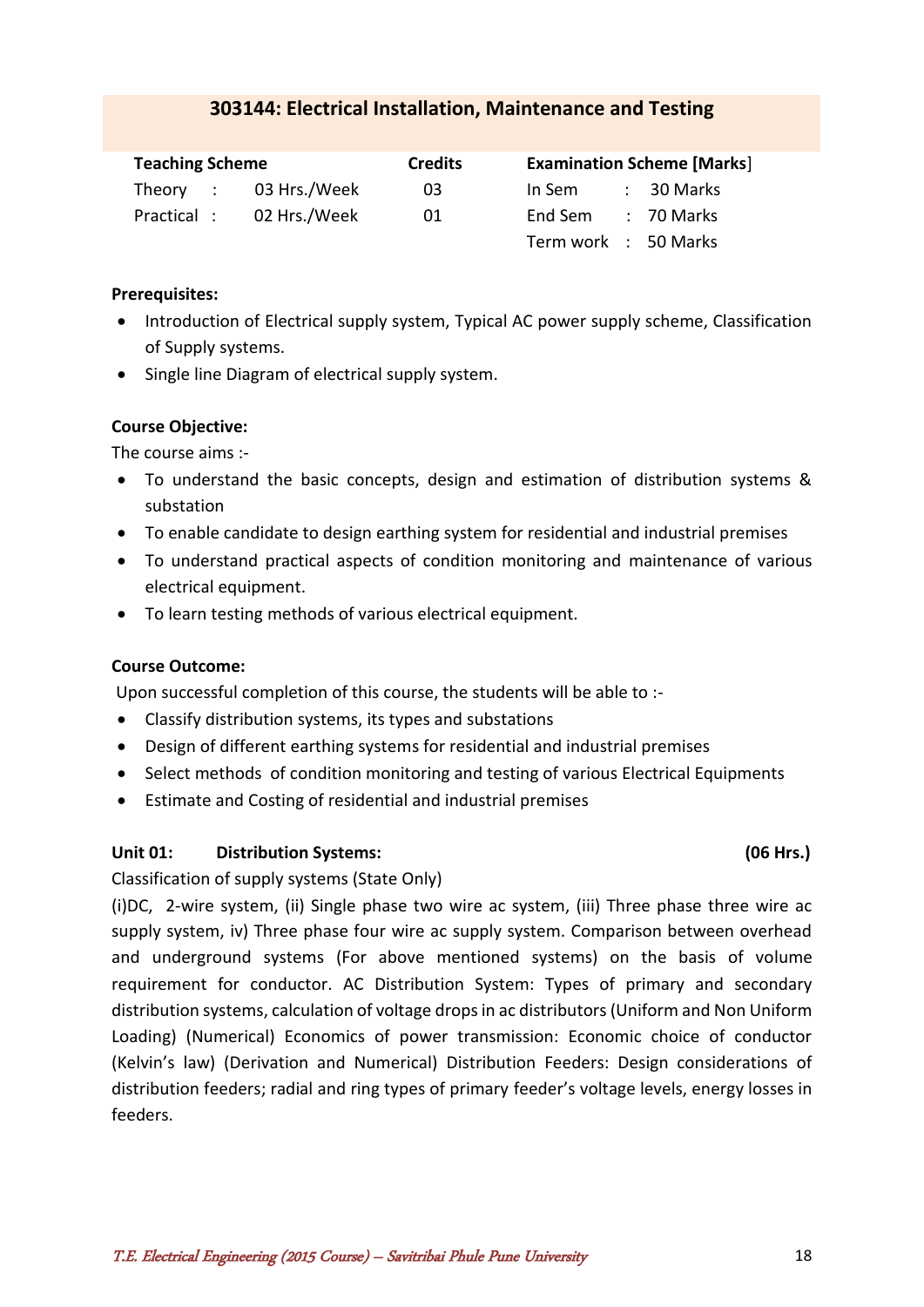## 303144: Electrical Installation, Maintenance and Testing

| Teaching Scheme | | Credits | Examination Scheme [Marks] | |
|---|---|---|---|---|
| Theory : | 03 Hrs./Week | 03 | In Sem : | 30 Marks |
| Practical : | 02 Hrs./Week | 01 | End Sem : | 70 Marks |
| | | | Term work : | 50 Marks |

**Prerequisites:**

- Introduction of Electrical supply system, Typical AC power supply scheme, Classification of Supply systems.
- Single line Diagram of electrical supply system.

**Course Objective:**

The course aims :-

- To understand the basic concepts, design and estimation of distribution systems & substation
- To enable candidate to design earthing system for residential and industrial premises
- To understand practical aspects of condition monitoring and maintenance of various electrical equipment.
- To learn testing methods of various electrical equipment.

**Course Outcome:**

Upon successful completion of this course, the students will be able to :-

- Classify distribution systems, its types and substations
- Design of different earthing systems for residential and industrial premises
- Select methods of condition monitoring and testing of various Electrical Equipments
- Estimate and Costing of residential and industrial premises

**Unit 01: Distribution Systems: (06 Hrs.)**

Classification of supply systems (State Only)

(i)DC, 2-wire system, (ii) Single phase two wire ac system, (iii) Three phase three wire ac supply system, iv) Three phase four wire ac supply system. Comparison between overhead and underground systems (For above mentioned systems) on the basis of volume requirement for conductor. AC Distribution System: Types of primary and secondary distribution systems, calculation of voltage drops in ac distributors (Uniform and Non Uniform Loading) (Numerical) Economics of power transmission: Economic choice of conductor (Kelvin's law) (Derivation and Numerical) Distribution Feeders: Design considerations of distribution feeders; radial and ring types of primary feeder's voltage levels, energy losses in feeders.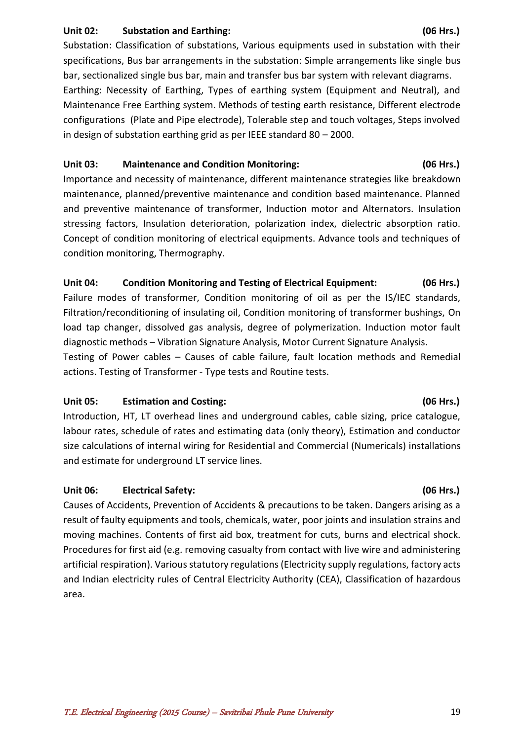**Unit 02: Substation and Earthing: (06 Hrs.)**

Substation: Classification of substations, Various equipments used in substation with their specifications, Bus bar arrangements in the substation: Simple arrangements like single bus bar, sectionalized single bus bar, main and transfer bus bar system with relevant diagrams.

Earthing: Necessity of Earthing, Types of earthing system (Equipment and Neutral), and Maintenance Free Earthing system. Methods of testing earth resistance, Different electrode configurations (Plate and Pipe electrode), Tolerable step and touch voltages, Steps involved in design of substation earthing grid as per IEEE standard 80 – 2000.

**Unit 03: Maintenance and Condition Monitoring: (06 Hrs.)**

Importance and necessity of maintenance, different maintenance strategies like breakdown maintenance, planned/preventive maintenance and condition based maintenance. Planned and preventive maintenance of transformer, Induction motor and Alternators. Insulation stressing factors, Insulation deterioration, polarization index, dielectric absorption ratio. Concept of condition monitoring of electrical equipments. Advance tools and techniques of condition monitoring, Thermography.

**Unit 04: Condition Monitoring and Testing of Electrical Equipment: (06 Hrs.)**

Failure modes of transformer, Condition monitoring of oil as per the IS/IEC standards, Filtration/reconditioning of insulating oil, Condition monitoring of transformer bushings, On load tap changer, dissolved gas analysis, degree of polymerization. Induction motor fault diagnostic methods – Vibration Signature Analysis, Motor Current Signature Analysis.

Testing of Power cables – Causes of cable failure, fault location methods and Remedial actions. Testing of Transformer - Type tests and Routine tests.

**Unit 05: Estimation and Costing: (06 Hrs.)**

Introduction, HT, LT overhead lines and underground cables, cable sizing, price catalogue, labour rates, schedule of rates and estimating data (only theory), Estimation and conductor size calculations of internal wiring for Residential and Commercial (Numericals) installations and estimate for underground LT service lines.

**Unit 06: Electrical Safety: (06 Hrs.)**

Causes of Accidents, Prevention of Accidents & precautions to be taken. Dangers arising as a result of faulty equipments and tools, chemicals, water, poor joints and insulation strains and moving machines. Contents of first aid box, treatment for cuts, burns and electrical shock. Procedures for first aid (e.g. removing casualty from contact with live wire and administering artificial respiration). Various statutory regulations (Electricity supply regulations, factory acts and Indian electricity rules of Central Electricity Authority (CEA), Classification of hazardous area.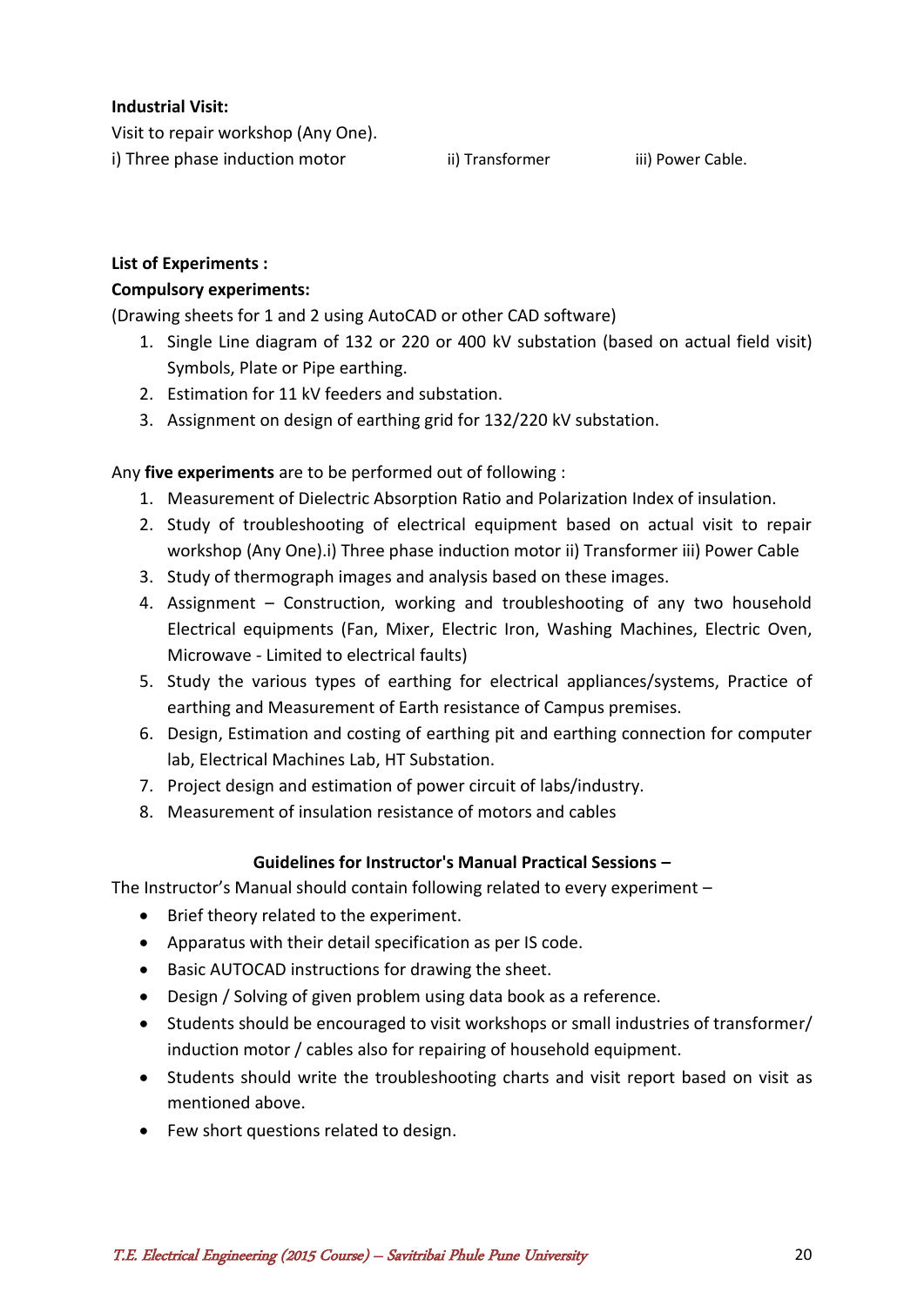**Industrial Visit:**

Visit to repair workshop (Any One).

i) Three phase induction motor   ii) Transformer   iii) Power Cable.

**List of Experiments :**

**Compulsory experiments:**

(Drawing sheets for 1 and 2 using AutoCAD or other CAD software)

1. Single Line diagram of 132 or 220 or 400 kV substation (based on actual field visit) Symbols, Plate or Pipe earthing.
2. Estimation for 11 kV feeders and substation.
3. Assignment on design of earthing grid for 132/220 kV substation.

Any **five experiments** are to be performed out of following :

1. Measurement of Dielectric Absorption Ratio and Polarization Index of insulation.
2. Study of troubleshooting of electrical equipment based on actual visit to repair workshop (Any One).i) Three phase induction motor ii) Transformer iii) Power Cable
3. Study of thermograph images and analysis based on these images.
4. Assignment – Construction, working and troubleshooting of any two household Electrical equipments (Fan, Mixer, Electric Iron, Washing Machines, Electric Oven, Microwave - Limited to electrical faults)
5. Study the various types of earthing for electrical appliances/systems, Practice of earthing and Measurement of Earth resistance of Campus premises.
6. Design, Estimation and costing of earthing pit and earthing connection for computer lab, Electrical Machines Lab, HT Substation.
7. Project design and estimation of power circuit of labs/industry.
8. Measurement of insulation resistance of motors and cables

**Guidelines for Instructor's Manual Practical Sessions –**

The Instructor's Manual should contain following related to every experiment –

- Brief theory related to the experiment.
- Apparatus with their detail specification as per IS code.
- Basic AUTOCAD instructions for drawing the sheet.
- Design / Solving of given problem using data book as a reference.
- Students should be encouraged to visit workshops or small industries of transformer/ induction motor / cables also for repairing of household equipment.
- Students should write the troubleshooting charts and visit report based on visit as mentioned above.
- Few short questions related to design.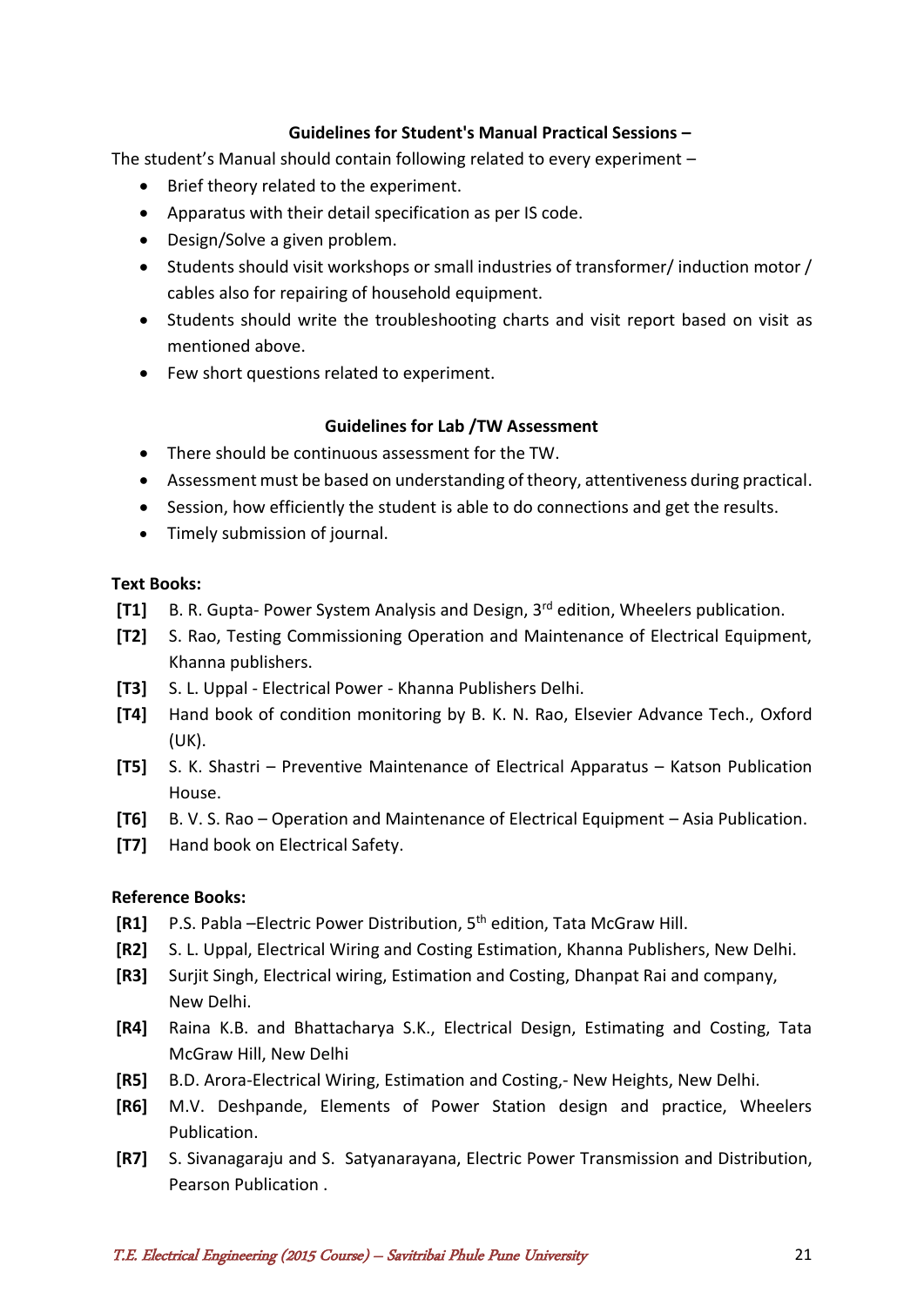**Guidelines for Student's Manual Practical Sessions –**

The student's Manual should contain following related to every experiment –

- Brief theory related to the experiment.
- Apparatus with their detail specification as per IS code.
- Design/Solve a given problem.
- Students should visit workshops or small industries of transformer/ induction motor / cables also for repairing of household equipment.
- Students should write the troubleshooting charts and visit report based on visit as mentioned above.
- Few short questions related to experiment.

**Guidelines for Lab /TW Assessment**

- There should be continuous assessment for the TW.
- Assessment must be based on understanding of theory, attentiveness during practical.
- Session, how efficiently the student is able to do connections and get the results.
- Timely submission of journal.

**Text Books:**

**[T1]** B. R. Gupta- Power System Analysis and Design, 3rd edition, Wheelers publication.

**[T2]** S. Rao, Testing Commissioning Operation and Maintenance of Electrical Equipment, Khanna publishers.

**[T3]** S. L. Uppal - Electrical Power - Khanna Publishers Delhi.

**[T4]** Hand book of condition monitoring by B. K. N. Rao, Elsevier Advance Tech., Oxford (UK).

**[T5]** S. K. Shastri – Preventive Maintenance of Electrical Apparatus – Katson Publication House.

**[T6]** B. V. S. Rao – Operation and Maintenance of Electrical Equipment – Asia Publication.

**[T7]** Hand book on Electrical Safety.

**Reference Books:**

**[R1]** P.S. Pabla –Electric Power Distribution, 5th edition, Tata McGraw Hill.

**[R2]** S. L. Uppal, Electrical Wiring and Costing Estimation, Khanna Publishers, New Delhi.

**[R3]** Surjit Singh, Electrical wiring, Estimation and Costing, Dhanpat Rai and company, New Delhi.

**[R4]** Raina K.B. and Bhattacharya S.K., Electrical Design, Estimating and Costing, Tata McGraw Hill, New Delhi

**[R5]** B.D. Arora-Electrical Wiring, Estimation and Costing,- New Heights, New Delhi.

**[R6]** M.V. Deshpande, Elements of Power Station design and practice, Wheelers Publication.

**[R7]** S. Sivanagaraju and S. Satyanarayana, Electric Power Transmission and Distribution, Pearson Publication .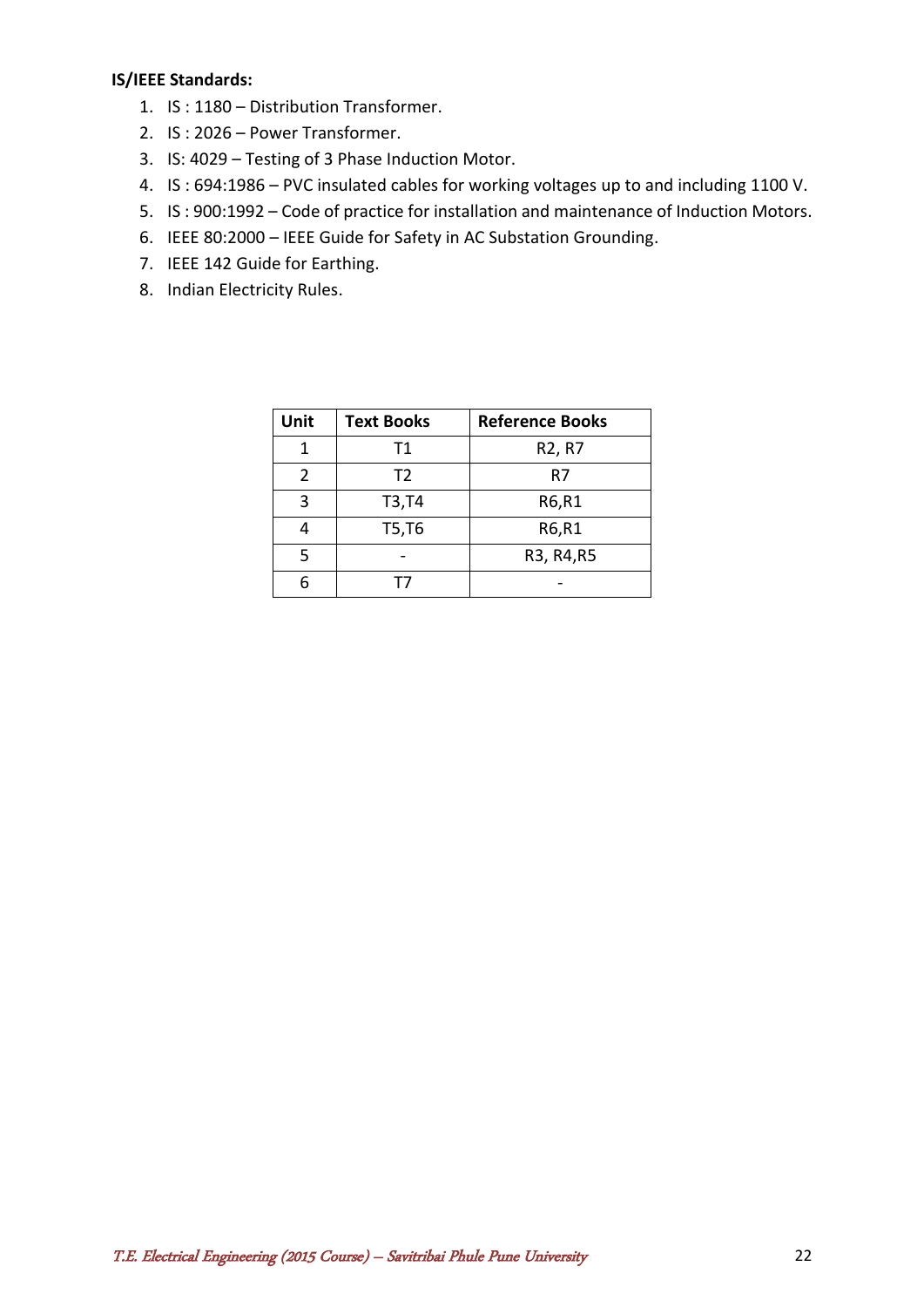**IS/IEEE Standards:**

1. IS : 1180 – Distribution Transformer.
2. IS : 2026 – Power Transformer.
3. IS: 4029 – Testing of 3 Phase Induction Motor.
4. IS : 694:1986 – PVC insulated cables for working voltages up to and including 1100 V.
5. IS : 900:1992 – Code of practice for installation and maintenance of Induction Motors.
6. IEEE 80:2000 – IEEE Guide for Safety in AC Substation Grounding.
7. IEEE 142 Guide for Earthing.
8. Indian Electricity Rules.

| Unit | Text Books | Reference Books |
|---|---|---|
| 1 | T1 | R2, R7 |
| 2 | T2 | R7 |
| 3 | T3,T4 | R6,R1 |
| 4 | T5,T6 | R6,R1 |
| 5 | - | R3, R4,R5 |
| 6 | T7 | - |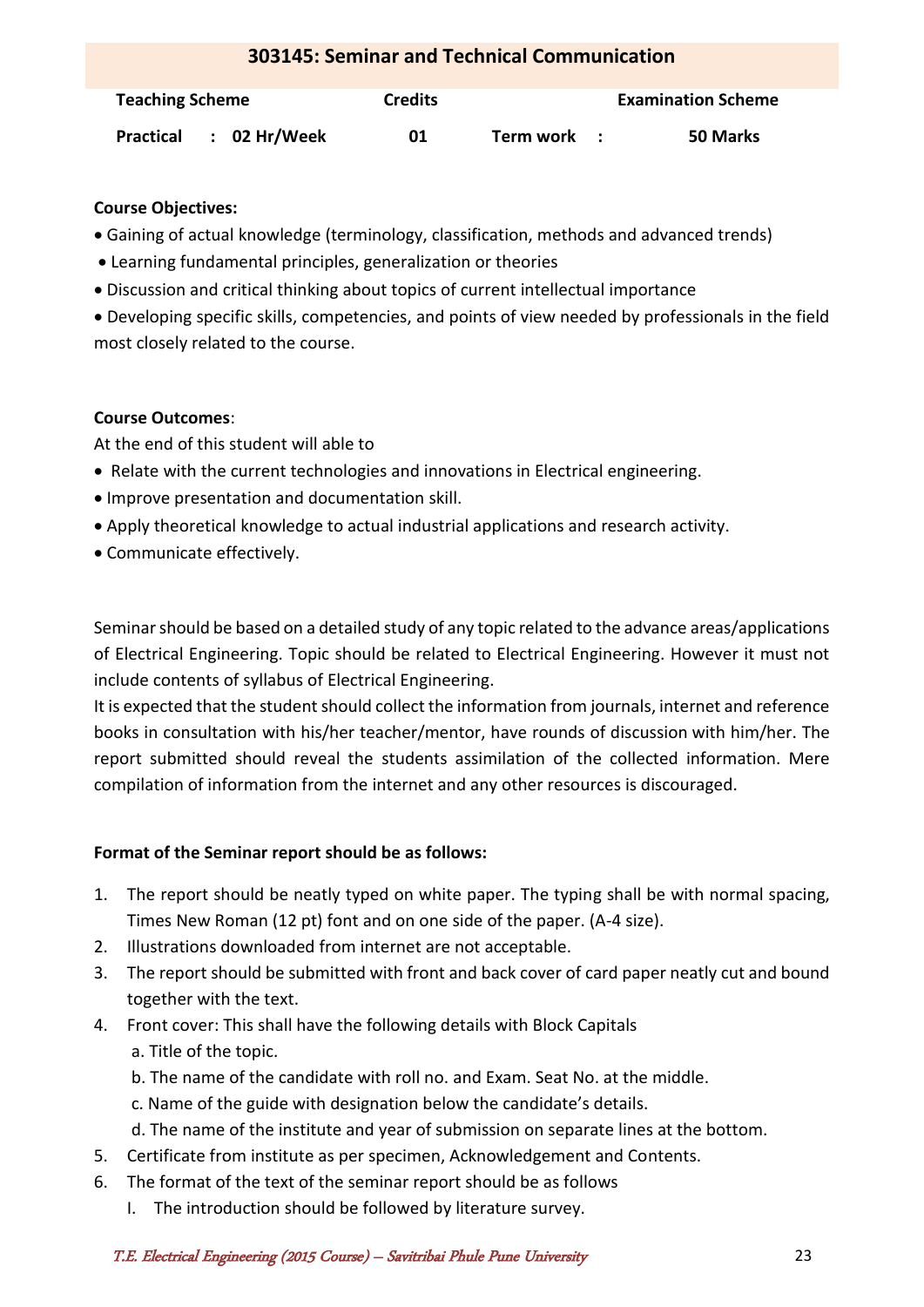## 303145: Seminar and Technical Communication

| Teaching Scheme | Credits | Examination Scheme |
|---|---|---|
| Practical : 02 Hr/Week | 01 | Term work : 50 Marks |

**Course Objectives:**

- Gaining of actual knowledge (terminology, classification, methods and advanced trends)
- Learning fundamental principles, generalization or theories
- Discussion and critical thinking about topics of current intellectual importance
- Developing specific skills, competencies, and points of view needed by professionals in the field most closely related to the course.

**Course Outcomes**:

At the end of this student will able to

- Relate with the current technologies and innovations in Electrical engineering.
- Improve presentation and documentation skill.
- Apply theoretical knowledge to actual industrial applications and research activity.
- Communicate effectively.

Seminar should be based on a detailed study of any topic related to the advance areas/applications of Electrical Engineering. Topic should be related to Electrical Engineering. However it must not include contents of syllabus of Electrical Engineering.

It is expected that the student should collect the information from journals, internet and reference books in consultation with his/her teacher/mentor, have rounds of discussion with him/her. The report submitted should reveal the students assimilation of the collected information. Mere compilation of information from the internet and any other resources is discouraged.

**Format of the Seminar report should be as follows:**

1. The report should be neatly typed on white paper. The typing shall be with normal spacing, Times New Roman (12 pt) font and on one side of the paper. (A-4 size).
2. Illustrations downloaded from internet are not acceptable.
3. The report should be submitted with front and back cover of card paper neatly cut and bound together with the text.
4. Front cover: This shall have the following details with Block Capitals
   a. Title of the topic.
   b. The name of the candidate with roll no. and Exam. Seat No. at the middle.
   c. Name of the guide with designation below the candidate's details.
   d. The name of the institute and year of submission on separate lines at the bottom.
5. Certificate from institute as per specimen, Acknowledgement and Contents.
6. The format of the text of the seminar report should be as follows
   I. The introduction should be followed by literature survey.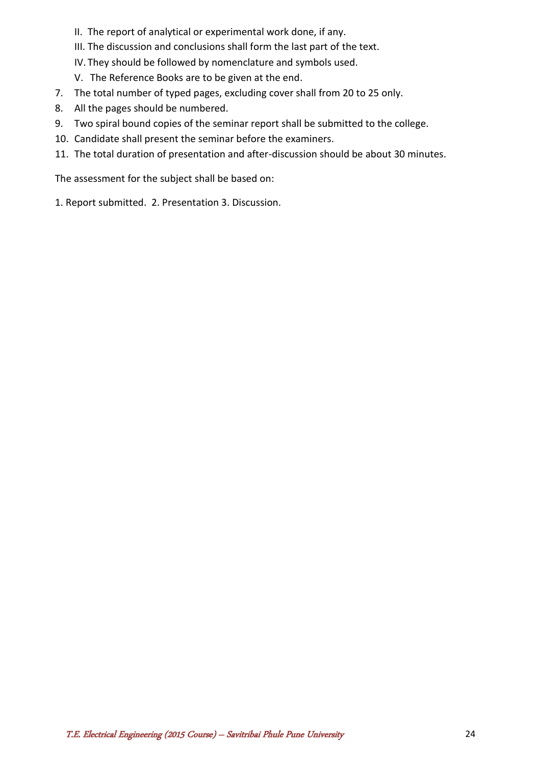II. The report of analytical or experimental work done, if any.
   III. The discussion and conclusions shall form the last part of the text.
   IV. They should be followed by nomenclature and symbols used.
   V. The Reference Books are to be given at the end.
7. The total number of typed pages, excluding cover shall from 20 to 25 only.
8. All the pages should be numbered.
9. Two spiral bound copies of the seminar report shall be submitted to the college.
10. Candidate shall present the seminar before the examiners.
11. The total duration of presentation and after-discussion should be about 30 minutes.

The assessment for the subject shall be based on:

1. Report submitted. 2. Presentation 3. Discussion.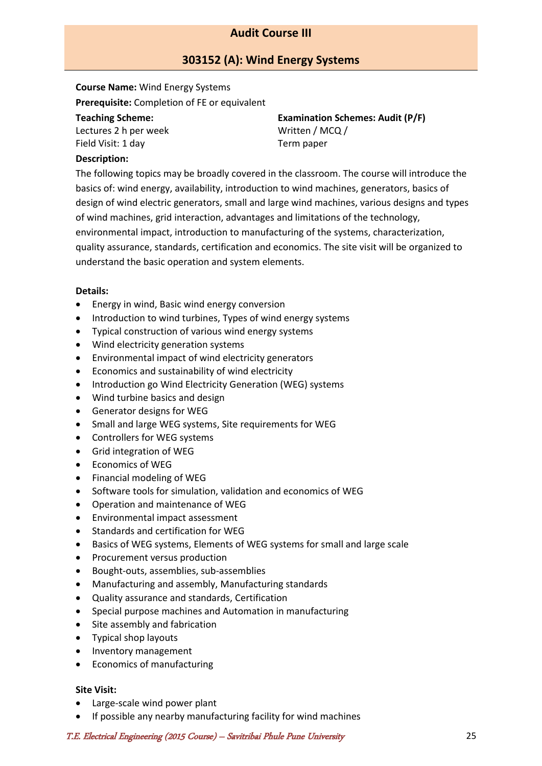## Audit Course III

## 303152 (A): Wind Energy Systems

**Course Name:** Wind Energy Systems

**Prerequisite:** Completion of FE or equivalent

**Teaching Scheme:**
Lectures 2 h per week
Field Visit: 1 day

**Examination Schemes: Audit (P/F)**
Written / MCQ /
Term paper

**Description:**

The following topics may be broadly covered in the classroom. The course will introduce the basics of: wind energy, availability, introduction to wind machines, generators, basics of design of wind electric generators, small and large wind machines, various designs and types of wind machines, grid interaction, advantages and limitations of the technology, environmental impact, introduction to manufacturing of the systems, characterization, quality assurance, standards, certification and economics. The site visit will be organized to understand the basic operation and system elements.

**Details:**

- Energy in wind, Basic wind energy conversion
- Introduction to wind turbines, Types of wind energy systems
- Typical construction of various wind energy systems
- Wind electricity generation systems
- Environmental impact of wind electricity generators
- Economics and sustainability of wind electricity
- Introduction go Wind Electricity Generation (WEG) systems
- Wind turbine basics and design
- Generator designs for WEG
- Small and large WEG systems, Site requirements for WEG
- Controllers for WEG systems
- Grid integration of WEG
- Economics of WEG
- Financial modeling of WEG
- Software tools for simulation, validation and economics of WEG
- Operation and maintenance of WEG
- Environmental impact assessment
- Standards and certification for WEG
- Basics of WEG systems, Elements of WEG systems for small and large scale
- Procurement versus production
- Bought-outs, assemblies, sub-assemblies
- Manufacturing and assembly, Manufacturing standards
- Quality assurance and standards, Certification
- Special purpose machines and Automation in manufacturing
- Site assembly and fabrication
- Typical shop layouts
- Inventory management
- Economics of manufacturing

**Site Visit:**

- Large-scale wind power plant
- If possible any nearby manufacturing facility for wind machines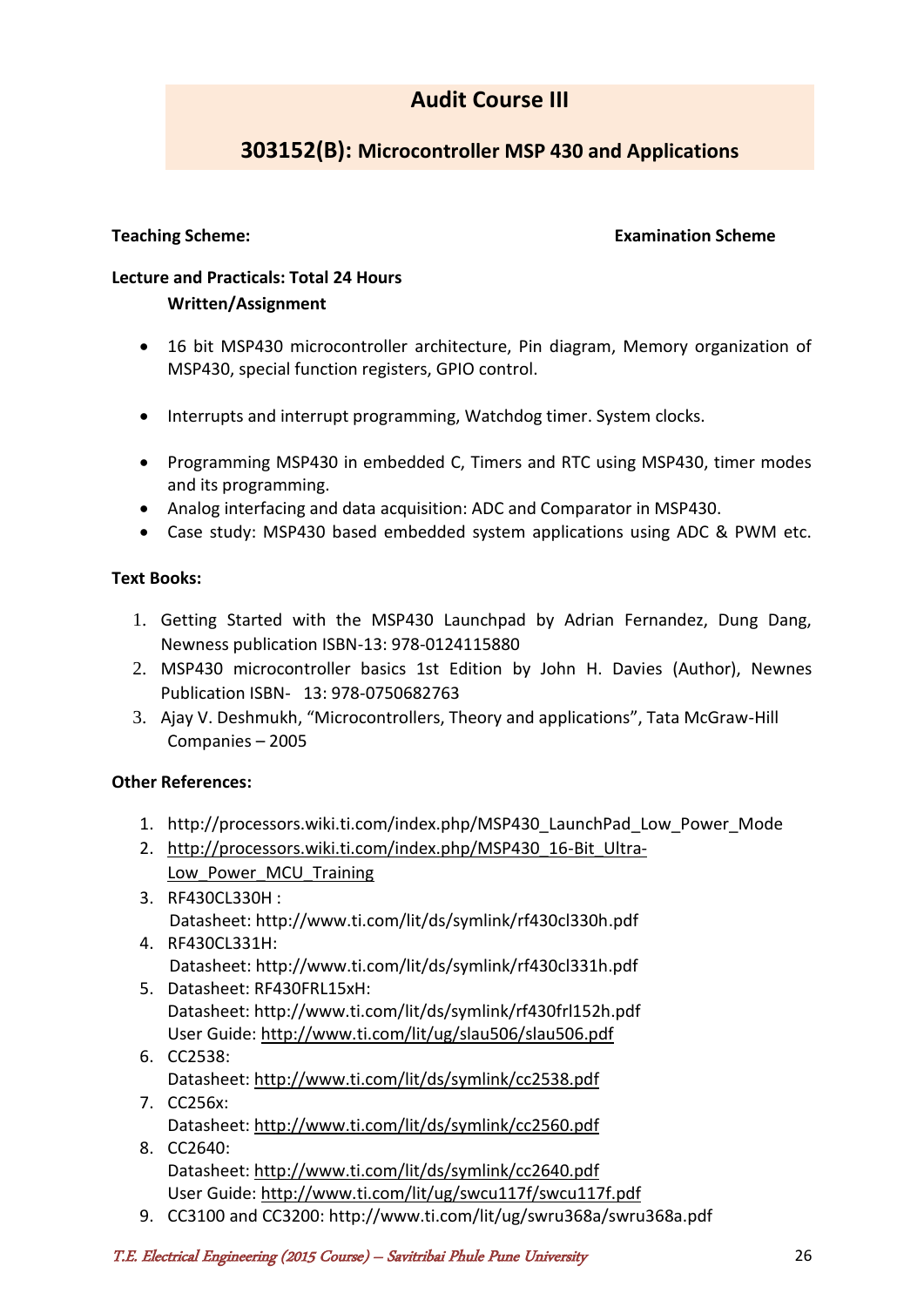# Audit Course III

## 303152(B): Microcontroller MSP 430 and Applications

**Teaching Scheme:** **Examination Scheme**

**Lecture and Practicals: Total 24 Hours**
**Written/Assignment**

- 16 bit MSP430 microcontroller architecture, Pin diagram, Memory organization of MSP430, special function registers, GPIO control.
- Interrupts and interrupt programming, Watchdog timer. System clocks.
- Programming MSP430 in embedded C, Timers and RTC using MSP430, timer modes and its programming.
- Analog interfacing and data acquisition: ADC and Comparator in MSP430.
- Case study: MSP430 based embedded system applications using ADC & PWM etc.

**Text Books:**

1. Getting Started with the MSP430 Launchpad by Adrian Fernandez, Dung Dang, Newness publication ISBN-13: 978-0124115880
2. MSP430 microcontroller basics 1st Edition by John H. Davies (Author), Newnes Publication ISBN- 13: 978-0750682763
3. Ajay V. Deshmukh, "Microcontrollers, Theory and applications", Tata McGraw-Hill Companies – 2005

**Other References:**

1. http://processors.wiki.ti.com/index.php/MSP430_LaunchPad_Low_Power_Mode
2. http://processors.wiki.ti.com/index.php/MSP430_16-Bit_Ultra-Low_Power_MCU_Training
3. RF430CL330H :
   Datasheet: http://www.ti.com/lit/ds/symlink/rf430cl330h.pdf
4. RF430CL331H:
   Datasheet: http://www.ti.com/lit/ds/symlink/rf430cl331h.pdf
5. Datasheet: RF430FRL15xH:
   Datasheet: http://www.ti.com/lit/ds/symlink/rf430frl152h.pdf
   User Guide: http://www.ti.com/lit/ug/slau506/slau506.pdf
6. CC2538:
   Datasheet: http://www.ti.com/lit/ds/symlink/cc2538.pdf
7. CC256x:
   Datasheet: http://www.ti.com/lit/ds/symlink/cc2560.pdf
8. CC2640:
   Datasheet: http://www.ti.com/lit/ds/symlink/cc2640.pdf
   User Guide: http://www.ti.com/lit/ug/swcu117f/swcu117f.pdf
9. CC3100 and CC3200: http://www.ti.com/lit/ug/swru368a/swru368a.pdf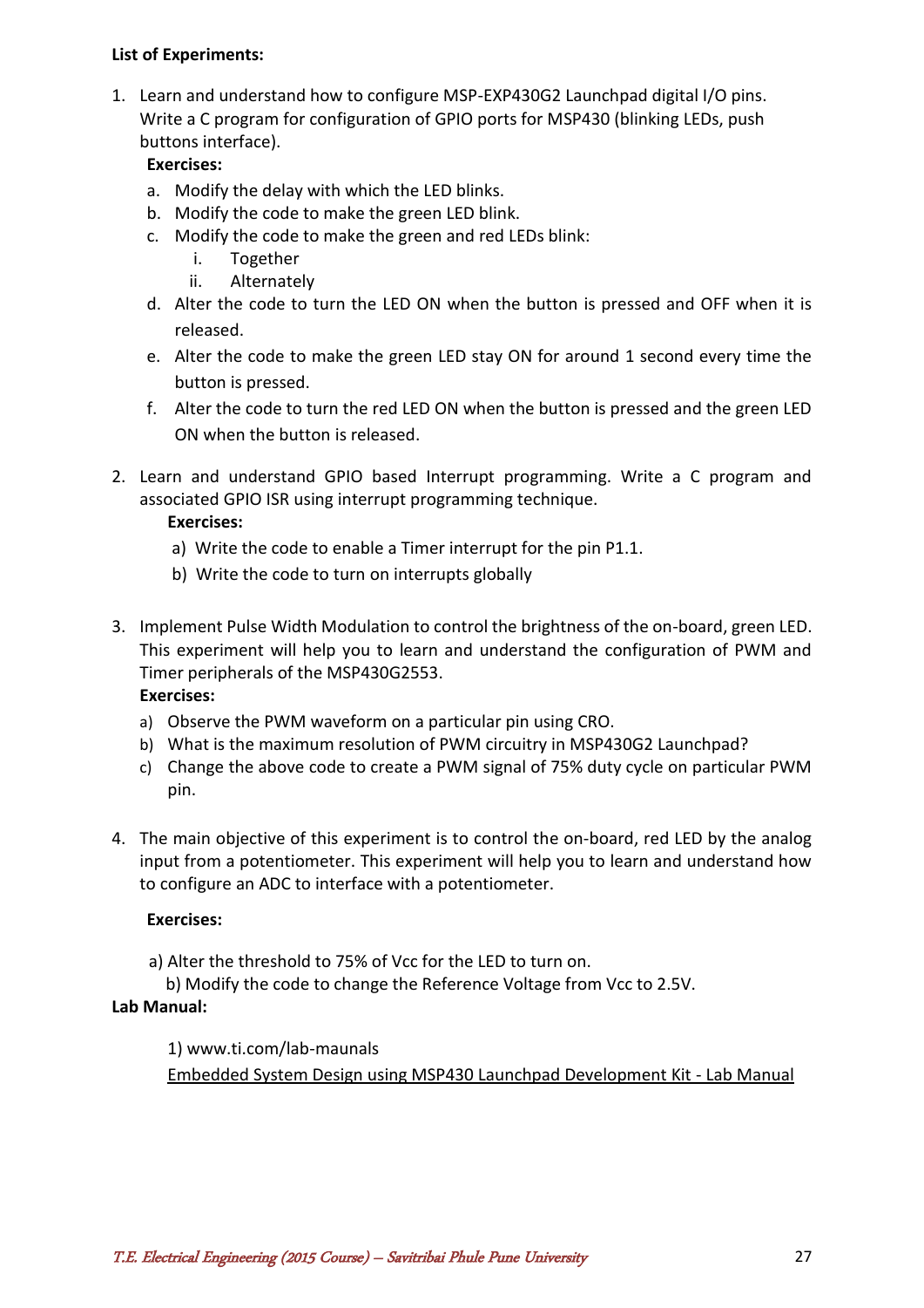**List of Experiments:**

1. Learn and understand how to configure MSP-EXP430G2 Launchpad digital I/O pins. Write a C program for configuration of GPIO ports for MSP430 (blinking LEDs, push buttons interface).

   **Exercises:**

   a. Modify the delay with which the LED blinks.
   b. Modify the code to make the green LED blink.
   c. Modify the code to make the green and red LEDs blink:
      i. Together
      ii. Alternately
   d. Alter the code to turn the LED ON when the button is pressed and OFF when it is released.
   e. Alter the code to make the green LED stay ON for around 1 second every time the button is pressed.
   f. Alter the code to turn the red LED ON when the button is pressed and the green LED ON when the button is released.

2. Learn and understand GPIO based Interrupt programming. Write a C program and associated GPIO ISR using interrupt programming technique.

   **Exercises:**

   a) Write the code to enable a Timer interrupt for the pin P1.1.
   b) Write the code to turn on interrupts globally

3. Implement Pulse Width Modulation to control the brightness of the on-board, green LED. This experiment will help you to learn and understand the configuration of PWM and Timer peripherals of the MSP430G2553.

   **Exercises:**

   a) Observe the PWM waveform on a particular pin using CRO.
   b) What is the maximum resolution of PWM circuitry in MSP430G2 Launchpad?
   c) Change the above code to create a PWM signal of 75% duty cycle on particular PWM pin.

4. The main objective of this experiment is to control the on-board, red LED by the analog input from a potentiometer. This experiment will help you to learn and understand how to configure an ADC to interface with a potentiometer.

   **Exercises:**

   a) Alter the threshold to 75% of Vcc for the LED to turn on.
   b) Modify the code to change the Reference Voltage from Vcc to 2.5V.

**Lab Manual:**

1) www.ti.com/lab-maunals
Embedded System Design using MSP430 Launchpad Development Kit - Lab Manual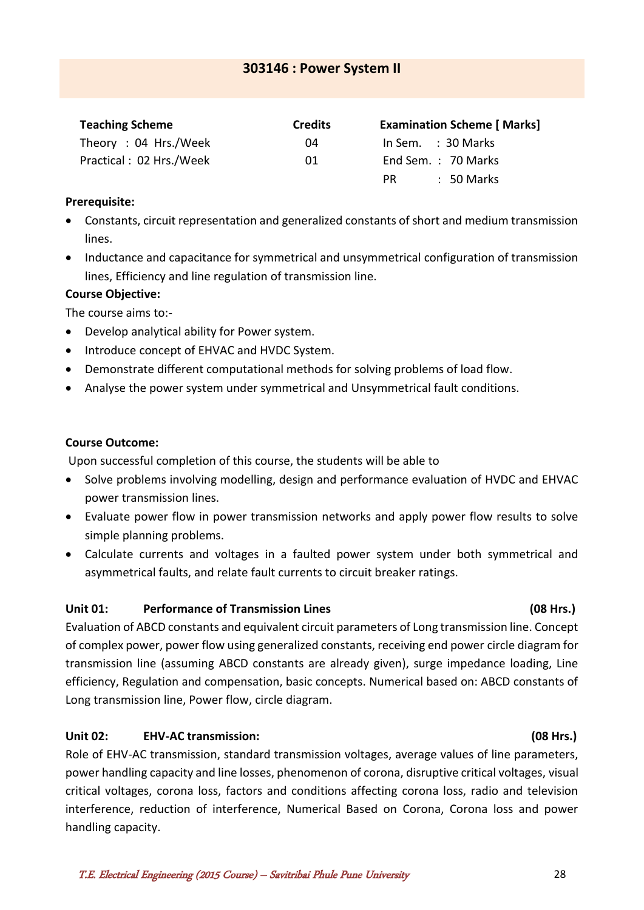## 303146 : Power System II

| Teaching Scheme | Credits | Examination Scheme [ Marks] |
|---|---|---|
| Theory : 04 Hrs./Week | 04 | In Sem. : 30 Marks |
| Practical : 02 Hrs./Week | 01 | End Sem. : 70 Marks |
| | | PR : 50 Marks |

**Prerequisite:**

- Constants, circuit representation and generalized constants of short and medium transmission lines.
- Inductance and capacitance for symmetrical and unsymmetrical configuration of transmission lines, Efficiency and line regulation of transmission line.

**Course Objective:**

The course aims to:-

- Develop analytical ability for Power system.
- Introduce concept of EHVAC and HVDC System.
- Demonstrate different computational methods for solving problems of load flow.
- Analyse the power system under symmetrical and Unsymmetrical fault conditions.

**Course Outcome:**

Upon successful completion of this course, the students will be able to

- Solve problems involving modelling, design and performance evaluation of HVDC and EHVAC power transmission lines.
- Evaluate power flow in power transmission networks and apply power flow results to solve simple planning problems.
- Calculate currents and voltages in a faulted power system under both symmetrical and asymmetrical faults, and relate fault currents to circuit breaker ratings.

**Unit 01: Performance of Transmission Lines (08 Hrs.)**

Evaluation of ABCD constants and equivalent circuit parameters of Long transmission line. Concept of complex power, power flow using generalized constants, receiving end power circle diagram for transmission line (assuming ABCD constants are already given), surge impedance loading, Line efficiency, Regulation and compensation, basic concepts. Numerical based on: ABCD constants of Long transmission line, Power flow, circle diagram.

**Unit 02: EHV-AC transmission: (08 Hrs.)**

Role of EHV-AC transmission, standard transmission voltages, average values of line parameters, power handling capacity and line losses, phenomenon of corona, disruptive critical voltages, visual critical voltages, corona loss, factors and conditions affecting corona loss, radio and television interference, reduction of interference, Numerical Based on Corona, Corona loss and power handling capacity.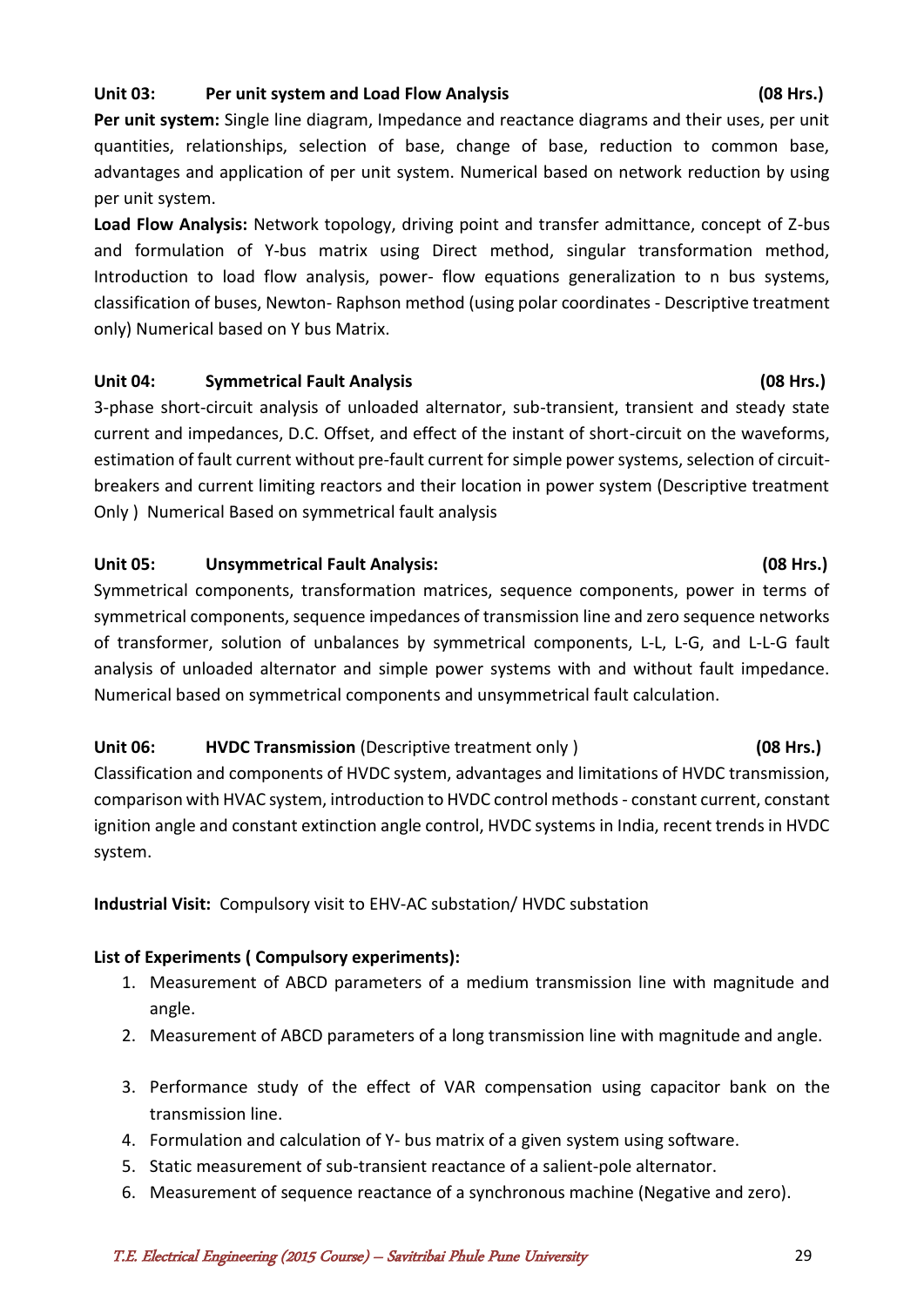**Unit 03: Per unit system and Load Flow Analysis (08 Hrs.)**

**Per unit system:** Single line diagram, Impedance and reactance diagrams and their uses, per unit quantities, relationships, selection of base, change of base, reduction to common base, advantages and application of per unit system. Numerical based on network reduction by using per unit system.

**Load Flow Analysis:** Network topology, driving point and transfer admittance, concept of Z-bus and formulation of Y-bus matrix using Direct method, singular transformation method, Introduction to load flow analysis, power- flow equations generalization to n bus systems, classification of buses, Newton- Raphson method (using polar coordinates - Descriptive treatment only) Numerical based on Y bus Matrix.

**Unit 04: Symmetrical Fault Analysis (08 Hrs.)**

3-phase short-circuit analysis of unloaded alternator, sub-transient, transient and steady state current and impedances, D.C. Offset, and effect of the instant of short-circuit on the waveforms, estimation of fault current without pre-fault current for simple power systems, selection of circuit-breakers and current limiting reactors and their location in power system (Descriptive treatment Only ) Numerical Based on symmetrical fault analysis

**Unit 05: Unsymmetrical Fault Analysis: (08 Hrs.)**

Symmetrical components, transformation matrices, sequence components, power in terms of symmetrical components, sequence impedances of transmission line and zero sequence networks of transformer, solution of unbalances by symmetrical components, L-L, L-G, and L-L-G fault analysis of unloaded alternator and simple power systems with and without fault impedance. Numerical based on symmetrical components and unsymmetrical fault calculation.

**Unit 06: HVDC Transmission** (Descriptive treatment only ) **(08 Hrs.)**

Classification and components of HVDC system, advantages and limitations of HVDC transmission, comparison with HVAC system, introduction to HVDC control methods - constant current, constant ignition angle and constant extinction angle control, HVDC systems in India, recent trends in HVDC system.

**Industrial Visit:** Compulsory visit to EHV-AC substation/ HVDC substation

**List of Experiments ( Compulsory experiments):**

1. Measurement of ABCD parameters of a medium transmission line with magnitude and angle.
2. Measurement of ABCD parameters of a long transmission line with magnitude and angle.
3. Performance study of the effect of VAR compensation using capacitor bank on the transmission line.
4. Formulation and calculation of Y- bus matrix of a given system using software.
5. Static measurement of sub-transient reactance of a salient-pole alternator.
6. Measurement of sequence reactance of a synchronous machine (Negative and zero).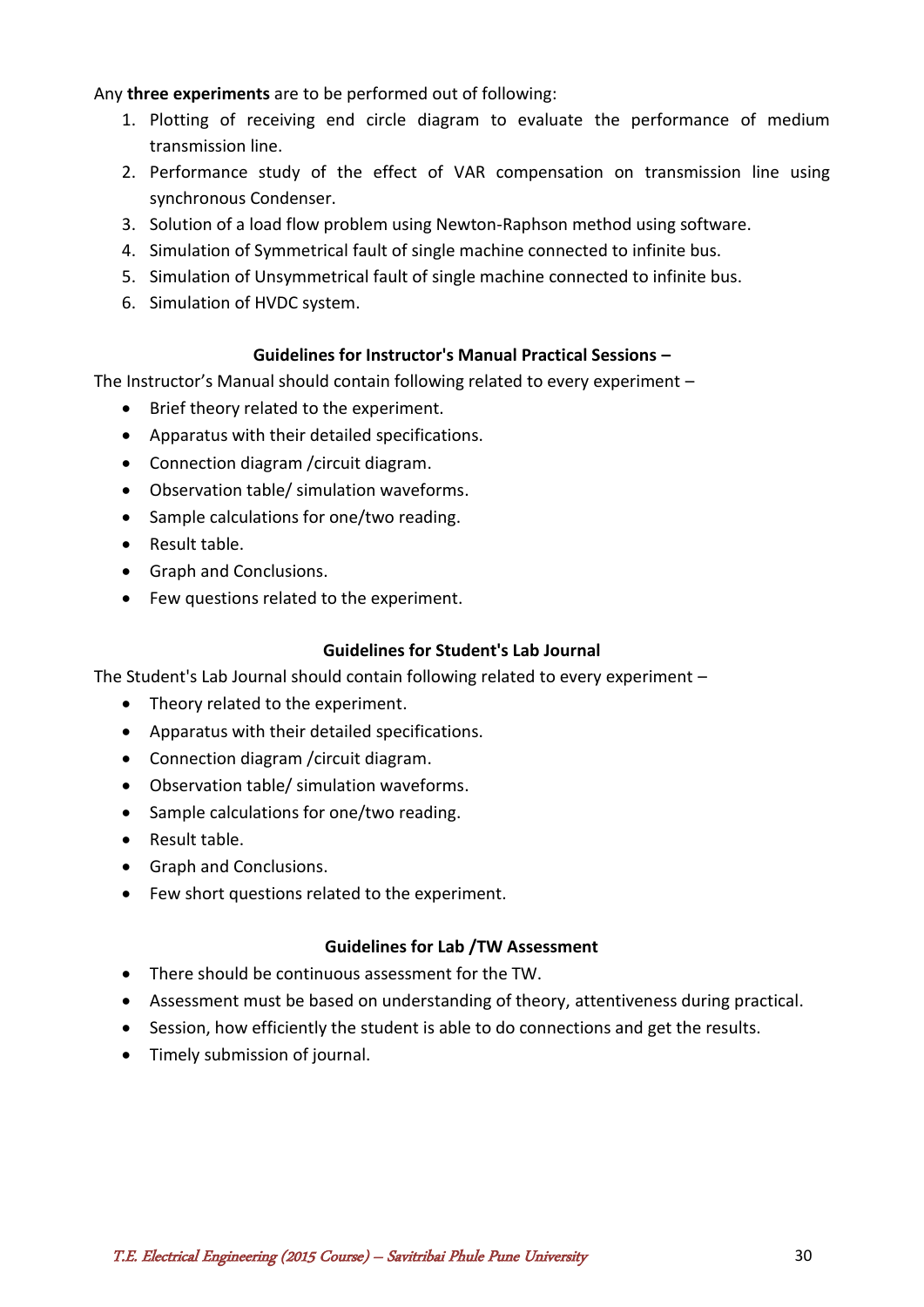Any **three experiments** are to be performed out of following:

1. Plotting of receiving end circle diagram to evaluate the performance of medium transmission line.
2. Performance study of the effect of VAR compensation on transmission line using synchronous Condenser.
3. Solution of a load flow problem using Newton-Raphson method using software.
4. Simulation of Symmetrical fault of single machine connected to infinite bus.
5. Simulation of Unsymmetrical fault of single machine connected to infinite bus.
6. Simulation of HVDC system.

### Guidelines for Instructor's Manual Practical Sessions –

The Instructor's Manual should contain following related to every experiment –

- Brief theory related to the experiment.
- Apparatus with their detailed specifications.
- Connection diagram /circuit diagram.
- Observation table/ simulation waveforms.
- Sample calculations for one/two reading.
- Result table.
- Graph and Conclusions.
- Few questions related to the experiment.

### Guidelines for Student's Lab Journal

The Student's Lab Journal should contain following related to every experiment –

- Theory related to the experiment.
- Apparatus with their detailed specifications.
- Connection diagram /circuit diagram.
- Observation table/ simulation waveforms.
- Sample calculations for one/two reading.
- Result table.
- Graph and Conclusions.
- Few short questions related to the experiment.

### Guidelines for Lab /TW Assessment

- There should be continuous assessment for the TW.
- Assessment must be based on understanding of theory, attentiveness during practical.
- Session, how efficiently the student is able to do connections and get the results.
- Timely submission of journal.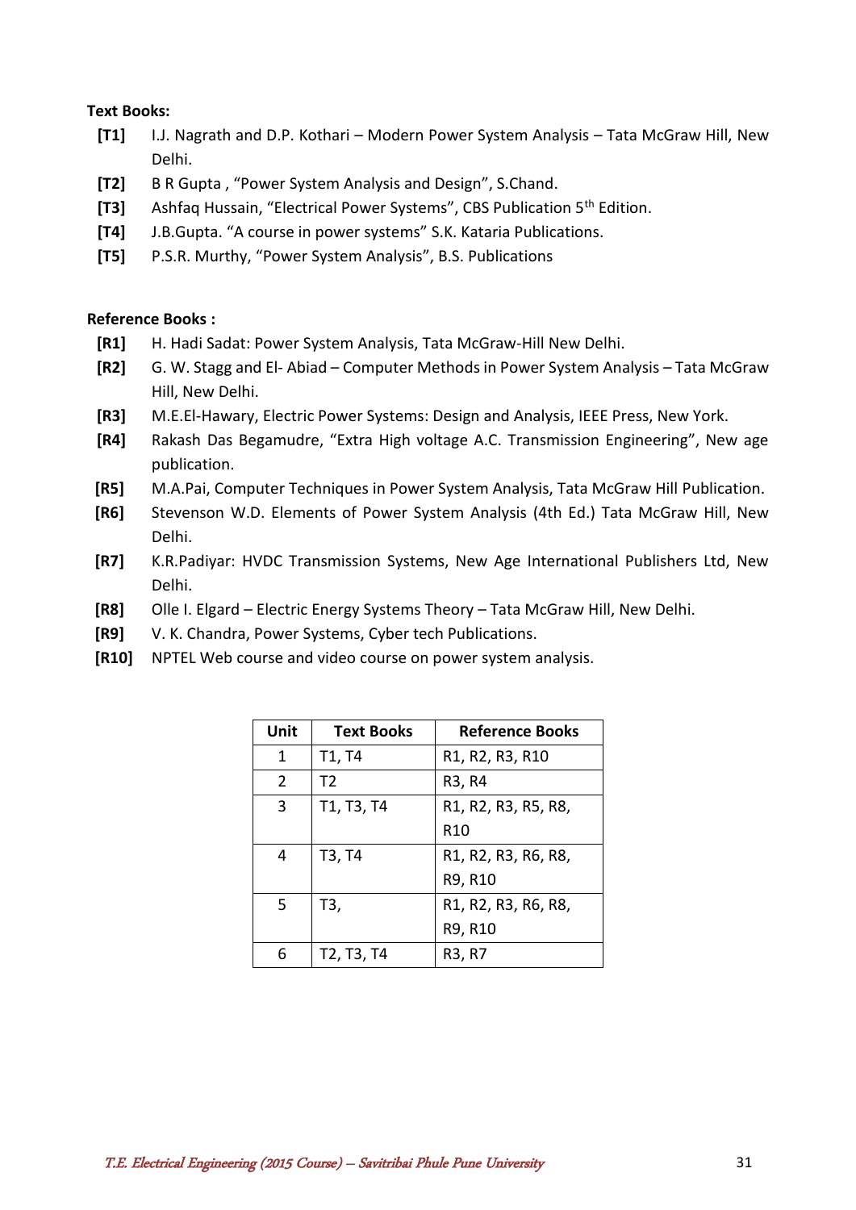**Text Books:**

- **[T1]** I.J. Nagrath and D.P. Kothari – Modern Power System Analysis – Tata McGraw Hill, New Delhi.
- **[T2]** B R Gupta , "Power System Analysis and Design", S.Chand.
- **[T3]** Ashfaq Hussain, "Electrical Power Systems", CBS Publication 5th Edition.
- **[T4]** J.B.Gupta. "A course in power systems" S.K. Kataria Publications.
- **[T5]** P.S.R. Murthy, "Power System Analysis", B.S. Publications

**Reference Books :**

- **[R1]** H. Hadi Sadat: Power System Analysis, Tata McGraw-Hill New Delhi.
- **[R2]** G. W. Stagg and El- Abiad – Computer Methods in Power System Analysis – Tata McGraw Hill, New Delhi.
- **[R3]** M.E.El-Hawary, Electric Power Systems: Design and Analysis, IEEE Press, New York.
- **[R4]** Rakash Das Begamudre, "Extra High voltage A.C. Transmission Engineering", New age publication.
- **[R5]** M.A.Pai, Computer Techniques in Power System Analysis, Tata McGraw Hill Publication.
- **[R6]** Stevenson W.D. Elements of Power System Analysis (4th Ed.) Tata McGraw Hill, New Delhi.
- **[R7]** K.R.Padiyar: HVDC Transmission Systems, New Age International Publishers Ltd, New Delhi.
- **[R8]** Olle I. Elgard – Electric Energy Systems Theory – Tata McGraw Hill, New Delhi.
- **[R9]** V. K. Chandra, Power Systems, Cyber tech Publications.
- **[R10]** NPTEL Web course and video course on power system analysis.

| Unit | Text Books | Reference Books |
|---|---|---|
| 1 | T1, T4 | R1, R2, R3, R10 |
| 2 | T2 | R3, R4 |
| 3 | T1, T3, T4 | R1, R2, R3, R5, R8, R10 |
| 4 | T3, T4 | R1, R2, R3, R6, R8, R9, R10 |
| 5 | T3, | R1, R2, R3, R6, R8, R9, R10 |
| 6 | T2, T3, T4 | R3, R7 |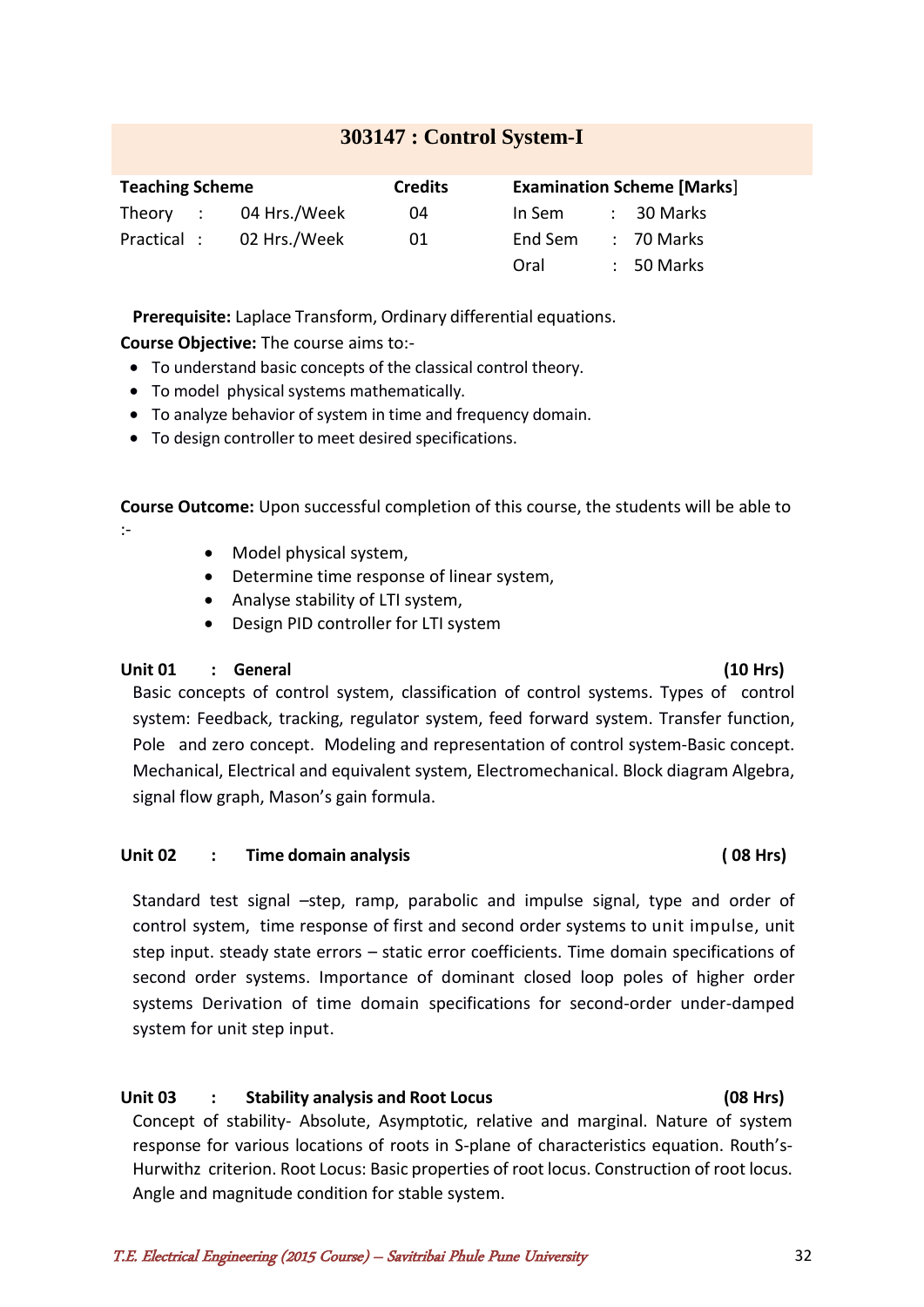## 303147 : Control System-I

| Teaching Scheme | | Credits | Examination Scheme [Marks] | |
|---|---|---|---|---|
| Theory : | 04 Hrs./Week | 04 | In Sem | : 30 Marks |
| Practical : | 02 Hrs./Week | 01 | End Sem | : 70 Marks |
| | | | Oral | : 50 Marks |

**Prerequisite:** Laplace Transform, Ordinary differential equations.

**Course Objective:** The course aims to:-

- To understand basic concepts of the classical control theory.
- To model physical systems mathematically.
- To analyze behavior of system in time and frequency domain.
- To design controller to meet desired specifications.

**Course Outcome:** Upon successful completion of this course, the students will be able to :-

- Model physical system,
- Determine time response of linear system,
- Analyse stability of LTI system,
- Design PID controller for LTI system

**Unit 01 : General (10 Hrs)**

Basic concepts of control system, classification of control systems. Types of control system: Feedback, tracking, regulator system, feed forward system. Transfer function, Pole and zero concept. Modeling and representation of control system-Basic concept. Mechanical, Electrical and equivalent system, Electromechanical. Block diagram Algebra, signal flow graph, Mason's gain formula.

**Unit 02 : Time domain analysis ( 08 Hrs)**

Standard test signal –step, ramp, parabolic and impulse signal, type and order of control system, time response of first and second order systems to unit impulse, unit step input. steady state errors – static error coefficients. Time domain specifications of second order systems. Importance of dominant closed loop poles of higher order systems Derivation of time domain specifications for second-order under-damped system for unit step input.

**Unit 03 : Stability analysis and Root Locus (08 Hrs)**

Concept of stability- Absolute, Asymptotic, relative and marginal. Nature of system response for various locations of roots in S-plane of characteristics equation. Routh's-Hurwithz criterion. Root Locus: Basic properties of root locus. Construction of root locus. Angle and magnitude condition for stable system.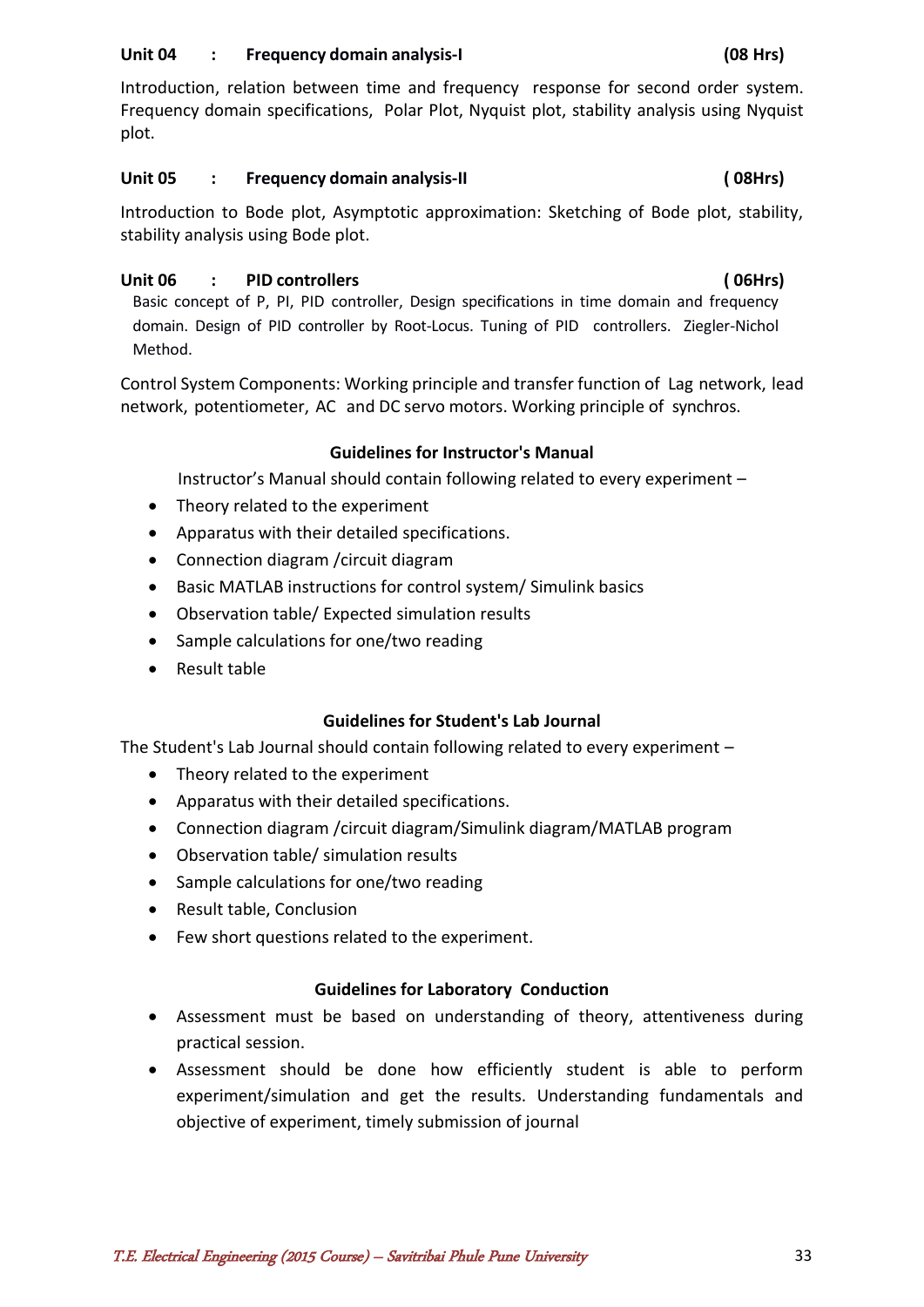**Unit 04 : Frequency domain analysis-I (08 Hrs)**

Introduction, relation between time and frequency response for second order system. Frequency domain specifications, Polar Plot, Nyquist plot, stability analysis using Nyquist plot.

**Unit 05 : Frequency domain analysis-II ( 08Hrs)**

Introduction to Bode plot, Asymptotic approximation: Sketching of Bode plot, stability, stability analysis using Bode plot.

**Unit 06 : PID controllers ( 06Hrs)**

Basic concept of P, PI, PID controller, Design specifications in time domain and frequency domain. Design of PID controller by Root-Locus. Tuning of PID controllers. Ziegler-Nichol Method.

Control System Components: Working principle and transfer function of Lag network, lead network, potentiometer, AC and DC servo motors. Working principle of synchros.

### Guidelines for Instructor's Manual

Instructor's Manual should contain following related to every experiment –

- Theory related to the experiment
- Apparatus with their detailed specifications.
- Connection diagram /circuit diagram
- Basic MATLAB instructions for control system/ Simulink basics
- Observation table/ Expected simulation results
- Sample calculations for one/two reading
- Result table

### Guidelines for Student's Lab Journal

The Student's Lab Journal should contain following related to every experiment –

- Theory related to the experiment
- Apparatus with their detailed specifications.
- Connection diagram /circuit diagram/Simulink diagram/MATLAB program
- Observation table/ simulation results
- Sample calculations for one/two reading
- Result table, Conclusion
- Few short questions related to the experiment.

### Guidelines for Laboratory Conduction

- Assessment must be based on understanding of theory, attentiveness during practical session.
- Assessment should be done how efficiently student is able to perform experiment/simulation and get the results. Understanding fundamentals and objective of experiment, timely submission of journal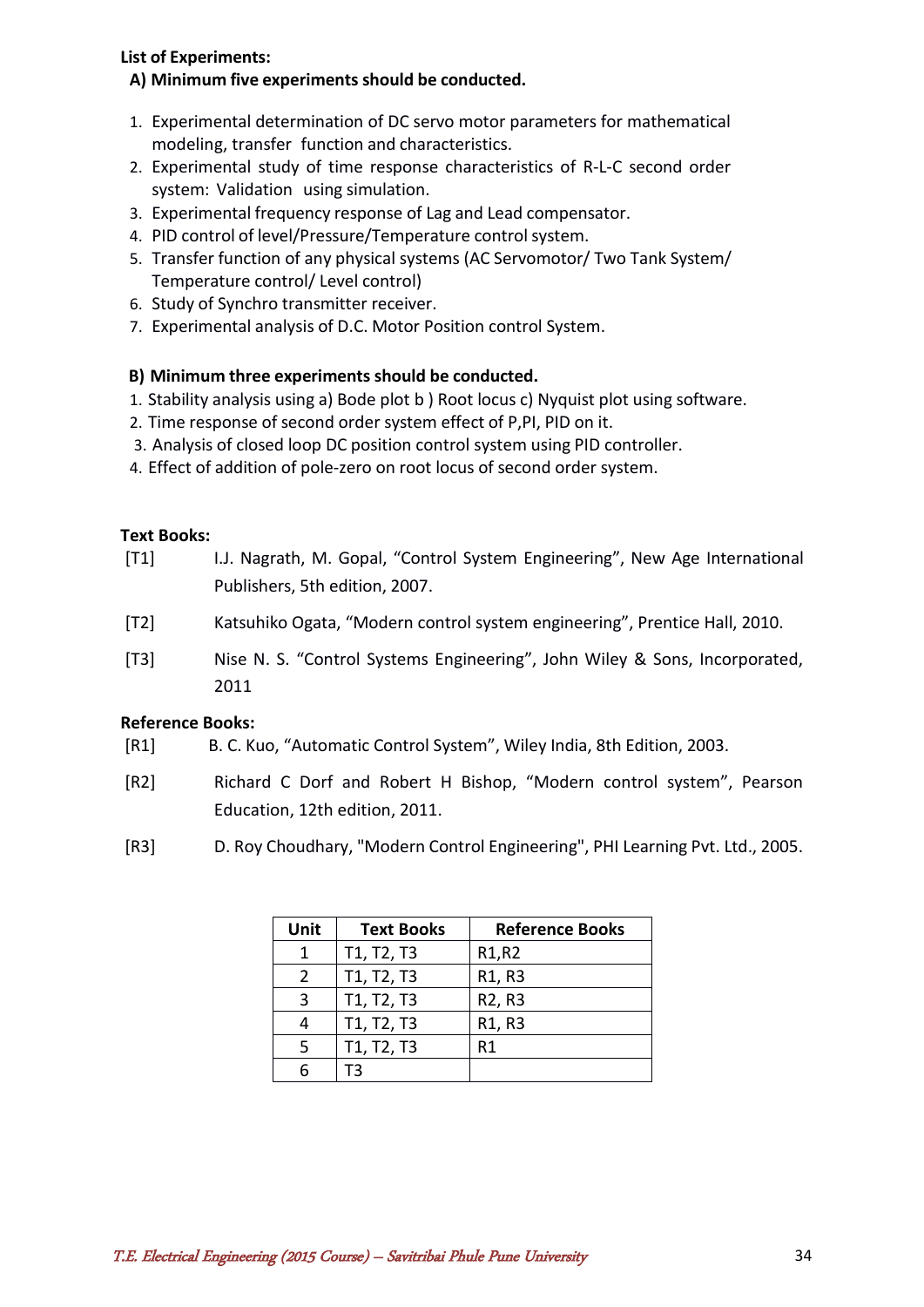**List of Experiments:**

**A) Minimum five experiments should be conducted.**

1. Experimental determination of DC servo motor parameters for mathematical modeling, transfer function and characteristics.
2. Experimental study of time response characteristics of R-L-C second order system: Validation using simulation.
3. Experimental frequency response of Lag and Lead compensator.
4. PID control of level/Pressure/Temperature control system.
5. Transfer function of any physical systems (AC Servomotor/ Two Tank System/ Temperature control/ Level control)
6. Study of Synchro transmitter receiver.
7. Experimental analysis of D.C. Motor Position control System.

**B) Minimum three experiments should be conducted.**

1. Stability analysis using a) Bode plot b ) Root locus c) Nyquist plot using software.
2. Time response of second order system effect of P,PI, PID on it.
3. Analysis of closed loop DC position control system using PID controller.
4. Effect of addition of pole-zero on root locus of second order system.

**Text Books:**

[T1] I.J. Nagrath, M. Gopal, "Control System Engineering", New Age International Publishers, 5th edition, 2007.

[T2] Katsuhiko Ogata, "Modern control system engineering", Prentice Hall, 2010.

[T3] Nise N. S. "Control Systems Engineering", John Wiley & Sons, Incorporated, 2011

**Reference Books:**

[R1] B. C. Kuo, "Automatic Control System", Wiley India, 8th Edition, 2003.

[R2] Richard C Dorf and Robert H Bishop, "Modern control system", Pearson Education, 12th edition, 2011.

[R3] D. Roy Choudhary, "Modern Control Engineering", PHI Learning Pvt. Ltd., 2005.

| Unit | Text Books | Reference Books |
|---|---|---|
| 1 | T1, T2, T3 | R1,R2 |
| 2 | T1, T2, T3 | R1, R3 |
| 3 | T1, T2, T3 | R2, R3 |
| 4 | T1, T2, T3 | R1, R3 |
| 5 | T1, T2, T3 | R1 |
| 6 | T3 | |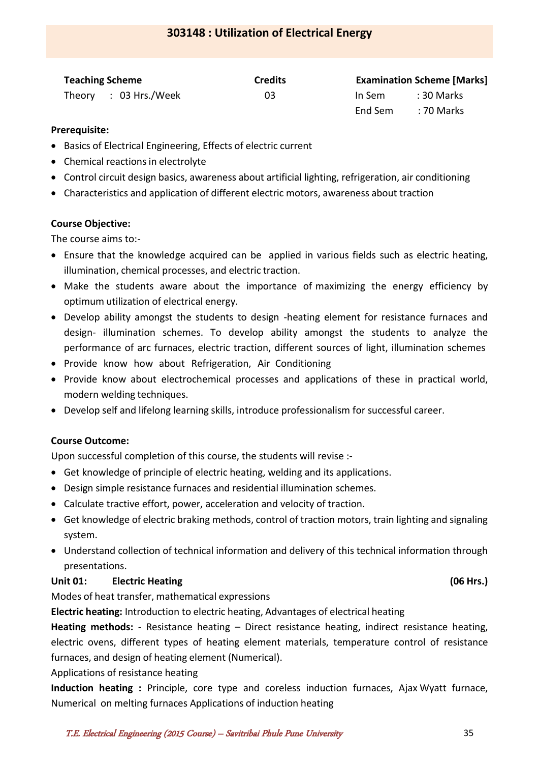# 303148 : Utilization of Electrical Energy

| Teaching Scheme | Credits | Examination Scheme [Marks] |
|---|---|---|
| Theory : 03 Hrs./Week | 03 | In Sem : 30 Marks |
| | | End Sem : 70 Marks |

**Prerequisite:**

- Basics of Electrical Engineering, Effects of electric current
- Chemical reactions in electrolyte
- Control circuit design basics, awareness about artificial lighting, refrigeration, air conditioning
- Characteristics and application of different electric motors, awareness about traction

**Course Objective:**

The course aims to:-

- Ensure that the knowledge acquired can be applied in various fields such as electric heating, illumination, chemical processes, and electric traction.
- Make the students aware about the importance of maximizing the energy efficiency by optimum utilization of electrical energy.
- Develop ability amongst the students to design -heating element for resistance furnaces and design- illumination schemes. To develop ability amongst the students to analyze the performance of arc furnaces, electric traction, different sources of light, illumination schemes
- Provide know how about Refrigeration, Air Conditioning
- Provide know about electrochemical processes and applications of these in practical world, modern welding techniques.
- Develop self and lifelong learning skills, introduce professionalism for successful career.

**Course Outcome:**

Upon successful completion of this course, the students will revise :-

- Get knowledge of principle of electric heating, welding and its applications.
- Design simple resistance furnaces and residential illumination schemes.
- Calculate tractive effort, power, acceleration and velocity of traction.
- Get knowledge of electric braking methods, control of traction motors, train lighting and signaling system.
- Understand collection of technical information and delivery of this technical information through presentations.

**Unit 01: Electric Heating (06 Hrs.)**

Modes of heat transfer, mathematical expressions

**Electric heating:** Introduction to electric heating, Advantages of electrical heating

**Heating methods:** - Resistance heating – Direct resistance heating, indirect resistance heating, electric ovens, different types of heating element materials, temperature control of resistance furnaces, and design of heating element (Numerical).

Applications of resistance heating

**Induction heating :** Principle, core type and coreless induction furnaces, Ajax Wyatt furnace, Numerical on melting furnaces Applications of induction heating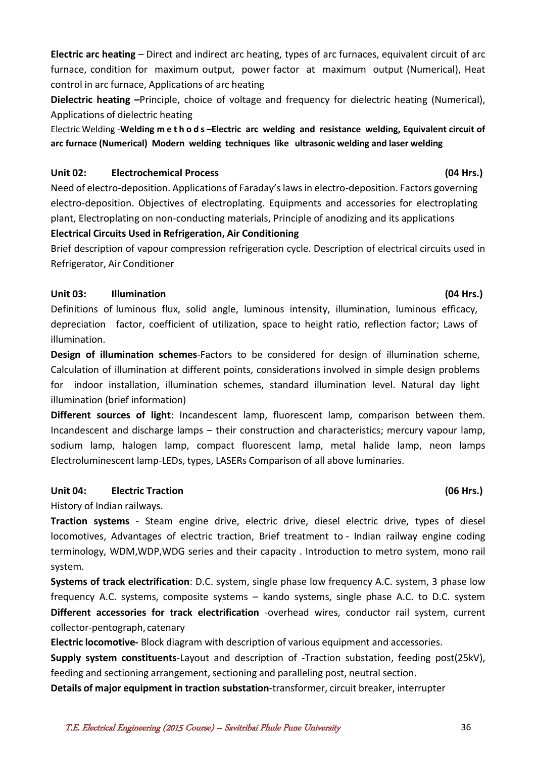**Electric arc heating** – Direct and indirect arc heating, types of arc furnaces, equivalent circuit of arc furnace, condition for maximum output, power factor at maximum output (Numerical), Heat control in arc furnace, Applications of arc heating

**Dielectric heating** –Principle, choice of voltage and frequency for dielectric heating (Numerical), Applications of dielectric heating

Electric Welding -**Welding m e t h o d s –Electric arc welding and resistance welding, Equivalent circuit of arc furnace (Numerical) Modern welding techniques like ultrasonic welding and laser welding**

## Unit 02: Electrochemical Process (04 Hrs.)

Need of electro-deposition. Applications of Faraday's laws in electro-deposition. Factors governing electro-deposition. Objectives of electroplating. Equipments and accessories for electroplating plant, Electroplating on non-conducting materials, Principle of anodizing and its applications

**Electrical Circuits Used in Refrigeration, Air Conditioning**

Brief description of vapour compression refrigeration cycle. Description of electrical circuits used in Refrigerator, Air Conditioner

## Unit 03: Illumination (04 Hrs.)

Definitions of luminous flux, solid angle, luminous intensity, illumination, luminous efficacy, depreciation factor, coefficient of utilization, space to height ratio, reflection factor; Laws of illumination.

**Design of illumination schemes**-Factors to be considered for design of illumination scheme, Calculation of illumination at different points, considerations involved in simple design problems for indoor installation, illumination schemes, standard illumination level. Natural day light illumination (brief information)

**Different sources of light**: Incandescent lamp, fluorescent lamp, comparison between them. Incandescent and discharge lamps – their construction and characteristics; mercury vapour lamp, sodium lamp, halogen lamp, compact fluorescent lamp, metal halide lamp, neon lamps Electroluminescent lamp-LEDs, types, LASERs Comparison of all above luminaries.

## Unit 04: Electric Traction (06 Hrs.)

History of Indian railways.

**Traction systems** - Steam engine drive, electric drive, diesel electric drive, types of diesel locomotives, Advantages of electric traction, Brief treatment to - Indian railway engine coding terminology, WDM,WDP,WDG series and their capacity . Introduction to metro system, mono rail system.

**Systems of track electrification**: D.C. system, single phase low frequency A.C. system, 3 phase low frequency A.C. systems, composite systems – kando systems, single phase A.C. to D.C. system

**Different accessories for track electrification** -overhead wires, conductor rail system, current collector-pentograph, catenary

**Electric locomotive-** Block diagram with description of various equipment and accessories.

**Supply system constituents**-Layout and description of -Traction substation, feeding post(25kV), feeding and sectioning arrangement, sectioning and paralleling post, neutral section.

**Details of major equipment in traction substation**-transformer, circuit breaker, interrupter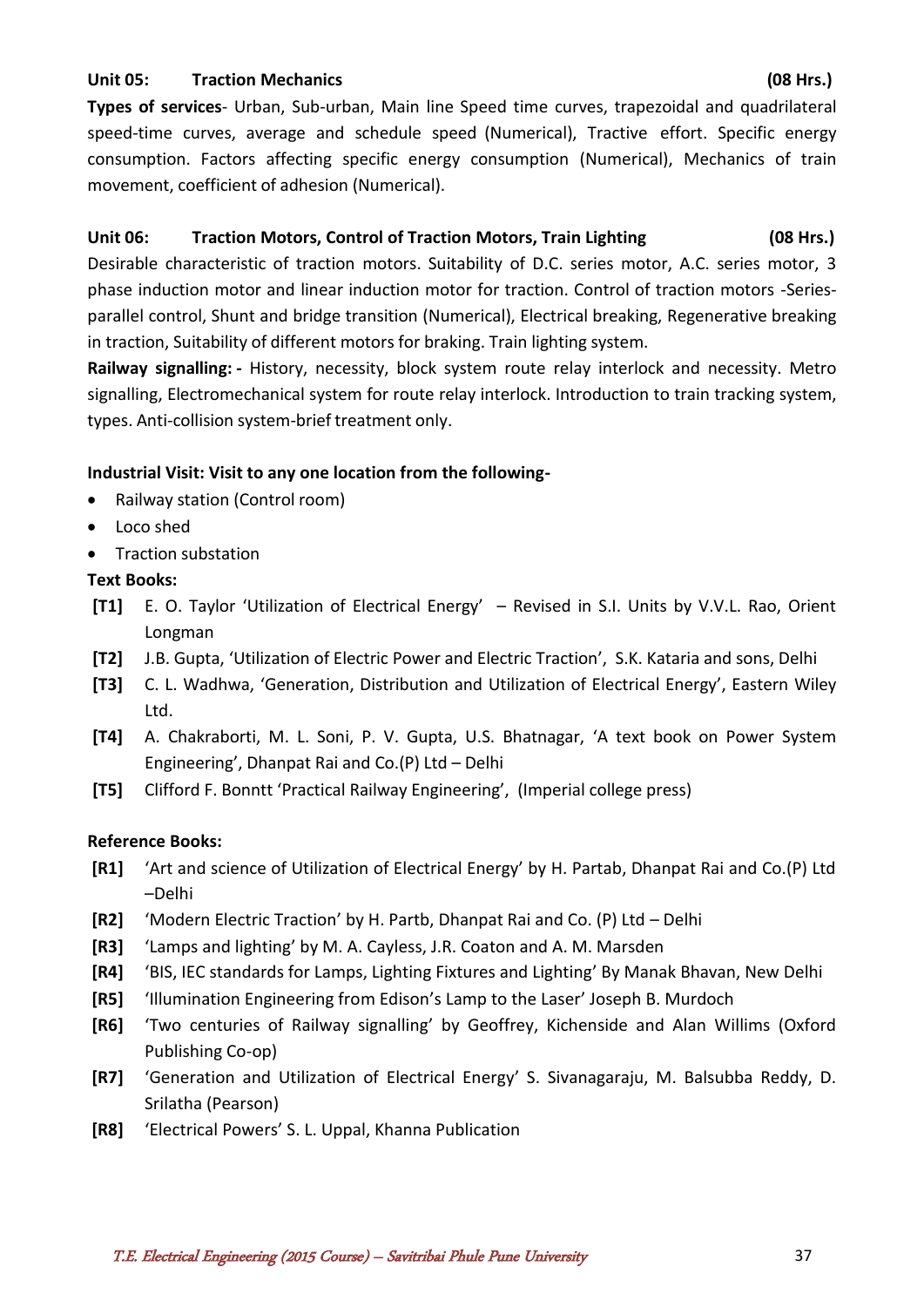**Unit 05: Traction Mechanics (08 Hrs.)**

**Types of services**- Urban, Sub-urban, Main line Speed time curves, trapezoidal and quadrilateral speed-time curves, average and schedule speed (Numerical), Tractive effort. Specific energy consumption. Factors affecting specific energy consumption (Numerical), Mechanics of train movement, coefficient of adhesion (Numerical).

**Unit 06: Traction Motors, Control of Traction Motors, Train Lighting (08 Hrs.)**

Desirable characteristic of traction motors. Suitability of D.C. series motor, A.C. series motor, 3 phase induction motor and linear induction motor for traction. Control of traction motors -Series-parallel control, Shunt and bridge transition (Numerical), Electrical breaking, Regenerative breaking in traction, Suitability of different motors for braking. Train lighting system.

**Railway signalling: -** History, necessity, block system route relay interlock and necessity. Metro signalling, Electromechanical system for route relay interlock. Introduction to train tracking system, types. Anti-collision system-brief treatment only.

**Industrial Visit: Visit to any one location from the following-**

- Railway station (Control room)
- Loco shed
- Traction substation

**Text Books:**

- **[T1]** E. O. Taylor 'Utilization of Electrical Energy' – Revised in S.I. Units by V.V.L. Rao, Orient Longman
- **[T2]** J.B. Gupta, 'Utilization of Electric Power and Electric Traction', S.K. Kataria and sons, Delhi
- **[T3]** C. L. Wadhwa, 'Generation, Distribution and Utilization of Electrical Energy', Eastern Wiley Ltd.
- **[T4]** A. Chakraborti, M. L. Soni, P. V. Gupta, U.S. Bhatnagar, 'A text book on Power System Engineering', Dhanpat Rai and Co.(P) Ltd – Delhi
- **[T5]** Clifford F. Bonntt 'Practical Railway Engineering', (Imperial college press)

**Reference Books:**

- **[R1]** 'Art and science of Utilization of Electrical Energy' by H. Partab, Dhanpat Rai and Co.(P) Ltd –Delhi
- **[R2]** 'Modern Electric Traction' by H. Partb, Dhanpat Rai and Co. (P) Ltd – Delhi
- **[R3]** 'Lamps and lighting' by M. A. Cayless, J.R. Coaton and A. M. Marsden
- **[R4]** 'BIS, IEC standards for Lamps, Lighting Fixtures and Lighting' By Manak Bhavan, New Delhi
- **[R5]** 'Illumination Engineering from Edison's Lamp to the Laser' Joseph B. Murdoch
- **[R6]** 'Two centuries of Railway signalling' by Geoffrey, Kichenside and Alan Willims (Oxford Publishing Co-op)
- **[R7]** 'Generation and Utilization of Electrical Energy' S. Sivanagaraju, M. Balsubba Reddy, D. Srilatha (Pearson)
- **[R8]** 'Electrical Powers' S. L. Uppal, Khanna Publication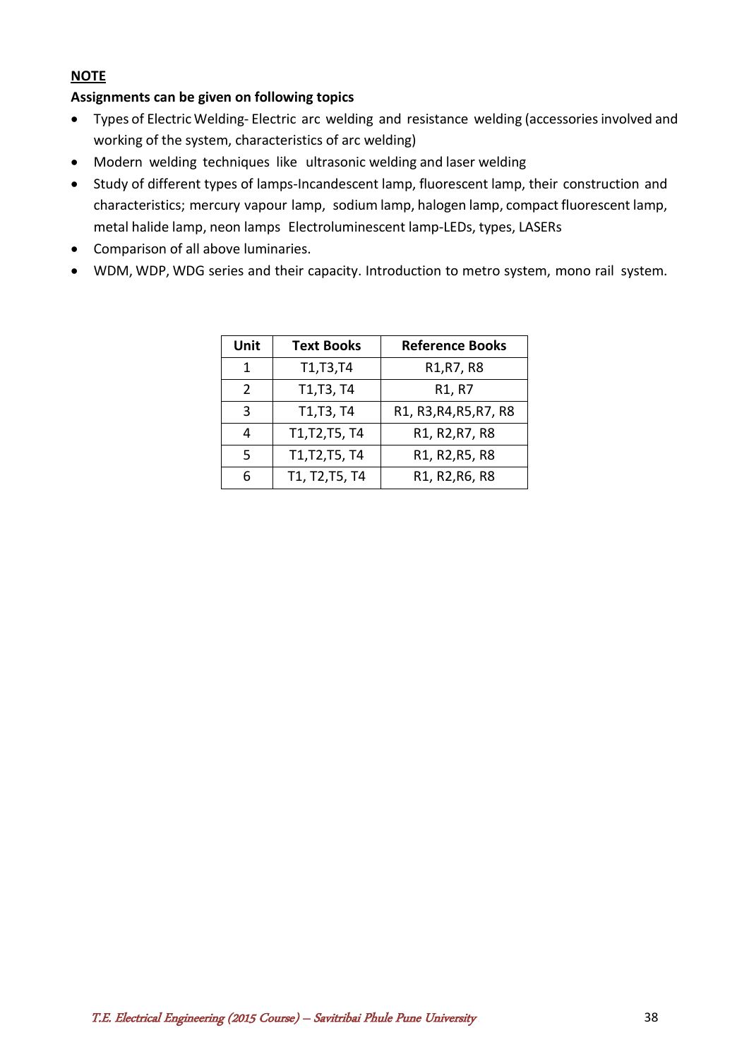**NOTE**

**Assignments can be given on following topics**

- Types of Electric Welding- Electric arc welding and resistance welding (accessories involved and working of the system, characteristics of arc welding)
- Modern welding techniques like ultrasonic welding and laser welding
- Study of different types of lamps-Incandescent lamp, fluorescent lamp, their construction and characteristics; mercury vapour lamp, sodium lamp, halogen lamp, compact fluorescent lamp, metal halide lamp, neon lamps Electroluminescent lamp-LEDs, types, LASERs
- Comparison of all above luminaries.
- WDM, WDP, WDG series and their capacity. Introduction to metro system, mono rail system.

| Unit | Text Books | Reference Books |
|---|---|---|
| 1 | T1,T3,T4 | R1,R7, R8 |
| 2 | T1,T3, T4 | R1, R7 |
| 3 | T1,T3, T4 | R1, R3,R4,R5,R7, R8 |
| 4 | T1,T2,T5, T4 | R1, R2,R7, R8 |
| 5 | T1,T2,T5, T4 | R1, R2,R5, R8 |
| 6 | T1, T2,T5, T4 | R1, R2,R6, R8 |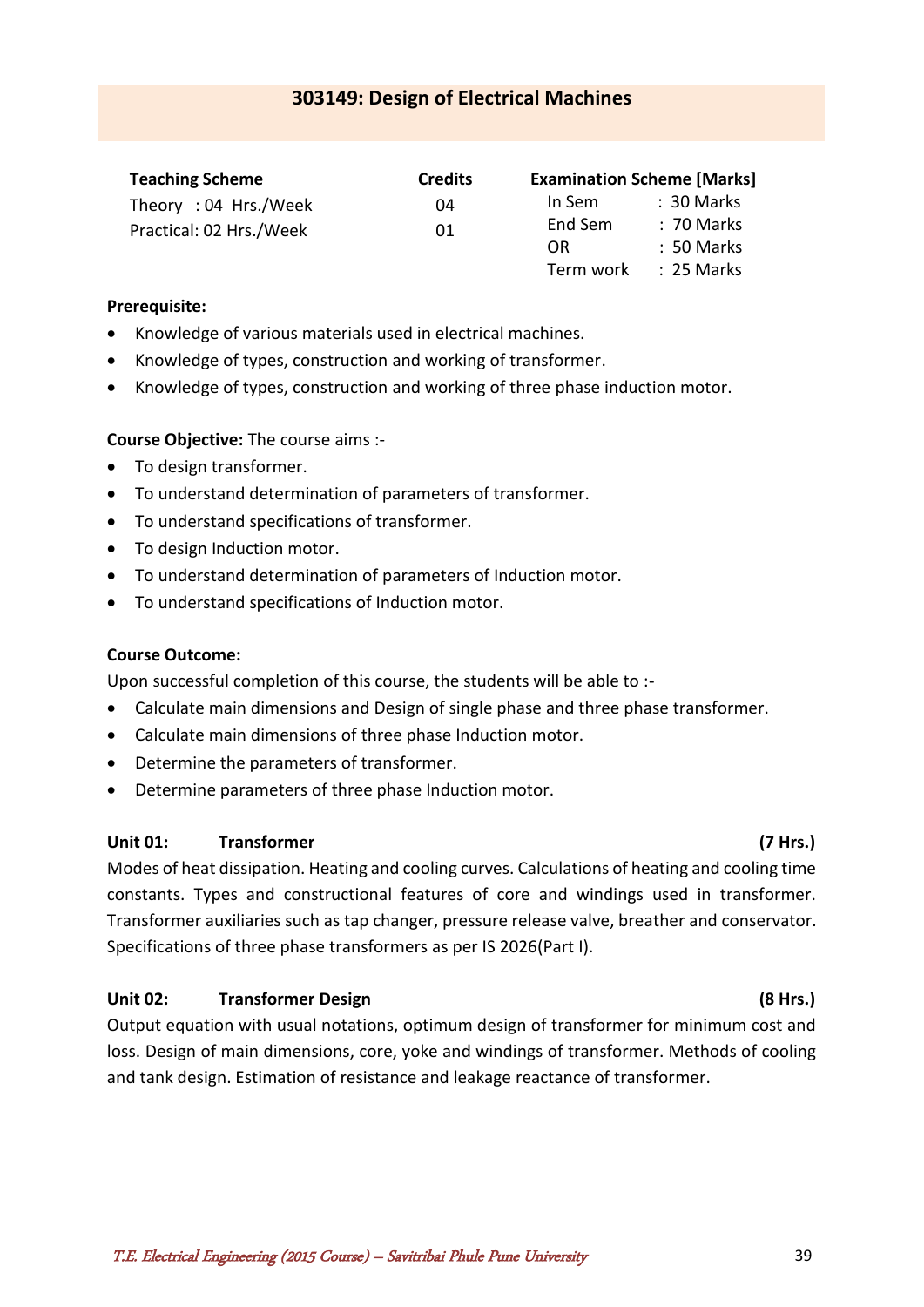## 303149: Design of Electrical Machines

| Teaching Scheme | Credits | Examination Scheme [Marks] | |
|---|---|---|---|
| Theory : 04 Hrs./Week | 04 | In Sem | : 30 Marks |
| Practical: 02 Hrs./Week | 01 | End Sem | : 70 Marks |
| | | OR | : 50 Marks |
| | | Term work | : 25 Marks |

**Prerequisite:**

- Knowledge of various materials used in electrical machines.
- Knowledge of types, construction and working of transformer.
- Knowledge of types, construction and working of three phase induction motor.

**Course Objective:** The course aims :-

- To design transformer.
- To understand determination of parameters of transformer.
- To understand specifications of transformer.
- To design Induction motor.
- To understand determination of parameters of Induction motor.
- To understand specifications of Induction motor.

**Course Outcome:**

Upon successful completion of this course, the students will be able to :-

- Calculate main dimensions and Design of single phase and three phase transformer.
- Calculate main dimensions of three phase Induction motor.
- Determine the parameters of transformer.
- Determine parameters of three phase Induction motor.

**Unit 01: Transformer (7 Hrs.)**

Modes of heat dissipation. Heating and cooling curves. Calculations of heating and cooling time constants. Types and constructional features of core and windings used in transformer. Transformer auxiliaries such as tap changer, pressure release valve, breather and conservator. Specifications of three phase transformers as per IS 2026(Part I).

**Unit 02: Transformer Design (8 Hrs.)**

Output equation with usual notations, optimum design of transformer for minimum cost and loss. Design of main dimensions, core, yoke and windings of transformer. Methods of cooling and tank design. Estimation of resistance and leakage reactance of transformer.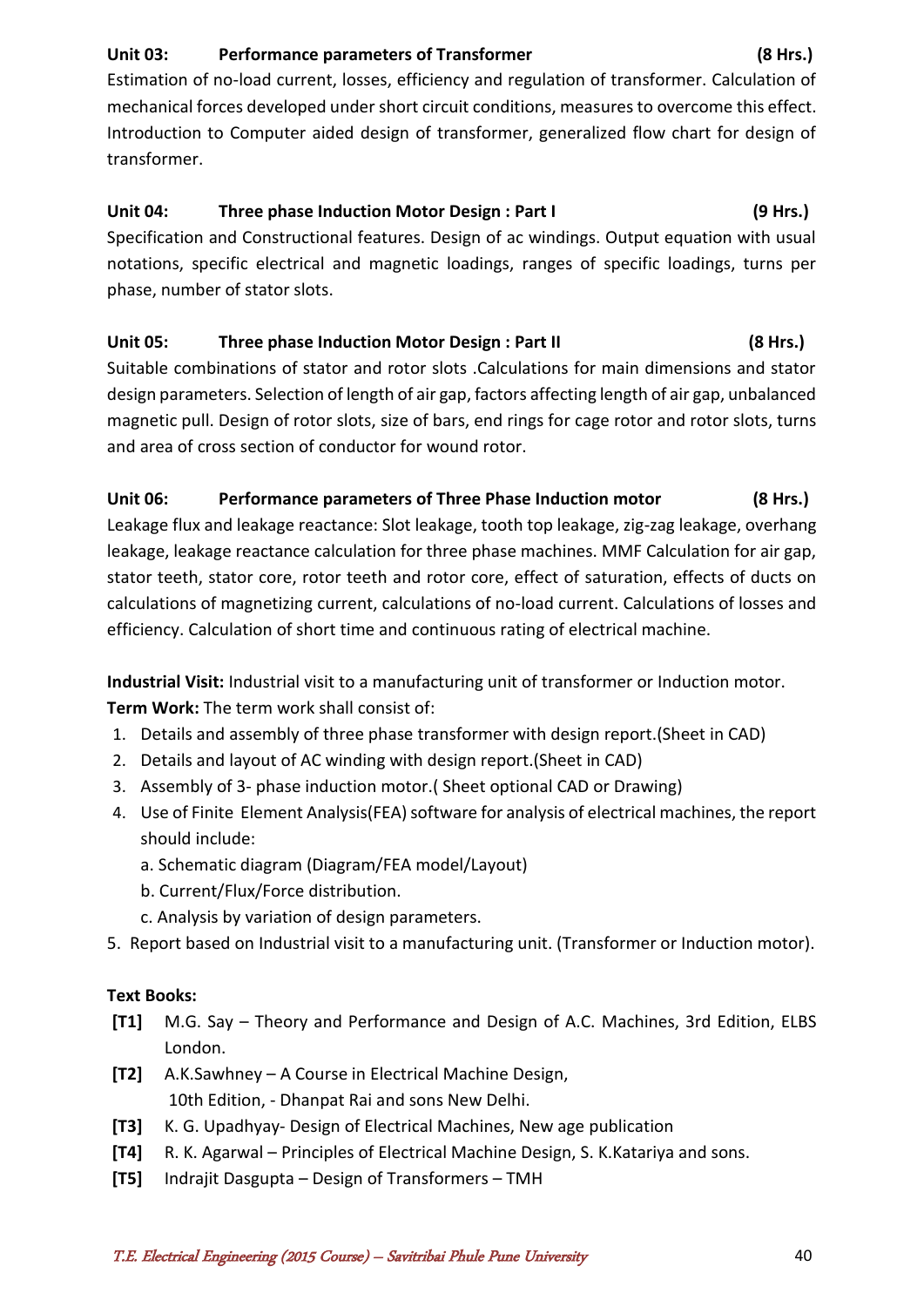**Unit 03: Performance parameters of Transformer (8 Hrs.)**

Estimation of no-load current, losses, efficiency and regulation of transformer. Calculation of mechanical forces developed under short circuit conditions, measures to overcome this effect. Introduction to Computer aided design of transformer, generalized flow chart for design of transformer.

**Unit 04: Three phase Induction Motor Design : Part I (9 Hrs.)**

Specification and Constructional features. Design of ac windings. Output equation with usual notations, specific electrical and magnetic loadings, ranges of specific loadings, turns per phase, number of stator slots.

**Unit 05: Three phase Induction Motor Design : Part II (8 Hrs.)**

Suitable combinations of stator and rotor slots .Calculations for main dimensions and stator design parameters. Selection of length of air gap, factors affecting length of air gap, unbalanced magnetic pull. Design of rotor slots, size of bars, end rings for cage rotor and rotor slots, turns and area of cross section of conductor for wound rotor.

**Unit 06: Performance parameters of Three Phase Induction motor (8 Hrs.)**

Leakage flux and leakage reactance: Slot leakage, tooth top leakage, zig-zag leakage, overhang leakage, leakage reactance calculation for three phase machines. MMF Calculation for air gap, stator teeth, stator core, rotor teeth and rotor core, effect of saturation, effects of ducts on calculations of magnetizing current, calculations of no-load current. Calculations of losses and efficiency. Calculation of short time and continuous rating of electrical machine.

**Industrial Visit:** Industrial visit to a manufacturing unit of transformer or Induction motor.

**Term Work:** The term work shall consist of:

1. Details and assembly of three phase transformer with design report.(Sheet in CAD)
2. Details and layout of AC winding with design report.(Sheet in CAD)
3. Assembly of 3- phase induction motor.( Sheet optional CAD or Drawing)
4. Use of Finite Element Analysis(FEA) software for analysis of electrical machines, the report should include:
   a. Schematic diagram (Diagram/FEA model/Layout)
   b. Current/Flux/Force distribution.
   c. Analysis by variation of design parameters.
5. Report based on Industrial visit to a manufacturing unit. (Transformer or Induction motor).

**Text Books:**

- **[T1]** M.G. Say – Theory and Performance and Design of A.C. Machines, 3rd Edition, ELBS London.
- **[T2]** A.K.Sawhney – A Course in Electrical Machine Design, 10th Edition, - Dhanpat Rai and sons New Delhi.
- **[T3]** K. G. Upadhyay- Design of Electrical Machines, New age publication
- **[T4]** R. K. Agarwal – Principles of Electrical Machine Design, S. K.Katariya and sons.
- **[T5]** Indrajit Dasgupta – Design of Transformers – TMH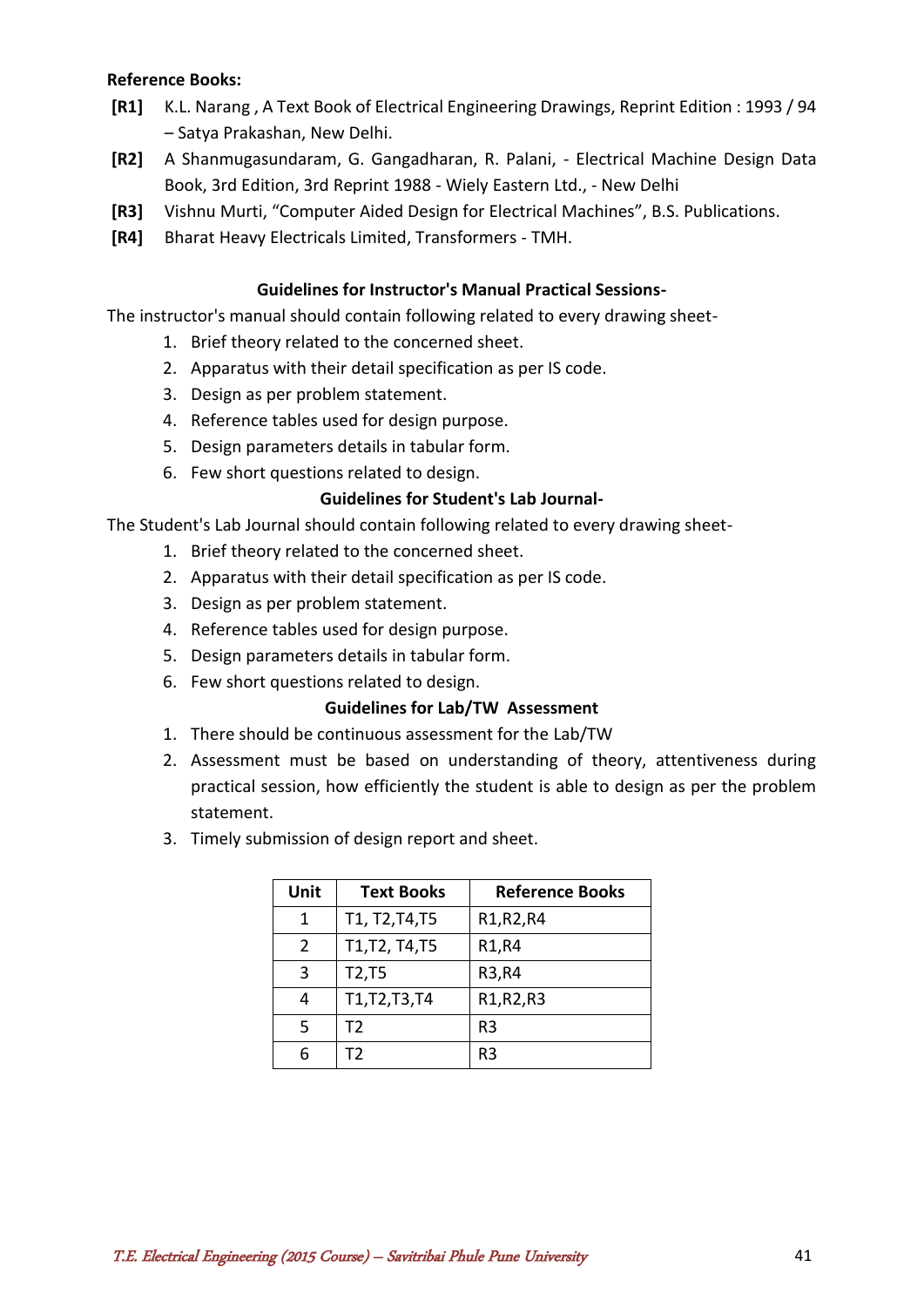**Reference Books:**

**[R1]** K.L. Narang , A Text Book of Electrical Engineering Drawings, Reprint Edition : 1993 / 94 – Satya Prakashan, New Delhi.

**[R2]** A Shanmugasundaram, G. Gangadharan, R. Palani, - Electrical Machine Design Data Book, 3rd Edition, 3rd Reprint 1988 - Wiely Eastern Ltd., - New Delhi

**[R3]** Vishnu Murti, "Computer Aided Design for Electrical Machines", B.S. Publications.

**[R4]** Bharat Heavy Electricals Limited, Transformers - TMH.

**Guidelines for Instructor's Manual Practical Sessions-**

The instructor's manual should contain following related to every drawing sheet-

1. Brief theory related to the concerned sheet.
2. Apparatus with their detail specification as per IS code.
3. Design as per problem statement.
4. Reference tables used for design purpose.
5. Design parameters details in tabular form.
6. Few short questions related to design.

**Guidelines for Student's Lab Journal-**

The Student's Lab Journal should contain following related to every drawing sheet-

1. Brief theory related to the concerned sheet.
2. Apparatus with their detail specification as per IS code.
3. Design as per problem statement.
4. Reference tables used for design purpose.
5. Design parameters details in tabular form.
6. Few short questions related to design.

**Guidelines for Lab/TW Assessment**

1. There should be continuous assessment for the Lab/TW
2. Assessment must be based on understanding of theory, attentiveness during practical session, how efficiently the student is able to design as per the problem statement.
3. Timely submission of design report and sheet.

| Unit | Text Books | Reference Books |
|---|---|---|
| 1 | T1, T2,T4,T5 | R1,R2,R4 |
| 2 | T1,T2, T4,T5 | R1,R4 |
| 3 | T2,T5 | R3,R4 |
| 4 | T1,T2,T3,T4 | R1,R2,R3 |
| 5 | T2 | R3 |
| 6 | T2 | R3 |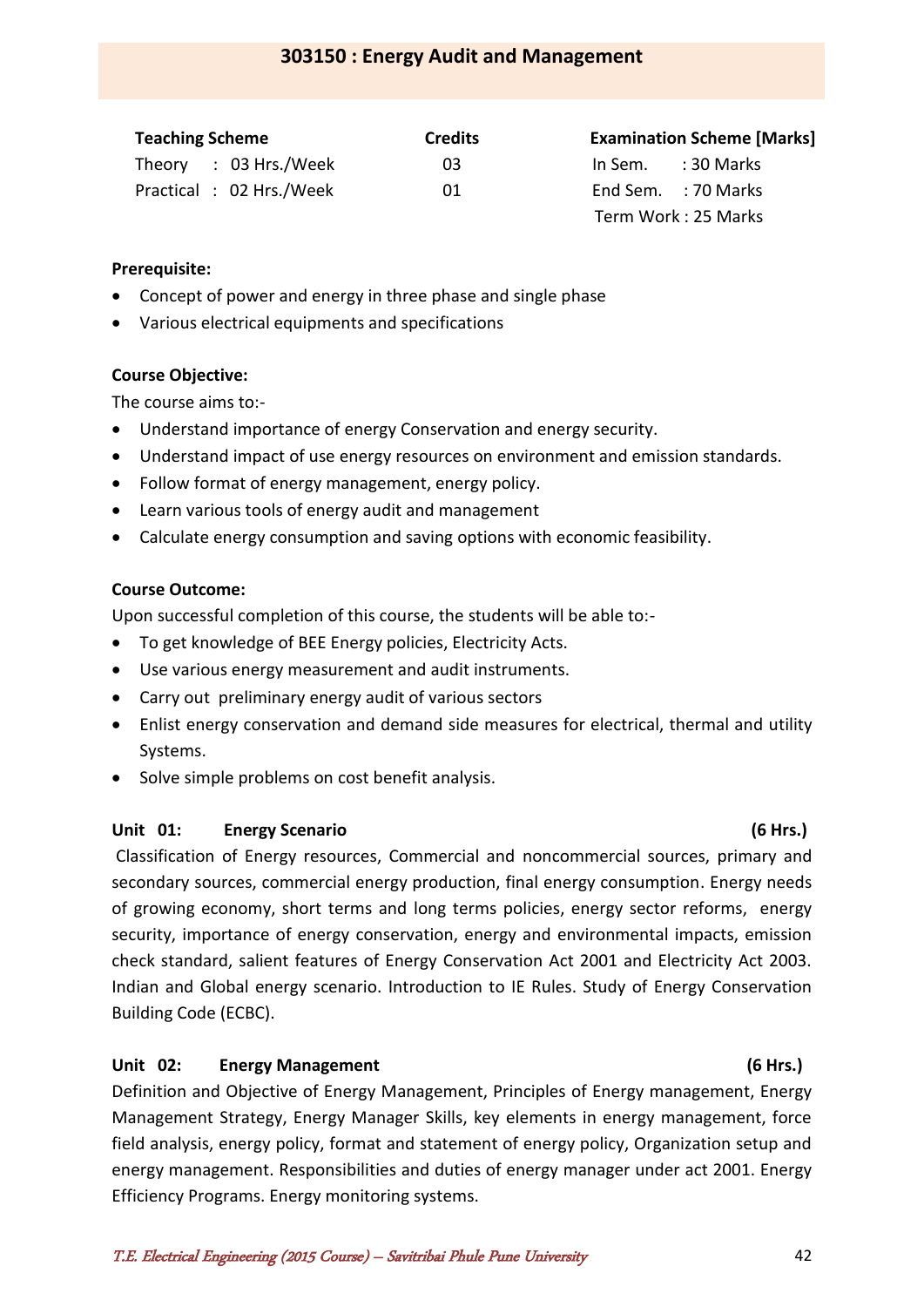## 303150 : Energy Audit and Management

| Teaching Scheme | Credits | Examination Scheme [Marks] |
|---|---|---|
| Theory : 03 Hrs./Week | 03 | In Sem. : 30 Marks |
| Practical : 02 Hrs./Week | 01 | End Sem. : 70 Marks |
| | | Term Work : 25 Marks |

**Prerequisite:**

- Concept of power and energy in three phase and single phase
- Various electrical equipments and specifications

**Course Objective:**

The course aims to:-

- Understand importance of energy Conservation and energy security.
- Understand impact of use energy resources on environment and emission standards.
- Follow format of energy management, energy policy.
- Learn various tools of energy audit and management
- Calculate energy consumption and saving options with economic feasibility.

**Course Outcome:**

Upon successful completion of this course, the students will be able to:-

- To get knowledge of BEE Energy policies, Electricity Acts.
- Use various energy measurement and audit instruments.
- Carry out preliminary energy audit of various sectors
- Enlist energy conservation and demand side measures for electrical, thermal and utility Systems.
- Solve simple problems on cost benefit analysis.

**Unit 01: Energy Scenario (6 Hrs.)**

Classification of Energy resources, Commercial and noncommercial sources, primary and secondary sources, commercial energy production, final energy consumption. Energy needs of growing economy, short terms and long terms policies, energy sector reforms, energy security, importance of energy conservation, energy and environmental impacts, emission check standard, salient features of Energy Conservation Act 2001 and Electricity Act 2003. Indian and Global energy scenario. Introduction to IE Rules. Study of Energy Conservation Building Code (ECBC).

**Unit 02: Energy Management (6 Hrs.)**

Definition and Objective of Energy Management, Principles of Energy management, Energy Management Strategy, Energy Manager Skills, key elements in energy management, force field analysis, energy policy, format and statement of energy policy, Organization setup and energy management. Responsibilities and duties of energy manager under act 2001. Energy Efficiency Programs. Energy monitoring systems.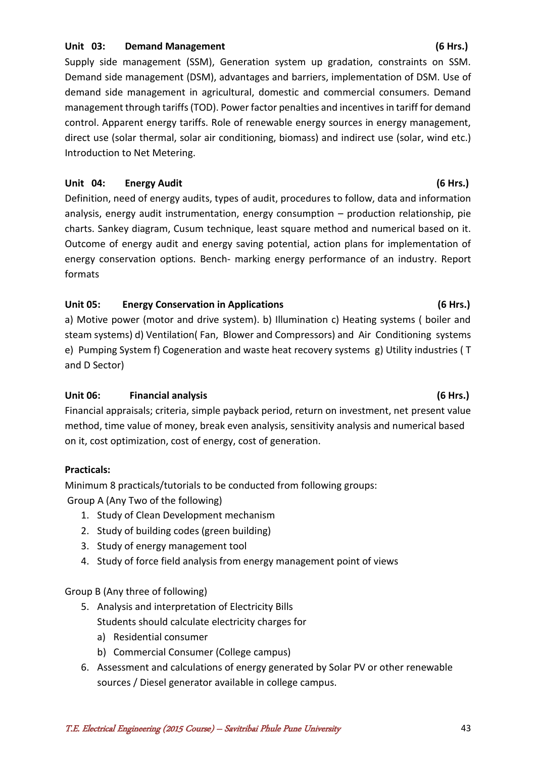**Unit 03: Demand Management (6 Hrs.)**

Supply side management (SSM), Generation system up gradation, constraints on SSM. Demand side management (DSM), advantages and barriers, implementation of DSM. Use of demand side management in agricultural, domestic and commercial consumers. Demand management through tariffs (TOD). Power factor penalties and incentives in tariff for demand control. Apparent energy tariffs. Role of renewable energy sources in energy management, direct use (solar thermal, solar air conditioning, biomass) and indirect use (solar, wind etc.) Introduction to Net Metering.

**Unit 04: Energy Audit (6 Hrs.)**

Definition, need of energy audits, types of audit, procedures to follow, data and information analysis, energy audit instrumentation, energy consumption – production relationship, pie charts. Sankey diagram, Cusum technique, least square method and numerical based on it. Outcome of energy audit and energy saving potential, action plans for implementation of energy conservation options. Bench- marking energy performance of an industry. Report formats

**Unit 05: Energy Conservation in Applications (6 Hrs.)**

a) Motive power (motor and drive system). b) Illumination c) Heating systems ( boiler and steam systems) d) Ventilation( Fan, Blower and Compressors) and Air Conditioning systems e) Pumping System f) Cogeneration and waste heat recovery systems g) Utility industries ( T and D Sector)

**Unit 06: Financial analysis (6 Hrs.)**

Financial appraisals; criteria, simple payback period, return on investment, net present value method, time value of money, break even analysis, sensitivity analysis and numerical based on it, cost optimization, cost of energy, cost of generation.

**Practicals:**

Minimum 8 practicals/tutorials to be conducted from following groups:

Group A (Any Two of the following)

1. Study of Clean Development mechanism
2. Study of building codes (green building)
3. Study of energy management tool
4. Study of force field analysis from energy management point of views

Group B (Any three of following)

5. Analysis and interpretation of Electricity Bills
   Students should calculate electricity charges for
   a) Residential consumer
   b) Commercial Consumer (College campus)
6. Assessment and calculations of energy generated by Solar PV or other renewable sources / Diesel generator available in college campus.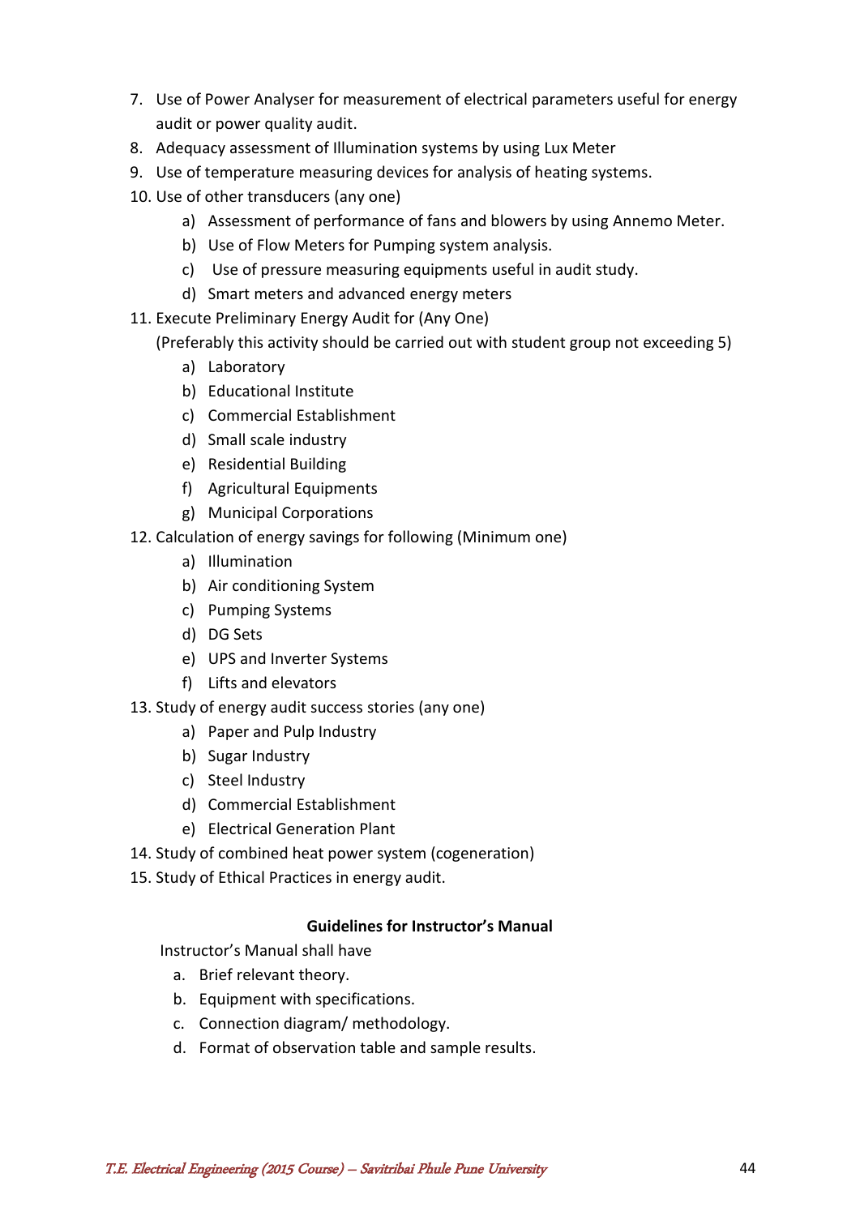7. Use of Power Analyser for measurement of electrical parameters useful for energy audit or power quality audit.
8. Adequacy assessment of Illumination systems by using Lux Meter
9. Use of temperature measuring devices for analysis of heating systems.
10. Use of other transducers (any one)
    a) Assessment of performance of fans and blowers by using Annemo Meter.
    b) Use of Flow Meters for Pumping system analysis.
    c) Use of pressure measuring equipments useful in audit study.
    d) Smart meters and advanced energy meters
11. Execute Preliminary Energy Audit for (Any One)
    (Preferably this activity should be carried out with student group not exceeding 5)
    a) Laboratory
    b) Educational Institute
    c) Commercial Establishment
    d) Small scale industry
    e) Residential Building
    f) Agricultural Equipments
    g) Municipal Corporations
12. Calculation of energy savings for following (Minimum one)
    a) Illumination
    b) Air conditioning System
    c) Pumping Systems
    d) DG Sets
    e) UPS and Inverter Systems
    f) Lifts and elevators
13. Study of energy audit success stories (any one)
    a) Paper and Pulp Industry
    b) Sugar Industry
    c) Steel Industry
    d) Commercial Establishment
    e) Electrical Generation Plant
14. Study of combined heat power system (cogeneration)
15. Study of Ethical Practices in energy audit.

**Guidelines for Instructor's Manual**

Instructor's Manual shall have

a. Brief relevant theory.
b. Equipment with specifications.
c. Connection diagram/ methodology.
d. Format of observation table and sample results.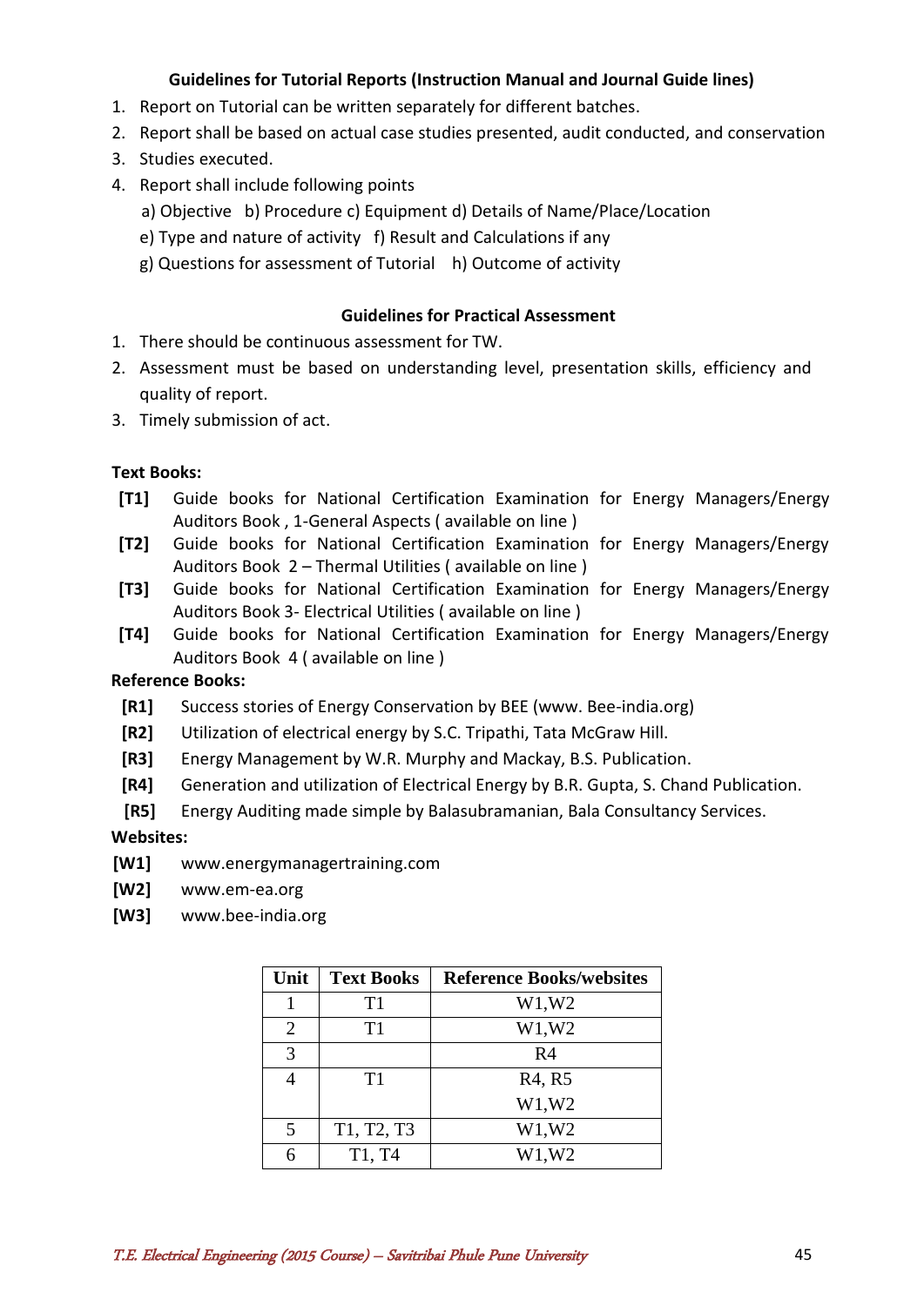### Guidelines for Tutorial Reports (Instruction Manual and Journal Guide lines)

1. Report on Tutorial can be written separately for different batches.
2. Report shall be based on actual case studies presented, audit conducted, and conservation
3. Studies executed.
4. Report shall include following points
   a) Objective b) Procedure c) Equipment d) Details of Name/Place/Location
   e) Type and nature of activity f) Result and Calculations if any
   g) Questions for assessment of Tutorial h) Outcome of activity

### Guidelines for Practical Assessment

1. There should be continuous assessment for TW.
2. Assessment must be based on understanding level, presentation skills, efficiency and quality of report.
3. Timely submission of act.

**Text Books:**

- **[T1]** Guide books for National Certification Examination for Energy Managers/Energy Auditors Book , 1-General Aspects ( available on line )
- **[T2]** Guide books for National Certification Examination for Energy Managers/Energy Auditors Book 2 – Thermal Utilities ( available on line )
- **[T3]** Guide books for National Certification Examination for Energy Managers/Energy Auditors Book 3- Electrical Utilities ( available on line )
- **[T4]** Guide books for National Certification Examination for Energy Managers/Energy Auditors Book 4 ( available on line )

**Reference Books:**

- **[R1]** Success stories of Energy Conservation by BEE (www. Bee-india.org)
- **[R2]** Utilization of electrical energy by S.C. Tripathi, Tata McGraw Hill.
- **[R3]** Energy Management by W.R. Murphy and Mackay, B.S. Publication.
- **[R4]** Generation and utilization of Electrical Energy by B.R. Gupta, S. Chand Publication.
- **[R5]** Energy Auditing made simple by Balasubramanian, Bala Consultancy Services.

**Websites:**

- **[W1]** www.energymanagertraining.com
- **[W2]** www.em-ea.org
- **[W3]** www.bee-india.org

| Unit | Text Books | Reference Books/websites |
|---|---|---|
| 1 | T1 | W1,W2 |
| 2 | T1 | W1,W2 |
| 3 | | R4 |
| 4 | T1 | R4, R5<br>W1,W2 |
| 5 | T1, T2, T3 | W1,W2 |
| 6 | T1, T4 | W1,W2 |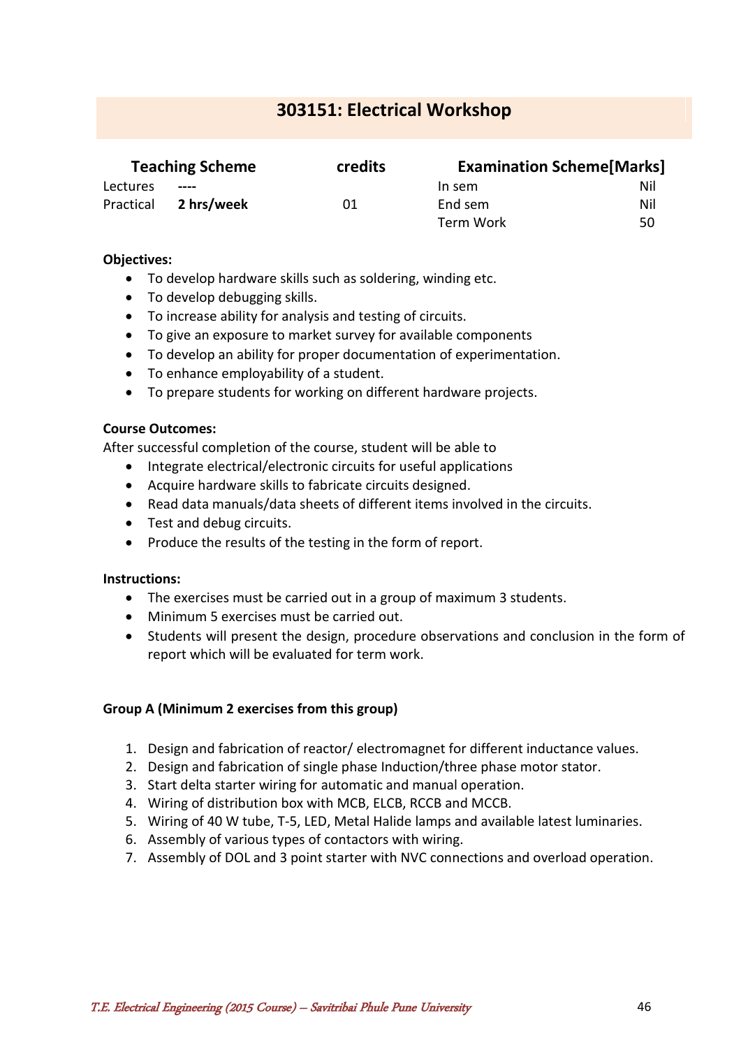# 303151: Electrical Workshop

| Teaching Scheme | | credits | Examination Scheme[Marks] | |
|---|---|---|---|---|
| Lectures | ---- | | In sem | Nil |
| Practical | **2 hrs/week** | 01 | End sem | Nil |
| | | | Term Work | 50 |

**Objectives:**

- To develop hardware skills such as soldering, winding etc.
- To develop debugging skills.
- To increase ability for analysis and testing of circuits.
- To give an exposure to market survey for available components
- To develop an ability for proper documentation of experimentation.
- To enhance employability of a student.
- To prepare students for working on different hardware projects.

**Course Outcomes:**

After successful completion of the course, student will be able to

- Integrate electrical/electronic circuits for useful applications
- Acquire hardware skills to fabricate circuits designed.
- Read data manuals/data sheets of different items involved in the circuits.
- Test and debug circuits.
- Produce the results of the testing in the form of report.

**Instructions:**

- The exercises must be carried out in a group of maximum 3 students.
- Minimum 5 exercises must be carried out.
- Students will present the design, procedure observations and conclusion in the form of report which will be evaluated for term work.

**Group A (Minimum 2 exercises from this group)**

1. Design and fabrication of reactor/ electromagnet for different inductance values.
2. Design and fabrication of single phase Induction/three phase motor stator.
3. Start delta starter wiring for automatic and manual operation.
4. Wiring of distribution box with MCB, ELCB, RCCB and MCCB.
5. Wiring of 40 W tube, T-5, LED, Metal Halide lamps and available latest luminaries.
6. Assembly of various types of contactors with wiring.
7. Assembly of DOL and 3 point starter with NVC connections and overload operation.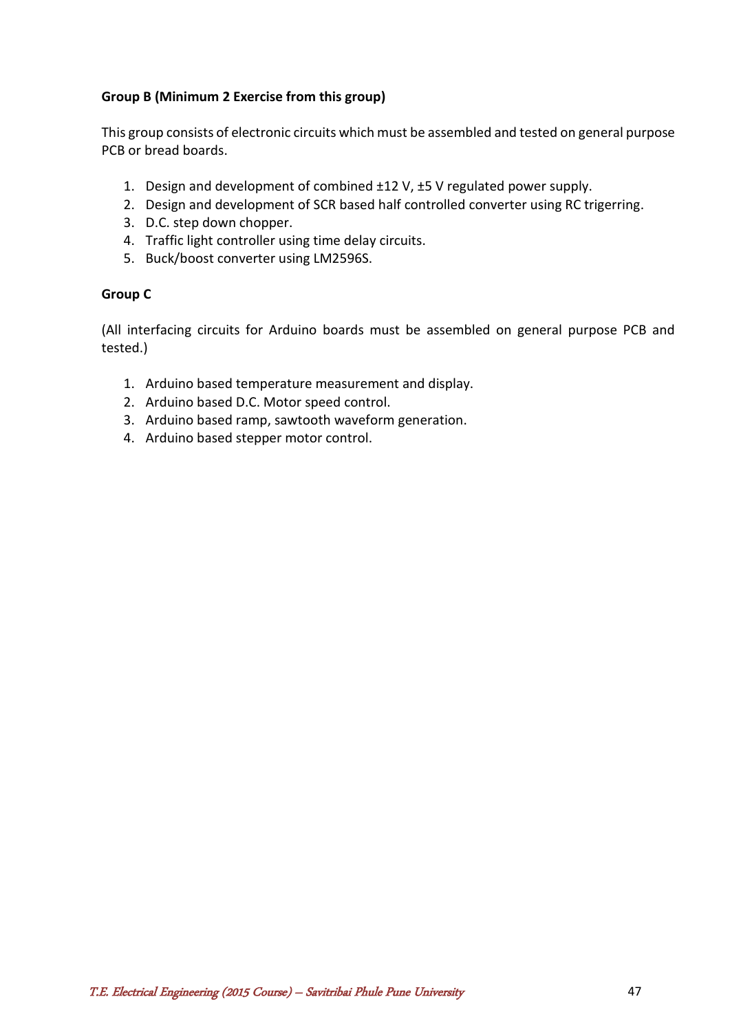**Group B (Minimum 2 Exercise from this group)**

This group consists of electronic circuits which must be assembled and tested on general purpose PCB or bread boards.

1. Design and development of combined ±12 V, ±5 V regulated power supply.
2. Design and development of SCR based half controlled converter using RC trigerring.
3. D.C. step down chopper.
4. Traffic light controller using time delay circuits.
5. Buck/boost converter using LM2596S.

**Group C**

(All interfacing circuits for Arduino boards must be assembled on general purpose PCB and tested.)

1. Arduino based temperature measurement and display.
2. Arduino based D.C. Motor speed control.
3. Arduino based ramp, sawtooth waveform generation.
4. Arduino based stepper motor control.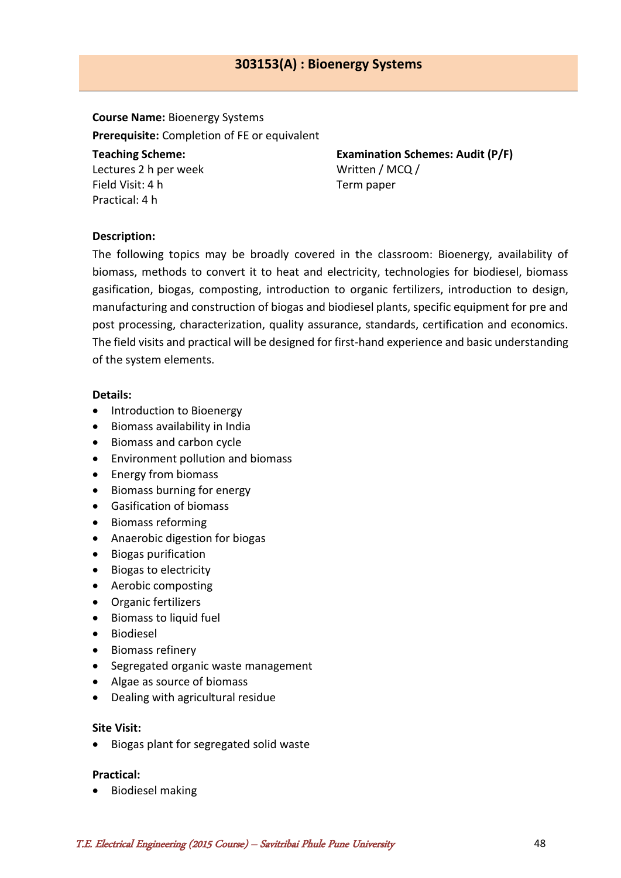## 303153(A) : Bioenergy Systems

**Course Name:** Bioenergy Systems
**Prerequisite:** Completion of FE or equivalent

**Teaching Scheme:**
Lectures 2 h per week
Field Visit: 4 h
Practical: 4 h

**Examination Schemes: Audit (P/F)**
Written / MCQ /
Term paper

**Description:**

The following topics may be broadly covered in the classroom: Bioenergy, availability of biomass, methods to convert it to heat and electricity, technologies for biodiesel, biomass gasification, biogas, composting, introduction to organic fertilizers, introduction to design, manufacturing and construction of biogas and biodiesel plants, specific equipment for pre and post processing, characterization, quality assurance, standards, certification and economics. The field visits and practical will be designed for first-hand experience and basic understanding of the system elements.

**Details:**

- Introduction to Bioenergy
- Biomass availability in India
- Biomass and carbon cycle
- Environment pollution and biomass
- Energy from biomass
- Biomass burning for energy
- Gasification of biomass
- Biomass reforming
- Anaerobic digestion for biogas
- Biogas purification
- Biogas to electricity
- Aerobic composting
- Organic fertilizers
- Biomass to liquid fuel
- Biodiesel
- Biomass refinery
- Segregated organic waste management
- Algae as source of biomass
- Dealing with agricultural residue

**Site Visit:**

- Biogas plant for segregated solid waste

**Practical:**

- Biodiesel making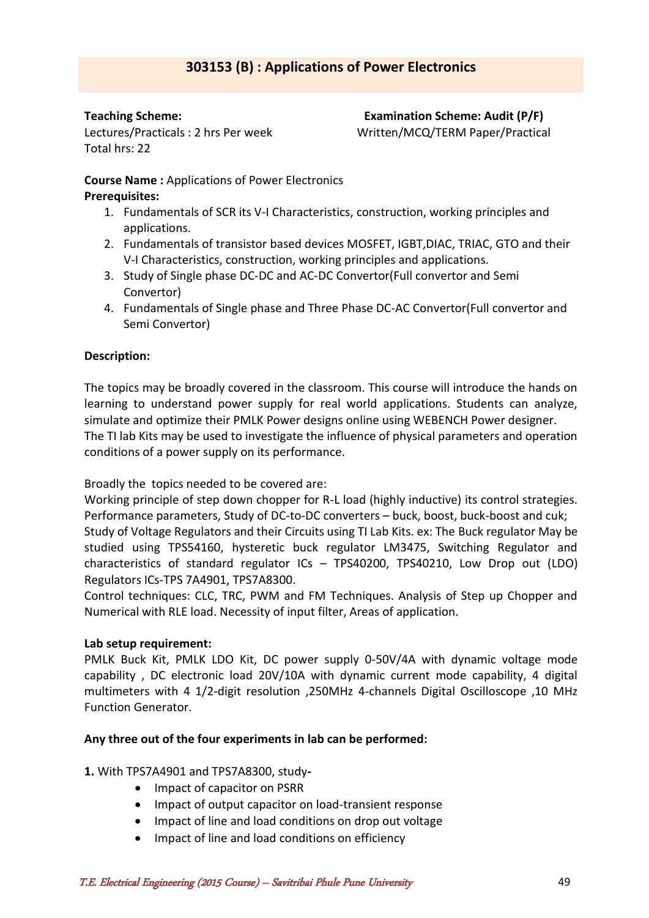## 303153 (B) : Applications of Power Electronics

**Teaching Scheme:**
Lectures/Practicals : 2 hrs Per week
Total hrs: 22

**Examination Scheme: Audit (P/F)**
Written/MCQ/TERM Paper/Practical

**Course Name :** Applications of Power Electronics

**Prerequisites:**

1. Fundamentals of SCR its V-I Characteristics, construction, working principles and applications.
2. Fundamentals of transistor based devices MOSFET, IGBT,DIAC, TRIAC, GTO and their V-I Characteristics, construction, working principles and applications.
3. Study of Single phase DC-DC and AC-DC Convertor(Full convertor and Semi Convertor)
4. Fundamentals of Single phase and Three Phase DC-AC Convertor(Full convertor and Semi Convertor)

**Description:**

The topics may be broadly covered in the classroom. This course will introduce the hands on learning to understand power supply for real world applications. Students can analyze, simulate and optimize their PMLK Power designs online using WEBENCH Power designer. The TI lab Kits may be used to investigate the influence of physical parameters and operation conditions of a power supply on its performance.

Broadly the topics needed to be covered are:
Working principle of step down chopper for R-L load (highly inductive) its control strategies. Performance parameters, Study of DC-to-DC converters – buck, boost, buck-boost and cuk; Study of Voltage Regulators and their Circuits using TI Lab Kits. ex: The Buck regulator May be studied using TPS54160, hysteretic buck regulator LM3475, Switching Regulator and characteristics of standard regulator ICs – TPS40200, TPS40210, Low Drop out (LDO) Regulators ICs-TPS 7A4901, TPS7A8300.
Control techniques: CLC, TRC, PWM and FM Techniques. Analysis of Step up Chopper and Numerical with RLE load. Necessity of input filter, Areas of application.

**Lab setup requirement:**
PMLK Buck Kit, PMLK LDO Kit, DC power supply 0-50V/4A with dynamic voltage mode capability , DC electronic load 20V/10A with dynamic current mode capability, 4 digital multimeters with 4 1/2-digit resolution ,250MHz 4-channels Digital Oscilloscope ,10 MHz Function Generator.

**Any three out of the four experiments in lab can be performed:**

**1.** With TPS7A4901 and TPS7A8300, study**-**

- Impact of capacitor on PSRR
- Impact of output capacitor on load-transient response
- Impact of line and load conditions on drop out voltage
- Impact of line and load conditions on efficiency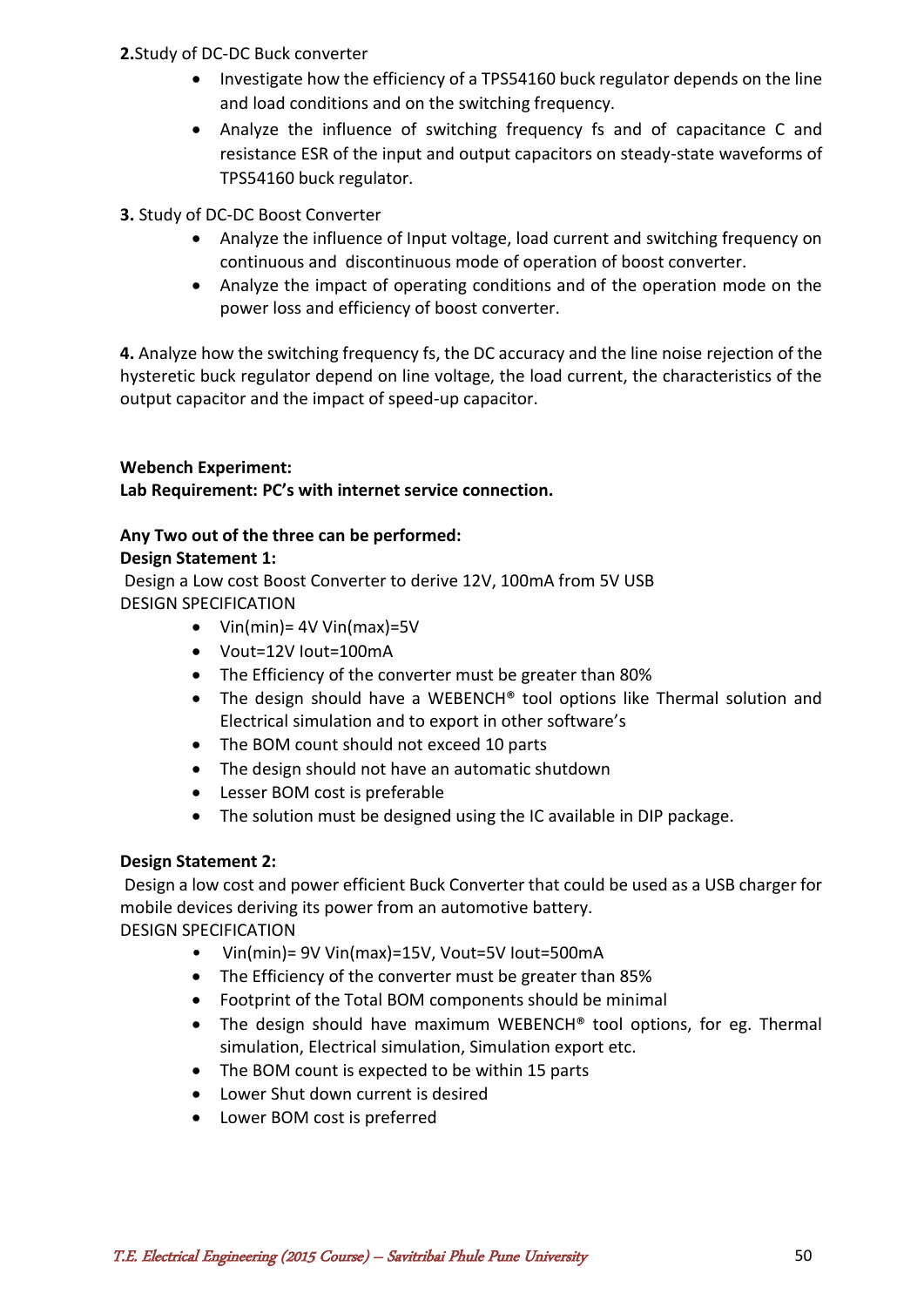**2.** Study of DC-DC Buck converter

- Investigate how the efficiency of a TPS54160 buck regulator depends on the line and load conditions and on the switching frequency.
- Analyze the influence of switching frequency fs and of capacitance C and resistance ESR of the input and output capacitors on steady-state waveforms of TPS54160 buck regulator.

**3.** Study of DC-DC Boost Converter

- Analyze the influence of Input voltage, load current and switching frequency on continuous and discontinuous mode of operation of boost converter.
- Analyze the impact of operating conditions and of the operation mode on the power loss and efficiency of boost converter.

**4.** Analyze how the switching frequency fs, the DC accuracy and the line noise rejection of the hysteretic buck regulator depend on line voltage, the load current, the characteristics of the output capacitor and the impact of speed-up capacitor.

**Webench Experiment:**

**Lab Requirement: PC's with internet service connection.**

**Any Two out of the three can be performed:**

**Design Statement 1:**

Design a Low cost Boost Converter to derive 12V, 100mA from 5V USB

DESIGN SPECIFICATION

- Vin(min)= 4V Vin(max)=5V
- Vout=12V Iout=100mA
- The Efficiency of the converter must be greater than 80%
- The design should have a WEBENCH® tool options like Thermal solution and Electrical simulation and to export in other software's
- The BOM count should not exceed 10 parts
- The design should not have an automatic shutdown
- Lesser BOM cost is preferable
- The solution must be designed using the IC available in DIP package.

**Design Statement 2:**

Design a low cost and power efficient Buck Converter that could be used as a USB charger for mobile devices deriving its power from an automotive battery.

DESIGN SPECIFICATION

- Vin(min)= 9V Vin(max)=15V, Vout=5V Iout=500mA
- The Efficiency of the converter must be greater than 85%
- Footprint of the Total BOM components should be minimal
- The design should have maximum WEBENCH® tool options, for eg. Thermal simulation, Electrical simulation, Simulation export etc.
- The BOM count is expected to be within 15 parts
- Lower Shut down current is desired
- Lower BOM cost is preferred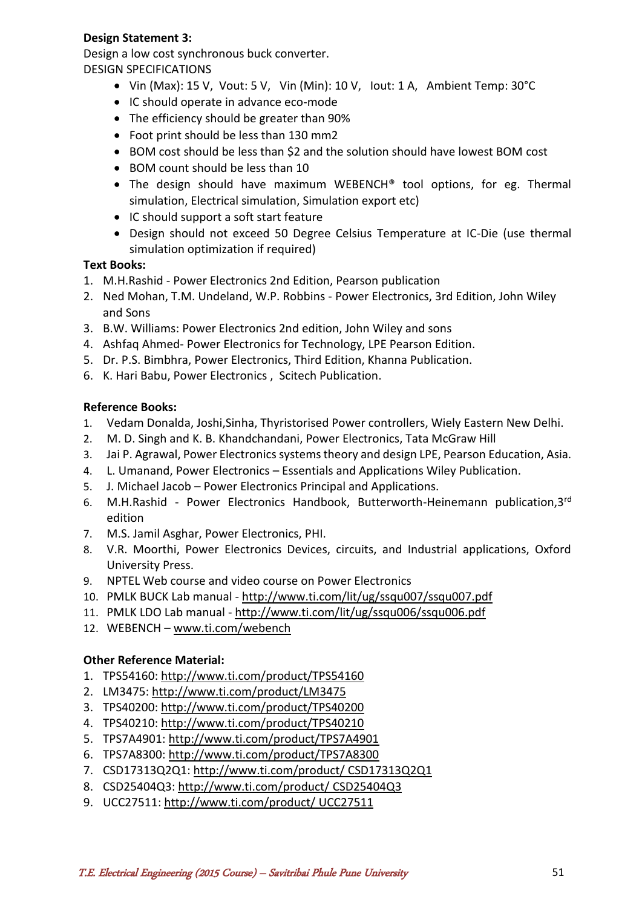**Design Statement 3:**

Design a low cost synchronous buck converter.

DESIGN SPECIFICATIONS

- Vin (Max): 15 V, Vout: 5 V, Vin (Min): 10 V, Iout: 1 A, Ambient Temp: 30°C
- IC should operate in advance eco-mode
- The efficiency should be greater than 90%
- Foot print should be less than 130 mm2
- BOM cost should be less than $2 and the solution should have lowest BOM cost
- BOM count should be less than 10
- The design should have maximum WEBENCH® tool options, for eg. Thermal simulation, Electrical simulation, Simulation export etc)
- IC should support a soft start feature
- Design should not exceed 50 Degree Celsius Temperature at IC-Die (use thermal simulation optimization if required)

**Text Books:**

1. M.H.Rashid - Power Electronics 2nd Edition, Pearson publication
2. Ned Mohan, T.M. Undeland, W.P. Robbins - Power Electronics, 3rd Edition, John Wiley and Sons
3. B.W. Williams: Power Electronics 2nd edition, John Wiley and sons
4. Ashfaq Ahmed- Power Electronics for Technology, LPE Pearson Edition.
5. Dr. P.S. Bimbhra, Power Electronics, Third Edition, Khanna Publication.
6. K. Hari Babu, Power Electronics , Scitech Publication.

**Reference Books:**

1. Vedam Donalda, Joshi,Sinha, Thyristorised Power controllers, Wiely Eastern New Delhi.
2. M. D. Singh and K. B. Khandchandani, Power Electronics, Tata McGraw Hill
3. Jai P. Agrawal, Power Electronics systems theory and design LPE, Pearson Education, Asia.
4. L. Umanand, Power Electronics – Essentials and Applications Wiley Publication.
5. J. Michael Jacob – Power Electronics Principal and Applications.
6. M.H.Rashid - Power Electronics Handbook, Butterworth-Heinemann publication,3rd edition
7. M.S. Jamil Asghar, Power Electronics, PHI.
8. V.R. Moorthi, Power Electronics Devices, circuits, and Industrial applications, Oxford University Press.
9. NPTEL Web course and video course on Power Electronics
10. PMLK BUCK Lab manual - http://www.ti.com/lit/ug/ssqu007/ssqu007.pdf
11. PMLK LDO Lab manual - http://www.ti.com/lit/ug/ssqu006/ssqu006.pdf
12. WEBENCH – www.ti.com/webench

**Other Reference Material:**

1. TPS54160: http://www.ti.com/product/TPS54160
2. LM3475: http://www.ti.com/product/LM3475
3. TPS40200: http://www.ti.com/product/TPS40200
4. TPS40210: http://www.ti.com/product/TPS40210
5. TPS7A4901: http://www.ti.com/product/TPS7A4901
6. TPS7A8300: http://www.ti.com/product/TPS7A8300
7. CSD17313Q2Q1: http://www.ti.com/product/ CSD17313Q2Q1
8. CSD25404Q3: http://www.ti.com/product/ CSD25404Q3
9. UCC27511: http://www.ti.com/product/ UCC27511